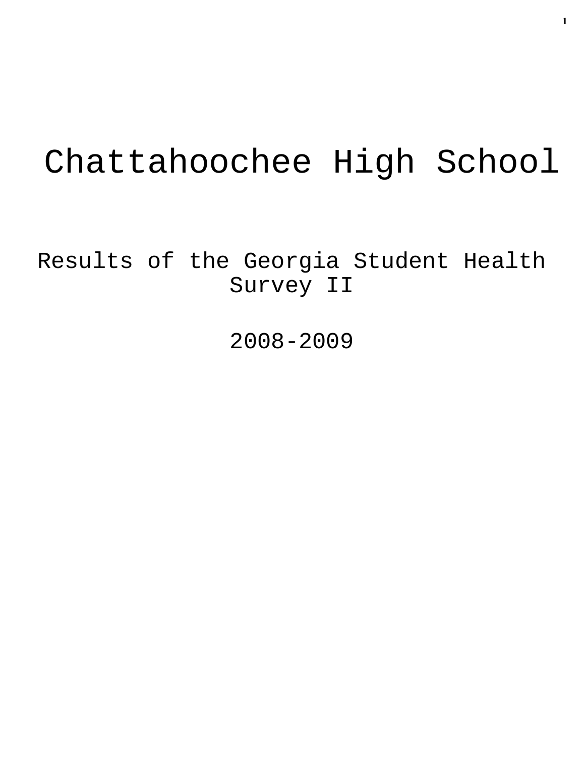# Chattahoochee High School

Results of the Georgia Student Health Survey II

2008-2009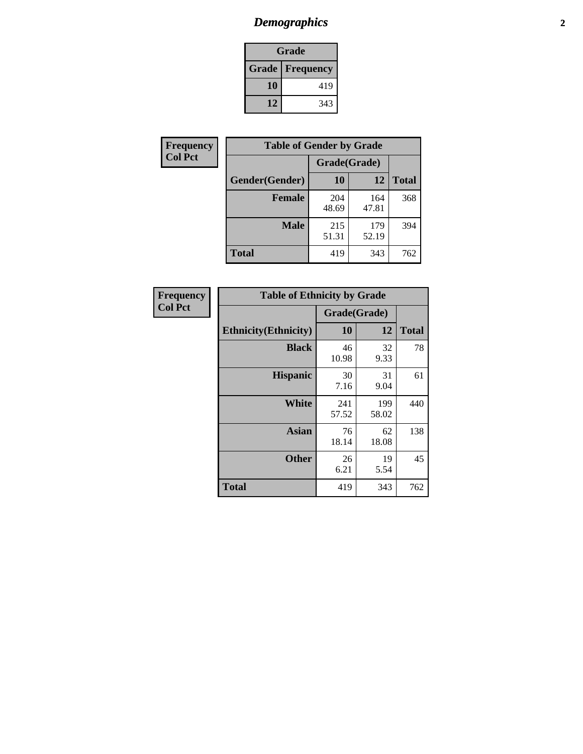# Demographics

| Grade | |
|---|---|
| **Grade** | **Frequency** |
| **10** | 419 |
| **12** | 343 |

**Frequency**
**Col Pct**

| Table of Gender by Grade | | | |
|---|---|---|---|
| | Grade(Grade) | | |
| **Gender(Gender)** | **10** | **12** | **Total** |
| **Female** | 204<br>48.69 | 164<br>47.81 | 368 |
| **Male** | 215<br>51.31 | 179<br>52.19 | 394 |
| **Total** | 419 | 343 | 762 |

**Frequency**
**Col Pct**

| Table of Ethnicity by Grade | | | |
|---|---|---|---|
| | Grade(Grade) | | |
| **Ethnicity(Ethnicity)** | **10** | **12** | **Total** |
| **Black** | 46<br>10.98 | 32<br>9.33 | 78 |
| **Hispanic** | 30<br>7.16 | 31<br>9.04 | 61 |
| **White** | 241<br>57.52 | 199<br>58.02 | 440 |
| **Asian** | 76<br>18.14 | 62<br>18.08 | 138 |
| **Other** | 26<br>6.21 | 19<br>5.54 | 45 |
| **Total** | 419 | 343 | 762 |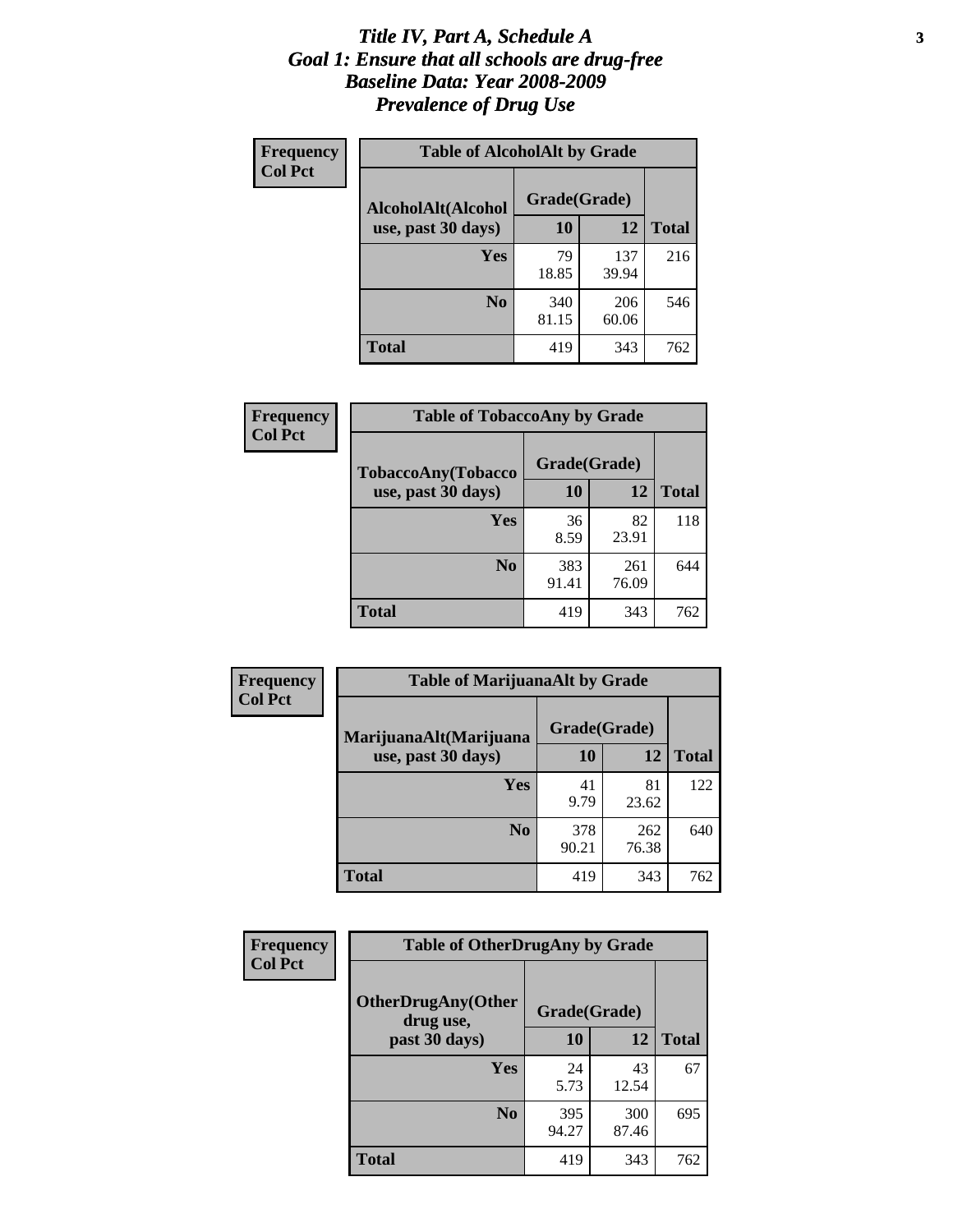# *Title IV, Part A, Schedule A*
## *Goal 1: Ensure that all schools are drug-free*
## *Baseline Data: Year 2008-2009*
## *Prevalence of Drug Use*

**Frequency**
**Col Pct**

**Table of AlcoholAlt by Grade**

| AlcoholAlt(Alcohol use, past 30 days) | Grade(Grade) 10 | 12 | Total |
|---|---|---|---|
| **Yes** | 79<br>18.85 | 137<br>39.94 | 216 |
| **No** | 340<br>81.15 | 206<br>60.06 | 546 |
| **Total** | 419 | 343 | 762 |

**Frequency**
**Col Pct**

**Table of TobaccoAny by Grade**

| TobaccoAny(Tobacco use, past 30 days) | Grade(Grade) 10 | 12 | Total |
|---|---|---|---|
| **Yes** | 36<br>8.59 | 82<br>23.91 | 118 |
| **No** | 383<br>91.41 | 261<br>76.09 | 644 |
| **Total** | 419 | 343 | 762 |

**Frequency**
**Col Pct**

**Table of MarijuanaAlt by Grade**

| MarijuanaAlt(Marijuana use, past 30 days) | Grade(Grade) 10 | 12 | Total |
|---|---|---|---|
| **Yes** | 41<br>9.79 | 81<br>23.62 | 122 |
| **No** | 378<br>90.21 | 262<br>76.38 | 640 |
| **Total** | 419 | 343 | 762 |

**Frequency**
**Col Pct**

**Table of OtherDrugAny by Grade**

| OtherDrugAny(Other drug use, past 30 days) | Grade(Grade) 10 | 12 | Total |
|---|---|---|---|
| **Yes** | 24<br>5.73 | 43<br>12.54 | 67 |
| **No** | 395<br>94.27 | 300<br>87.46 | 695 |
| **Total** | 419 | 343 | 762 |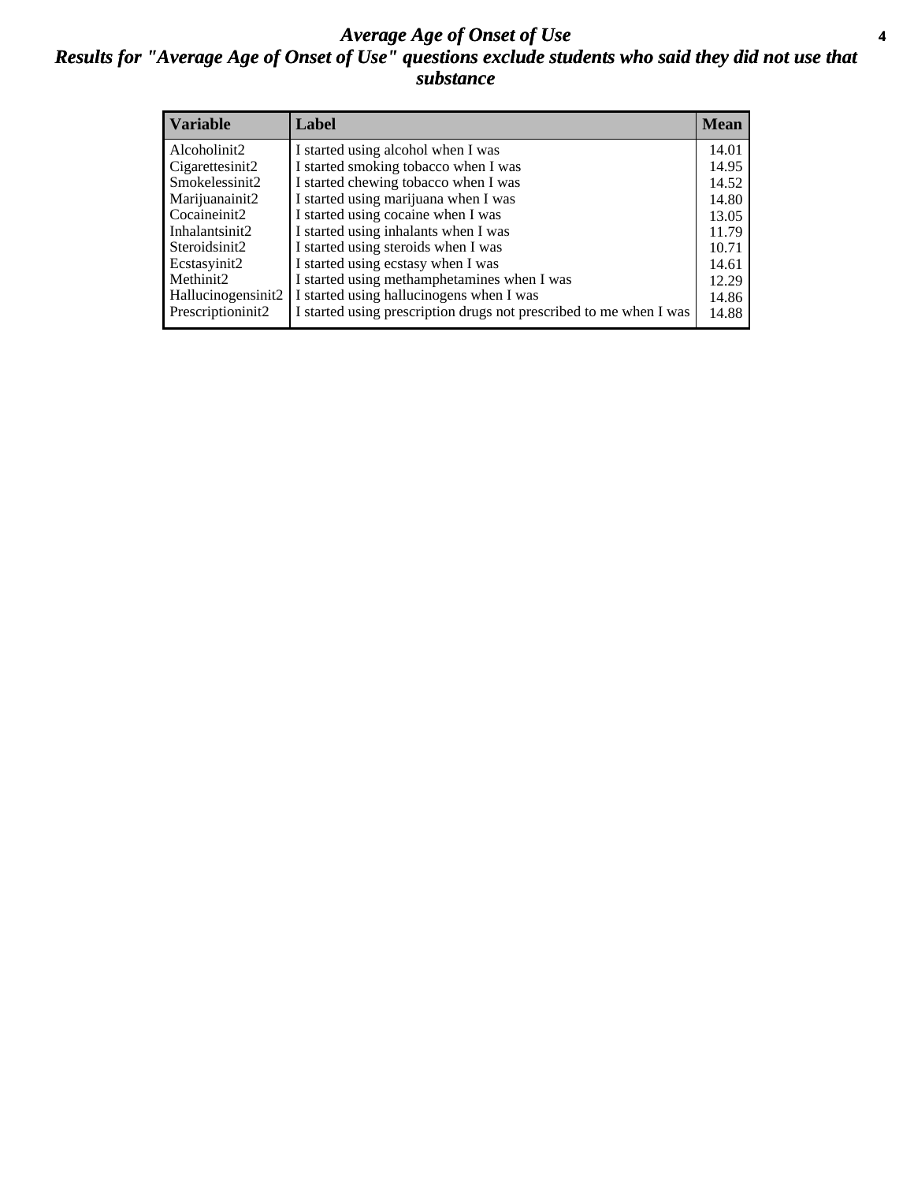# Average Age of Onset of Use

## Results for "Average Age of Onset of Use" questions exclude students who said they did not use that substance

| Variable | Label | Mean |
|---|---|---|
| Alcoholinit2 | I started using alcohol when I was | 14.01 |
| Cigarettesinit2 | I started smoking tobacco when I was | 14.95 |
| Smokelessinit2 | I started chewing tobacco when I was | 14.52 |
| Marijuanainit2 | I started using marijuana when I was | 14.80 |
| Cocaineinit2 | I started using cocaine when I was | 13.05 |
| Inhalantsinit2 | I started using inhalants when I was | 11.79 |
| Steroidsinit2 | I started using steroids when I was | 10.71 |
| Ecstasyinit2 | I started using ecstasy when I was | 14.61 |
| Methinit2 | I started using methamphetamines when I was | 12.29 |
| Hallucinogensinit2 | I started using hallucinogens when I was | 14.86 |
| Prescriptioninit2 | I started using prescription drugs not prescribed to me when I was | 14.88 |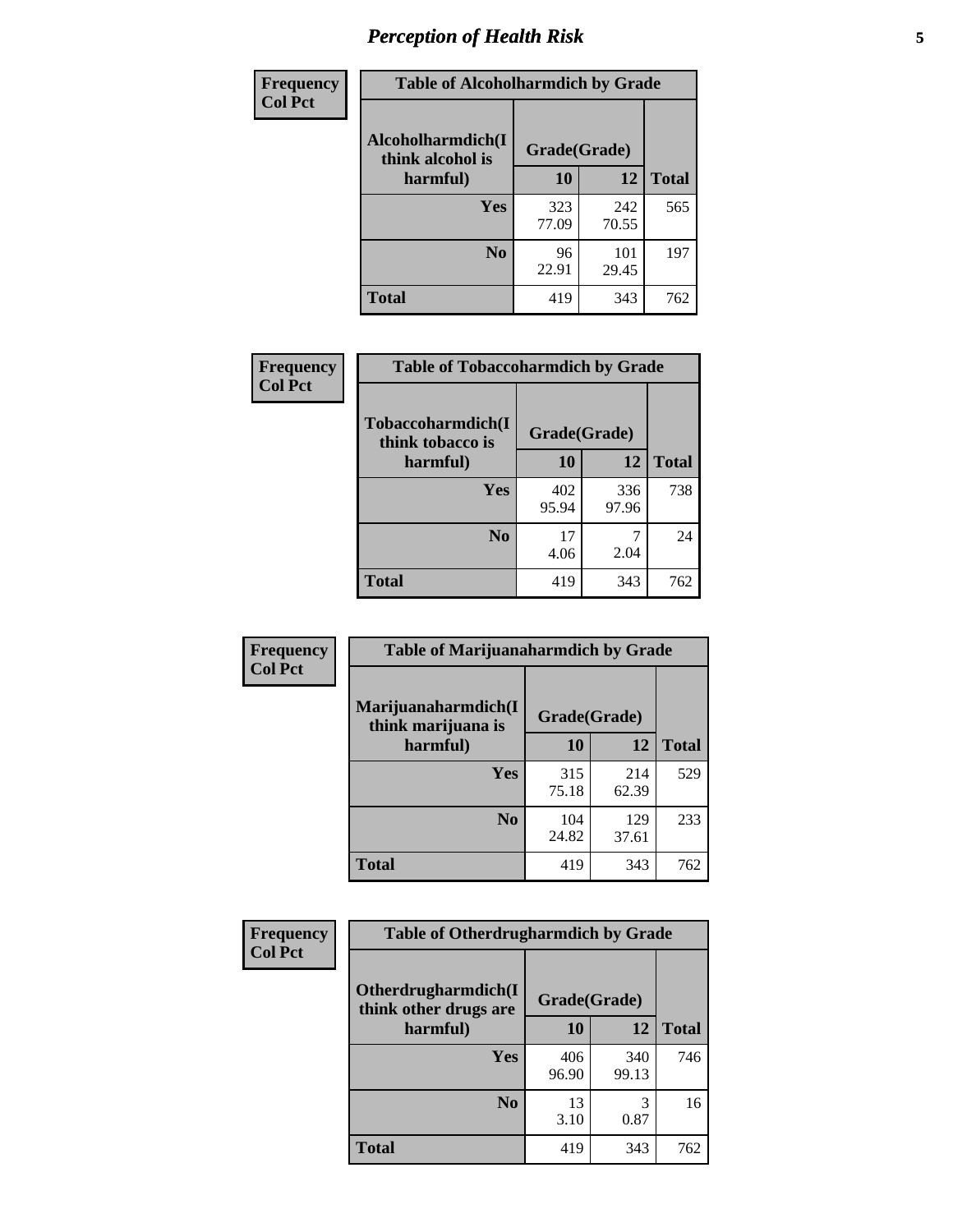# Perception of Health Risk

| Frequency Col Pct | Table of Alcoholharmdich by Grade | | |
|---|---|---|---|
| Alcoholharmdich(I think alcohol is harmful) | Grade(Grade) | | |
| | 10 | 12 | Total |
| Yes | 323<br>77.09 | 242<br>70.55 | 565 |
| No | 96<br>22.91 | 101<br>29.45 | 197 |
| Total | 419 | 343 | 762 |

| Frequency Col Pct | Table of Tobaccoharmdich by Grade | | |
|---|---|---|---|
| Tobaccoharmdich(I think tobacco is harmful) | Grade(Grade) | | |
| | 10 | 12 | Total |
| Yes | 402<br>95.94 | 336<br>97.96 | 738 |
| No | 17<br>4.06 | 7<br>2.04 | 24 |
| Total | 419 | 343 | 762 |

| Frequency Col Pct | Table of Marijuanaharmdich by Grade | | |
|---|---|---|---|
| Marijuanaharmdich(I think marijuana is harmful) | Grade(Grade) | | |
| | 10 | 12 | Total |
| Yes | 315<br>75.18 | 214<br>62.39 | 529 |
| No | 104<br>24.82 | 129<br>37.61 | 233 |
| Total | 419 | 343 | 762 |

| Frequency Col Pct | Table of Otherdrugharmdich by Grade | | |
|---|---|---|---|
| Otherdrugharmdich(I think other drugs are harmful) | Grade(Grade) | | |
| | 10 | 12 | Total |
| Yes | 406<br>96.90 | 340<br>99.13 | 746 |
| No | 13<br>3.10 | 3<br>0.87 | 16 |
| Total | 419 | 343 | 762 |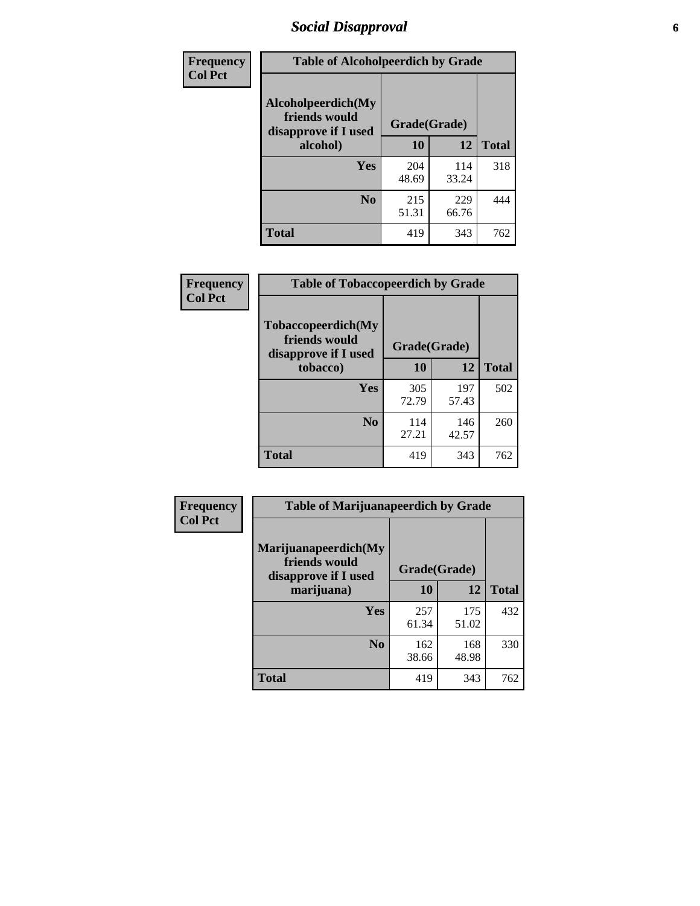# Social Disapproval

| Frequency<br>Col Pct | Table of Alcoholpeerdich by Grade | | |
|---|---|---|---|
| **Alcoholpeerdich(My friends would disapprove if I used alcohol)** | **Grade(Grade)** | | |
| | **10** | **12** | **Total** |
| **Yes** | 204<br>48.69 | 114<br>33.24 | 318 |
| **No** | 215<br>51.31 | 229<br>66.76 | 444 |
| **Total** | 419 | 343 | 762 |

| Frequency<br>Col Pct | Table of Tobaccopeerdich by Grade | | |
|---|---|---|---|
| **Tobaccopeerdich(My friends would disapprove if I used tobacco)** | **Grade(Grade)** | | |
| | **10** | **12** | **Total** |
| **Yes** | 305<br>72.79 | 197<br>57.43 | 502 |
| **No** | 114<br>27.21 | 146<br>42.57 | 260 |
| **Total** | 419 | 343 | 762 |

| Frequency<br>Col Pct | Table of Marijuanapeerdich by Grade | | |
|---|---|---|---|
| **Marijuanapeerdich(My friends would disapprove if I used marijuana)** | **Grade(Grade)** | | |
| | **10** | **12** | **Total** |
| **Yes** | 257<br>61.34 | 175<br>51.02 | 432 |
| **No** | 162<br>38.66 | 168<br>48.98 | 330 |
| **Total** | 419 | 343 | 762 |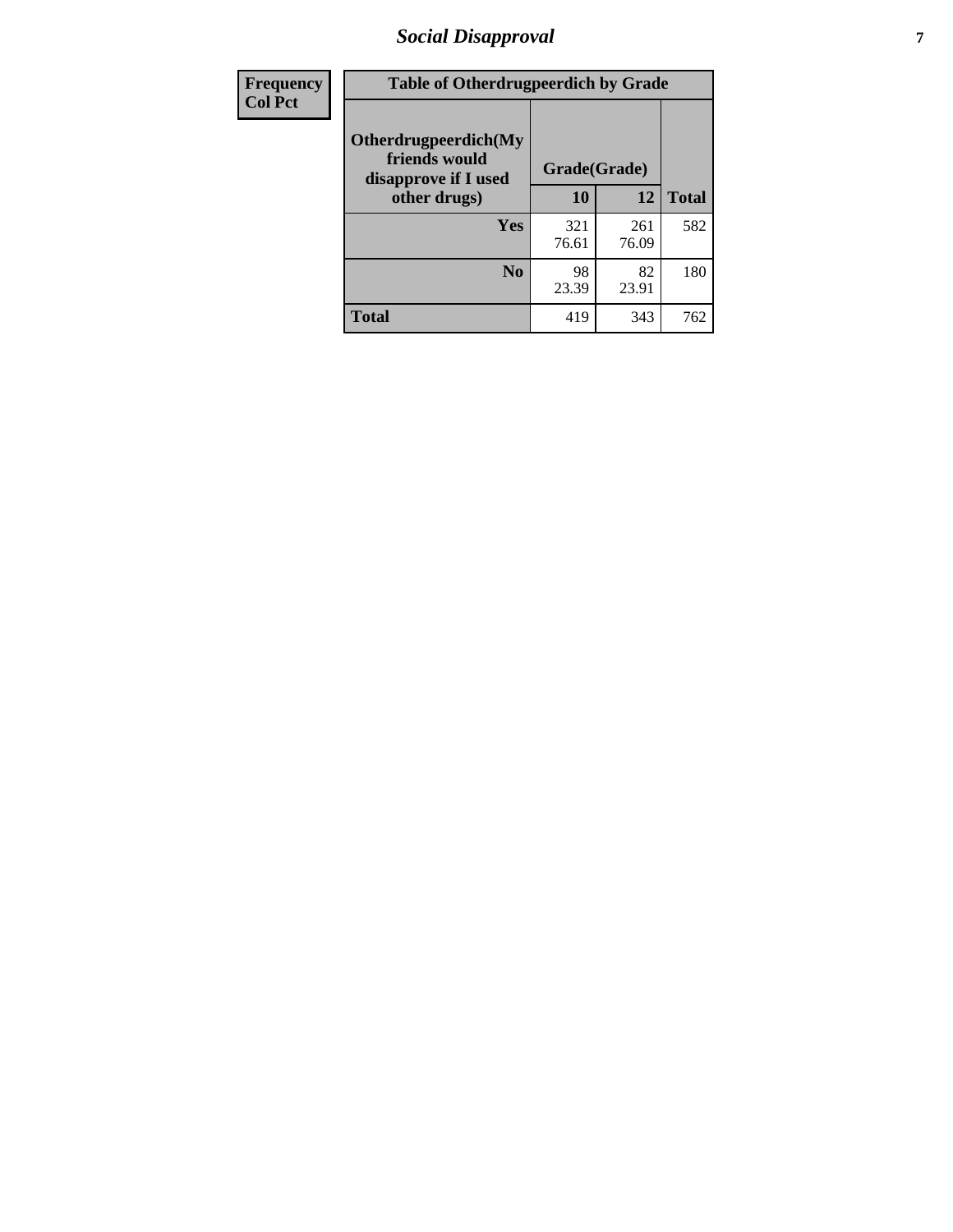| Frequency Col Pct | Table of Otherdrugpeerdich by Grade | | |
|---|---|---|---|
| Otherdrugpeerdich(My friends would disapprove if I used other drugs) | Grade(Grade) | | |
| | 10 | 12 | Total |
| Yes | 321<br>76.61 | 261<br>76.09 | 582 |
| No | 98<br>23.39 | 82<br>23.91 | 180 |
| Total | 419 | 343 | 762 |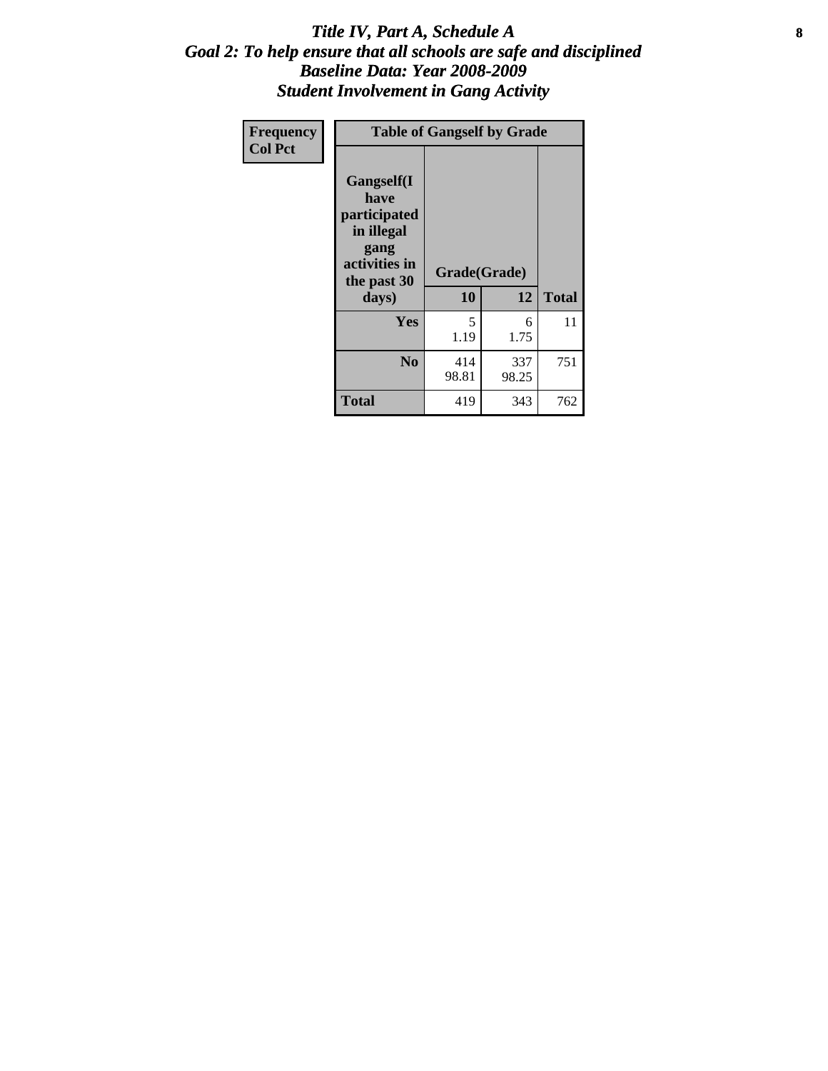# *Title IV, Part A, Schedule A*
## *Goal 2: To help ensure that all schools are safe and disciplined*
## *Baseline Data: Year 2008-2009*
## *Student Involvement in Gang Activity*

| Frequency<br>Col Pct | Table of Gangself by Grade | | |
|---|---|---|---|
| **Gangself(I have participated in illegal gang activities in the past 30 days)** | **Grade(Grade)** | | |
| | **10** | **12** | **Total** |
| **Yes** | 5<br>1.19 | 6<br>1.75 | 11 |
| **No** | 414<br>98.81 | 337<br>98.25 | 751 |
| **Total** | 419 | 343 | 762 |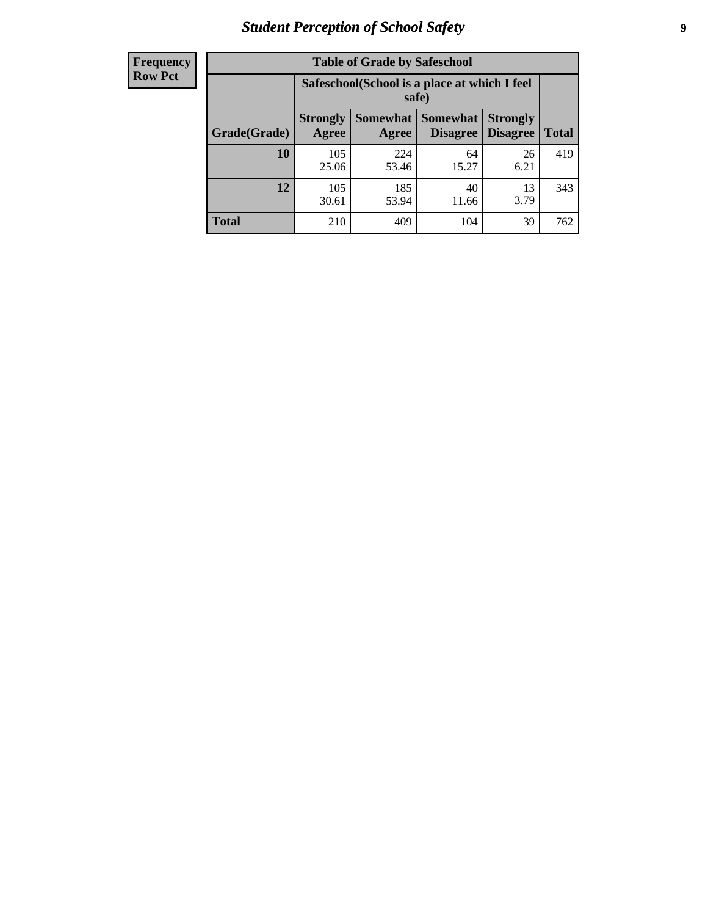## Student Perception of School Safety

| Frequency Row Pct | Table of Grade by Safeschool | | | | |
|---|---|---|---|---|---|
| | Safeschool(School is a place at which I feel safe) | | | | |
| Grade(Grade) | Strongly Agree | Somewhat Agree | Somewhat Disagree | Strongly Disagree | Total |
| 10 | 105<br>25.06 | 224<br>53.46 | 64<br>15.27 | 26<br>6.21 | 419 |
| 12 | 105<br>30.61 | 185<br>53.94 | 40<br>11.66 | 13<br>3.79 | 343 |
| Total | 210 | 409 | 104 | 39 | 762 |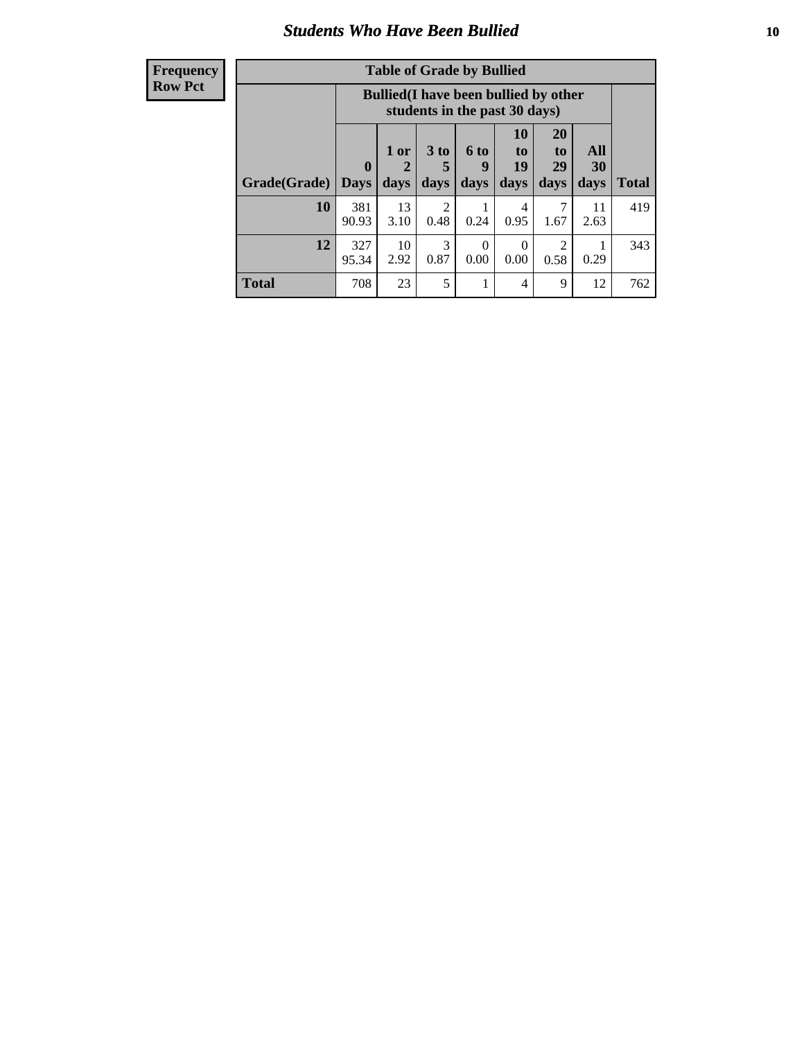## Students Who Have Been Bullied

**Frequency**
**Row Pct**

| Table of Grade by Bullied | | | | | | | | |
|---|---|---|---|---|---|---|---|---|
| | Bullied(I have been bullied by other students in the past 30 days) | | | | | | | |
| Grade(Grade) | 0 Days | 1 or 2 days | 3 to 5 days | 6 to 9 days | 10 to 19 days | 20 to 29 days | All 30 days | Total |
| 10 | 381<br>90.93 | 13<br>3.10 | 2<br>0.48 | 1<br>0.24 | 4<br>0.95 | 7<br>1.67 | 11<br>2.63 | 419 |
| 12 | 327<br>95.34 | 10<br>2.92 | 3<br>0.87 | 0<br>0.00 | 0<br>0.00 | 2<br>0.58 | 1<br>0.29 | 343 |
| Total | 708 | 23 | 5 | 1 | 4 | 9 | 12 | 762 |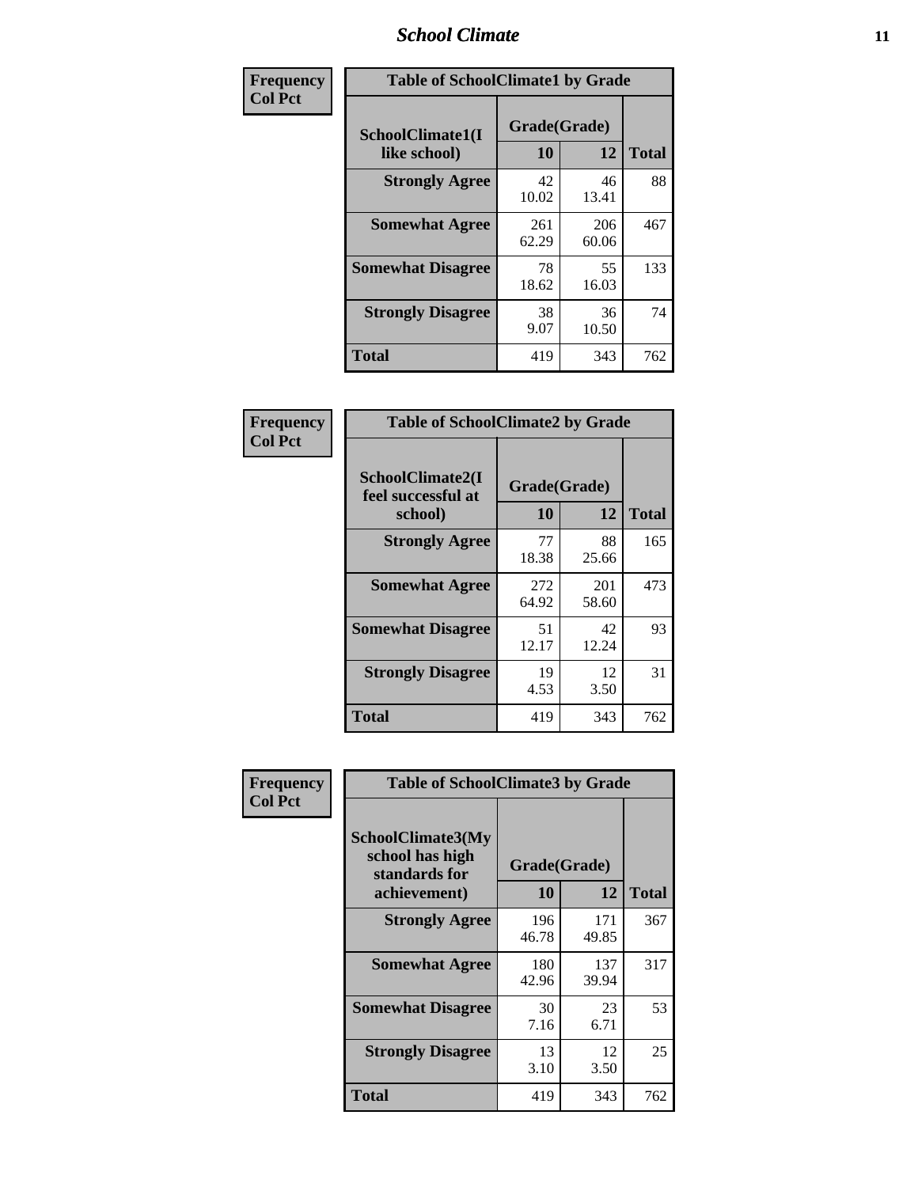| Frequency Col Pct | Table of SchoolClimate1 by Grade | | |
|---|---|---|---|
| SchoolClimate1(I like school) | Grade(Grade) | | Total |
| | 10 | 12 | |
| Strongly Agree | 42<br>10.02 | 46<br>13.41 | 88 |
| Somewhat Agree | 261<br>62.29 | 206<br>60.06 | 467 |
| Somewhat Disagree | 78<br>18.62 | 55<br>16.03 | 133 |
| Strongly Disagree | 38<br>9.07 | 36<br>10.50 | 74 |
| Total | 419 | 343 | 762 |

| Frequency Col Pct | Table of SchoolClimate2 by Grade | | |
|---|---|---|---|
| SchoolClimate2(I feel successful at school) | Grade(Grade) | | Total |
| | 10 | 12 | |
| Strongly Agree | 77<br>18.38 | 88<br>25.66 | 165 |
| Somewhat Agree | 272<br>64.92 | 201<br>58.60 | 473 |
| Somewhat Disagree | 51<br>12.17 | 42<br>12.24 | 93 |
| Strongly Disagree | 19<br>4.53 | 12<br>3.50 | 31 |
| Total | 419 | 343 | 762 |

| Frequency Col Pct | Table of SchoolClimate3 by Grade | | |
|---|---|---|---|
| SchoolClimate3(My school has high standards for achievement) | Grade(Grade) | | Total |
| | 10 | 12 | |
| Strongly Agree | 196<br>46.78 | 171<br>49.85 | 367 |
| Somewhat Agree | 180<br>42.96 | 137<br>39.94 | 317 |
| Somewhat Disagree | 30<br>7.16 | 23<br>6.71 | 53 |
| Strongly Disagree | 13<br>3.10 | 12<br>3.50 | 25 |
| Total | 419 | 343 | 762 |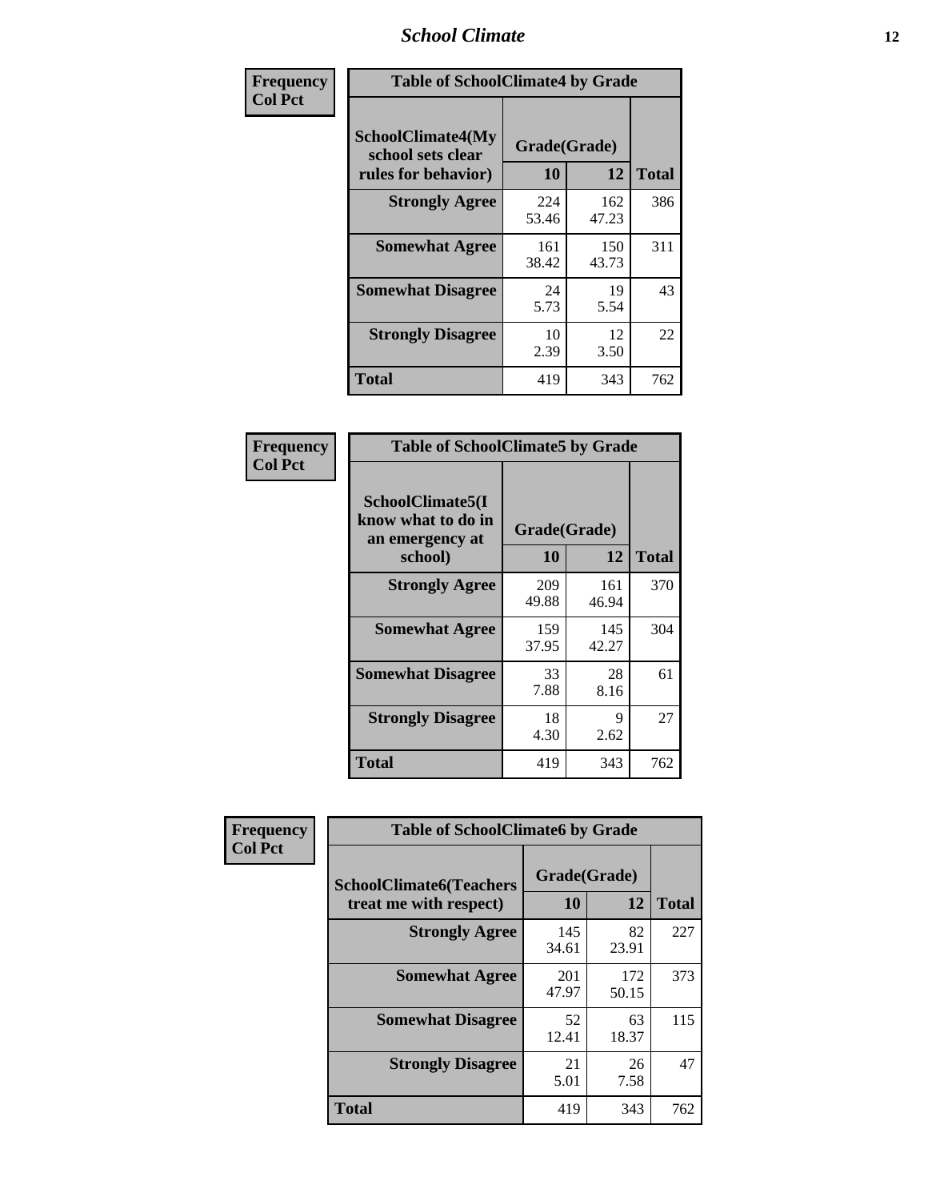| Frequency Col Pct | Table of SchoolClimate4 by Grade | | |
|---|---|---|---|
| SchoolClimate4(My school sets clear rules for behavior) | Grade(Grade) | | |
| | 10 | 12 | Total |
| Strongly Agree | 224<br>53.46 | 162<br>47.23 | 386 |
| Somewhat Agree | 161<br>38.42 | 150<br>43.73 | 311 |
| Somewhat Disagree | 24<br>5.73 | 19<br>5.54 | 43 |
| Strongly Disagree | 10<br>2.39 | 12<br>3.50 | 22 |
| Total | 419 | 343 | 762 |

| Frequency Col Pct | Table of SchoolClimate5 by Grade | | |
|---|---|---|---|
| SchoolClimate5(I know what to do in an emergency at school) | Grade(Grade) | | |
| | 10 | 12 | Total |
| Strongly Agree | 209<br>49.88 | 161<br>46.94 | 370 |
| Somewhat Agree | 159<br>37.95 | 145<br>42.27 | 304 |
| Somewhat Disagree | 33<br>7.88 | 28<br>8.16 | 61 |
| Strongly Disagree | 18<br>4.30 | 9<br>2.62 | 27 |
| Total | 419 | 343 | 762 |

| Frequency Col Pct | Table of SchoolClimate6 by Grade | | |
|---|---|---|---|
| SchoolClimate6(Teachers treat me with respect) | Grade(Grade) | | |
| | 10 | 12 | Total |
| Strongly Agree | 145<br>34.61 | 82<br>23.91 | 227 |
| Somewhat Agree | 201<br>47.97 | 172<br>50.15 | 373 |
| Somewhat Disagree | 52<br>12.41 | 63<br>18.37 | 115 |
| Strongly Disagree | 21<br>5.01 | 26<br>7.58 | 47 |
| Total | 419 | 343 | 762 |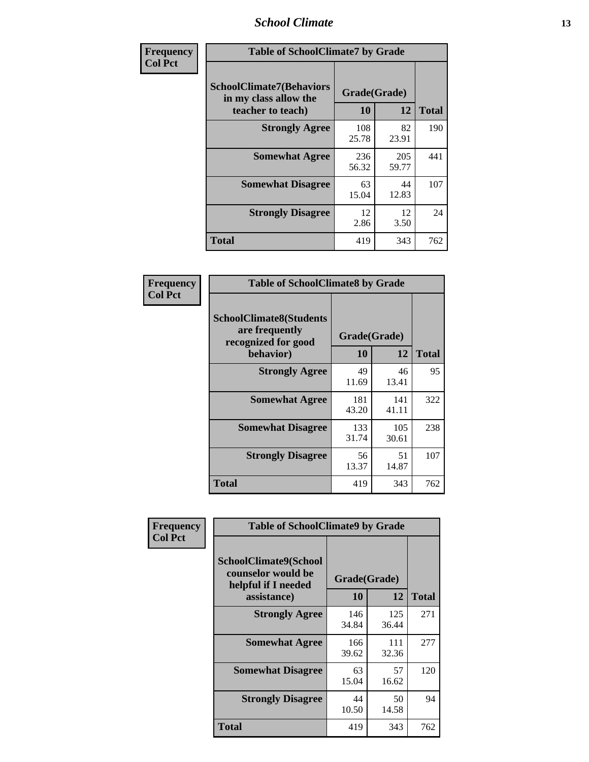| Frequency<br>Col Pct | Table of SchoolClimate7 by Grade | | |
|---|---|---|---|
| SchoolClimate7(Behaviors in my class allow the teacher to teach) | Grade(Grade) | | |
| | 10 | 12 | Total |
| Strongly Agree | 108<br>25.78 | 82<br>23.91 | 190 |
| Somewhat Agree | 236<br>56.32 | 205<br>59.77 | 441 |
| Somewhat Disagree | 63<br>15.04 | 44<br>12.83 | 107 |
| Strongly Disagree | 12<br>2.86 | 12<br>3.50 | 24 |
| Total | 419 | 343 | 762 |

| Frequency<br>Col Pct | Table of SchoolClimate8 by Grade | | |
|---|---|---|---|
| SchoolClimate8(Students are frequently recognized for good behavior) | Grade(Grade) | | |
| | 10 | 12 | Total |
| Strongly Agree | 49<br>11.69 | 46<br>13.41 | 95 |
| Somewhat Agree | 181<br>43.20 | 141<br>41.11 | 322 |
| Somewhat Disagree | 133<br>31.74 | 105<br>30.61 | 238 |
| Strongly Disagree | 56<br>13.37 | 51<br>14.87 | 107 |
| Total | 419 | 343 | 762 |

| Frequency<br>Col Pct | Table of SchoolClimate9 by Grade | | |
|---|---|---|---|
| SchoolClimate9(School counselor would be helpful if I needed assistance) | Grade(Grade) | | |
| | 10 | 12 | Total |
| Strongly Agree | 146<br>34.84 | 125<br>36.44 | 271 |
| Somewhat Agree | 166<br>39.62 | 111<br>32.36 | 277 |
| Somewhat Disagree | 63<br>15.04 | 57<br>16.62 | 120 |
| Strongly Disagree | 44<br>10.50 | 50<br>14.58 | 94 |
| Total | 419 | 343 | 762 |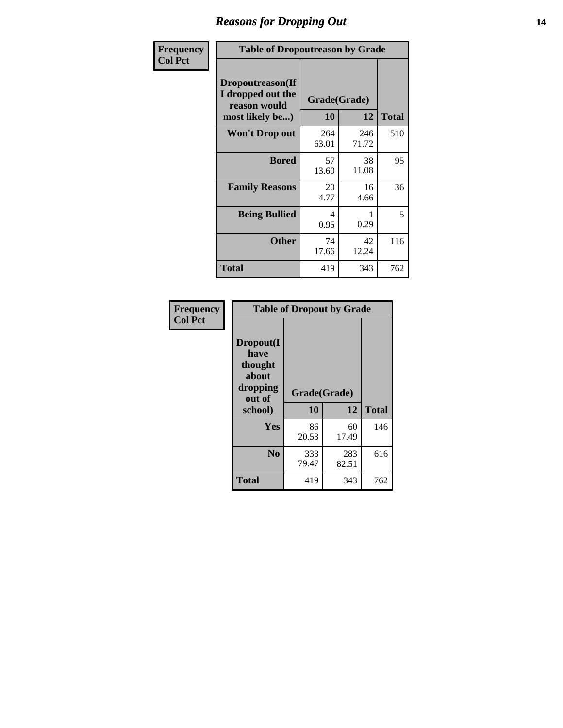# Reasons for Dropping Out

**Frequency**
**Col Pct**

| Table of Dropoutreason by Grade | | | |
|---|---|---|---|
| **Dropoutreason(If I dropped out the reason would most likely be...)** | **Grade(Grade)** | | |
| | **10** | **12** | **Total** |
| **Won't Drop out** | 264<br>63.01 | 246<br>71.72 | 510 |
| **Bored** | 57<br>13.60 | 38<br>11.08 | 95 |
| **Family Reasons** | 20<br>4.77 | 16<br>4.66 | 36 |
| **Being Bullied** | 4<br>0.95 | 1<br>0.29 | 5 |
| **Other** | 74<br>17.66 | 42<br>12.24 | 116 |
| **Total** | 419 | 343 | 762 |

**Frequency**
**Col Pct**

| Table of Dropout by Grade | | | |
|---|---|---|---|
| **Dropout(I have thought about dropping out of school)** | **Grade(Grade)** | | |
| | **10** | **12** | **Total** |
| **Yes** | 86<br>20.53 | 60<br>17.49 | 146 |
| **No** | 333<br>79.47 | 283<br>82.51 | 616 |
| **Total** | 419 | 343 | 762 |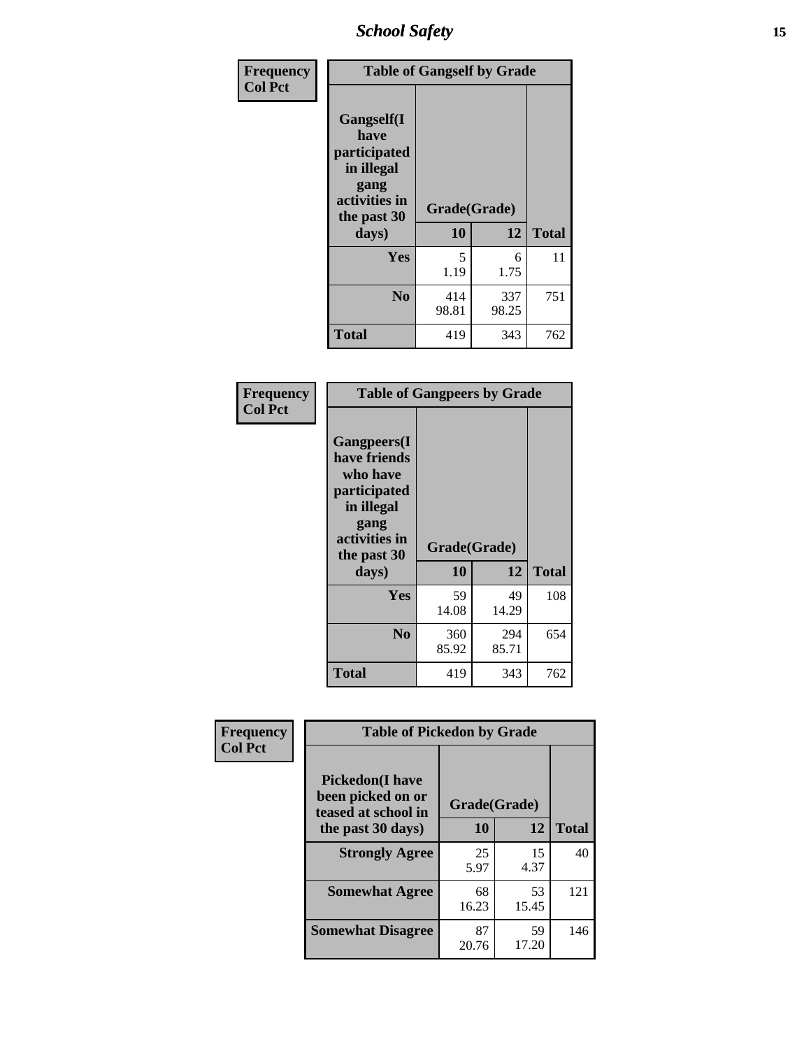# School Safety

**Frequency**
**Col Pct**

| Table of Gangself by Grade | | | |
|---|---|---|---|
| Gangself(I have participated in illegal gang activities in the past 30 days) | Grade(Grade) | | |
| | 10 | 12 | Total |
| Yes | 5<br>1.19 | 6<br>1.75 | 11 |
| No | 414<br>98.81 | 337<br>98.25 | 751 |
| Total | 419 | 343 | 762 |

**Frequency**
**Col Pct**

| Table of Gangpeers by Grade | | | |
|---|---|---|---|
| Gangpeers(I have friends who have participated in illegal gang activities in the past 30 days) | Grade(Grade) | | |
| | 10 | 12 | Total |
| Yes | 59<br>14.08 | 49<br>14.29 | 108 |
| No | 360<br>85.92 | 294<br>85.71 | 654 |
| Total | 419 | 343 | 762 |

**Frequency**
**Col Pct**

| Table of Pickedon by Grade | | | |
|---|---|---|---|
| Pickedon(I have been picked on or teased at school in the past 30 days) | Grade(Grade) | | |
| | 10 | 12 | Total |
| Strongly Agree | 25<br>5.97 | 15<br>4.37 | 40 |
| Somewhat Agree | 68<br>16.23 | 53<br>15.45 | 121 |
| Somewhat Disagree | 87<br>20.76 | 59<br>17.20 | 146 |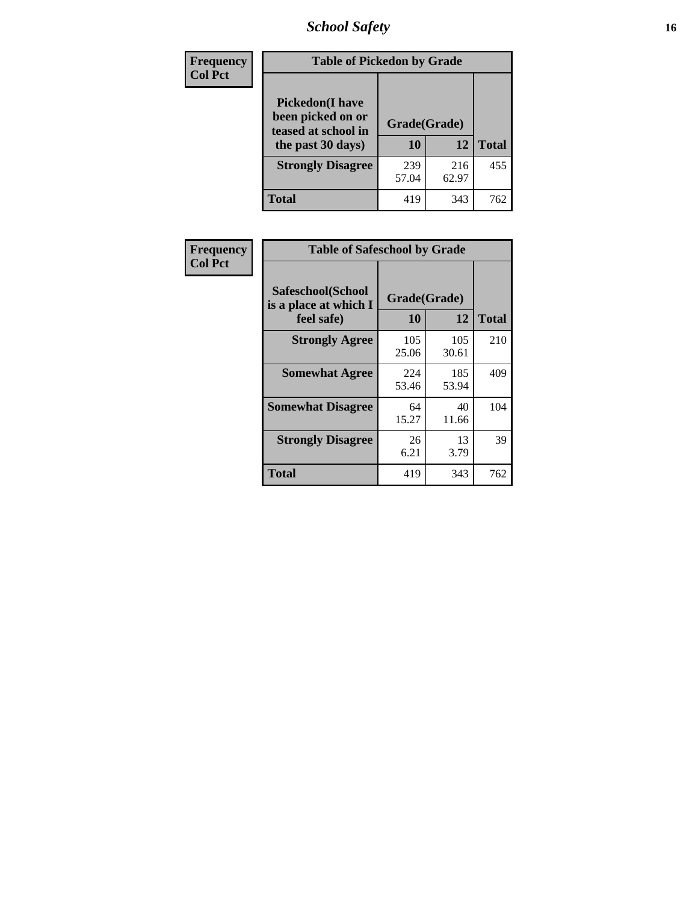| Frequency Col Pct | Table of Pickedon by Grade | | |
|---|---|---|---|
| Pickedon(I have been picked on or teased at school in the past 30 days) | Grade(Grade) | | |
| | 10 | 12 | Total |
| Strongly Disagree | 239<br>57.04 | 216<br>62.97 | 455 |
| Total | 419 | 343 | 762 |

| Frequency Col Pct | Table of Safeschool by Grade | | |
|---|---|---|---|
| Safeschool(School is a place at which I feel safe) | Grade(Grade) | | |
| | 10 | 12 | Total |
| Strongly Agree | 105<br>25.06 | 105<br>30.61 | 210 |
| Somewhat Agree | 224<br>53.46 | 185<br>53.94 | 409 |
| Somewhat Disagree | 64<br>15.27 | 40<br>11.66 | 104 |
| Strongly Disagree | 26<br>6.21 | 13<br>3.79 | 39 |
| Total | 419 | 343 | 762 |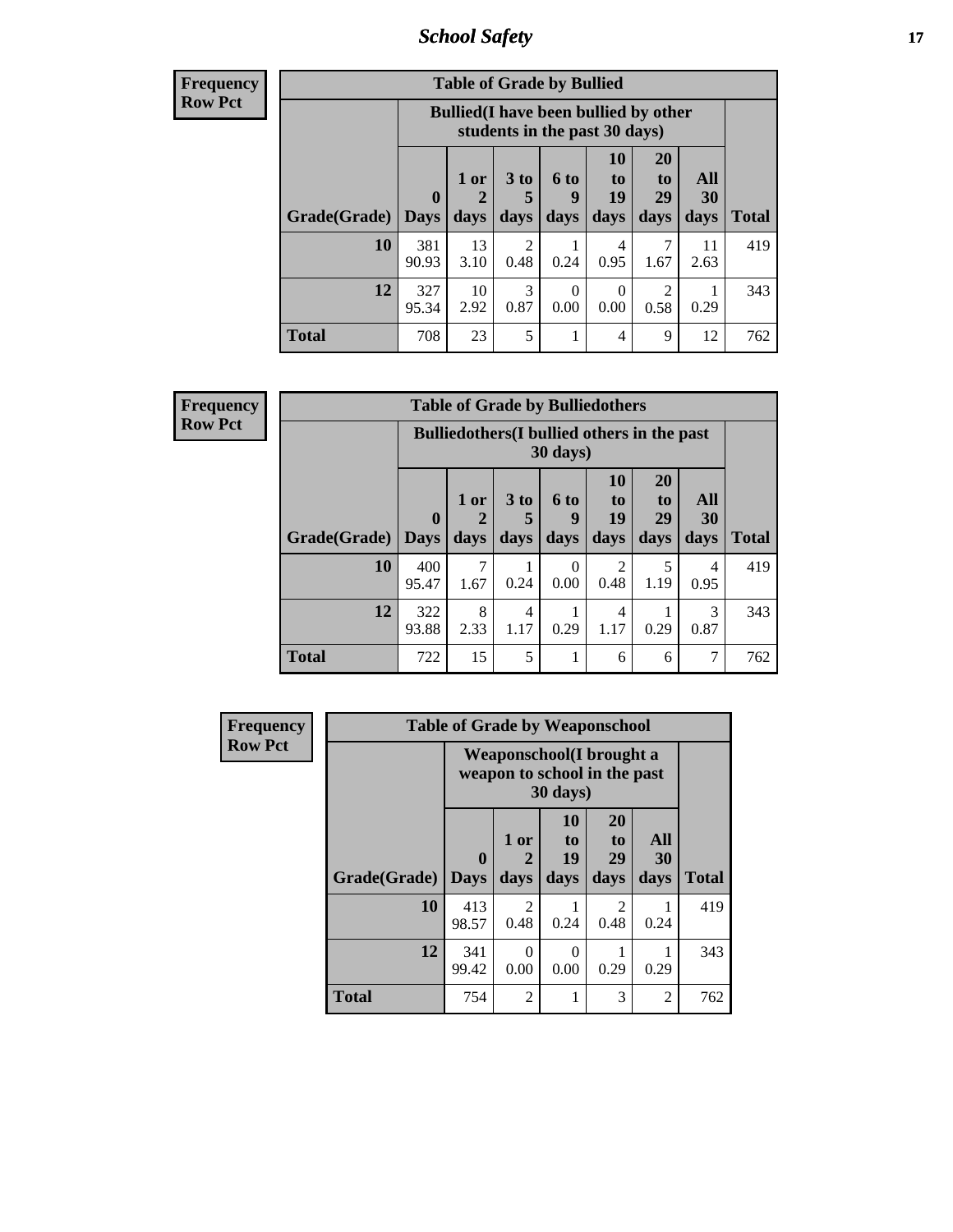| Frequency |
|---|
| Row Pct |

| Table of Grade by Bullied | | | | | | | | |
|---|---|---|---|---|---|---|---|---|
| | Bullied(I have been bullied by other students in the past 30 days) | | | | | | | |
| Grade(Grade) | 0 Days | 1 or 2 days | 3 to 5 days | 6 to 9 days | 10 to 19 days | 20 to 29 days | All 30 days | Total |
| 10 | 381<br>90.93 | 13<br>3.10 | 2<br>0.48 | 1<br>0.24 | 4<br>0.95 | 7<br>1.67 | 11<br>2.63 | 419 |
| 12 | 327<br>95.34 | 10<br>2.92 | 3<br>0.87 | 0<br>0.00 | 0<br>0.00 | 2<br>0.58 | 1<br>0.29 | 343 |
| Total | 708 | 23 | 5 | 1 | 4 | 9 | 12 | 762 |

| Frequency |
|---|
| Row Pct |

| Table of Grade by Bulliedothers | | | | | | | | |
|---|---|---|---|---|---|---|---|---|
| | Bulliedothers(I bullied others in the past 30 days) | | | | | | | |
| Grade(Grade) | 0 Days | 1 or 2 days | 3 to 5 days | 6 to 9 days | 10 to 19 days | 20 to 29 days | All 30 days | Total |
| 10 | 400<br>95.47 | 7<br>1.67 | 1<br>0.24 | 0<br>0.00 | 2<br>0.48 | 5<br>1.19 | 4<br>0.95 | 419 |
| 12 | 322<br>93.88 | 8<br>2.33 | 4<br>1.17 | 1<br>0.29 | 4<br>1.17 | 1<br>0.29 | 3<br>0.87 | 343 |
| Total | 722 | 15 | 5 | 1 | 6 | 6 | 7 | 762 |

| Frequency |
|---|
| Row Pct |

| Table of Grade by Weaponschool | | | | | | |
|---|---|---|---|---|---|---|
| | Weaponschool(I brought a weapon to school in the past 30 days) | | | | | |
| Grade(Grade) | 0 Days | 1 or 2 days | 10 to 19 days | 20 to 29 days | All 30 days | Total |
| 10 | 413<br>98.57 | 2<br>0.48 | 1<br>0.24 | 2<br>0.48 | 1<br>0.24 | 419 |
| 12 | 341<br>99.42 | 0<br>0.00 | 0<br>0.00 | 1<br>0.29 | 1<br>0.29 | 343 |
| Total | 754 | 2 | 1 | 3 | 2 | 762 |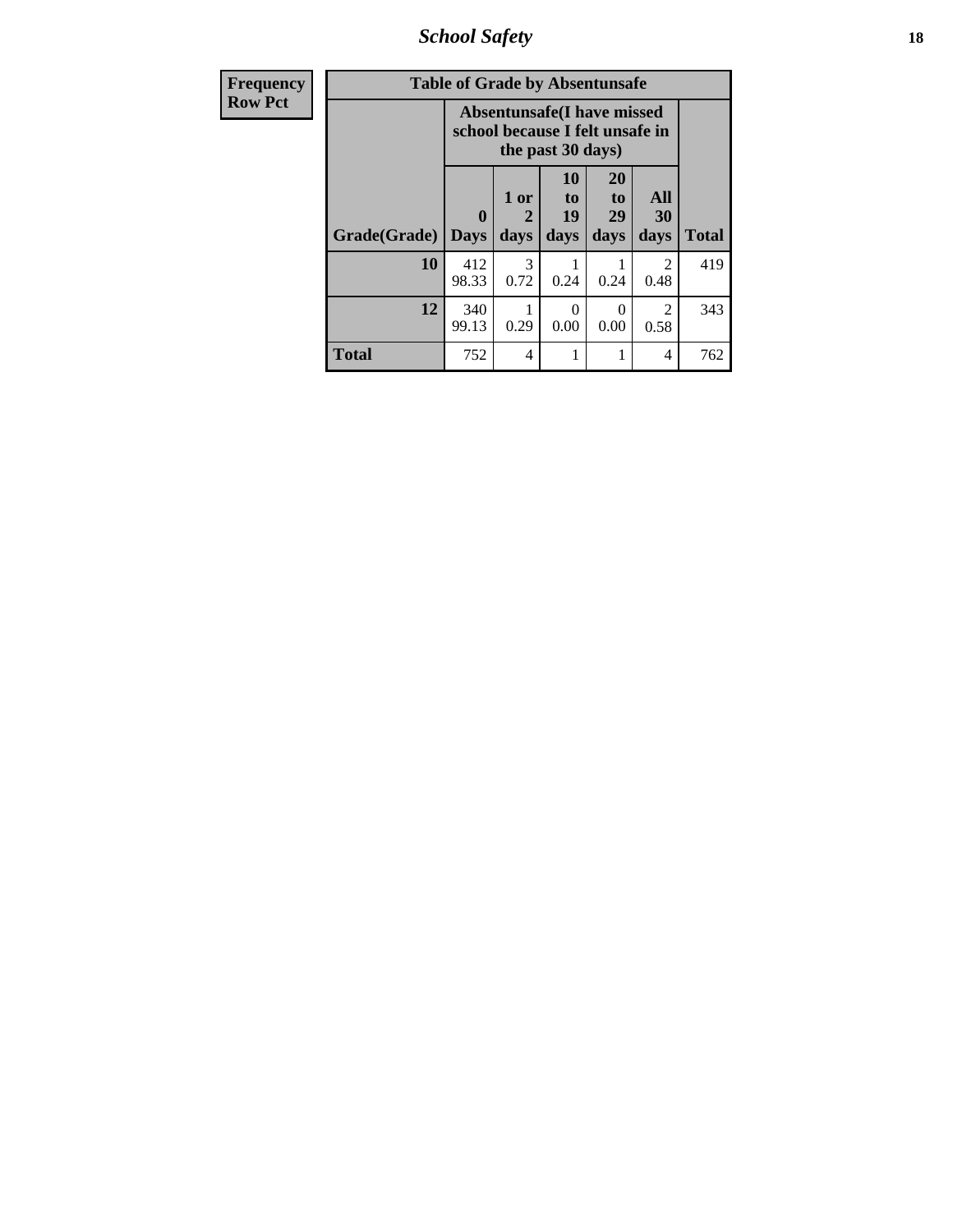## School Safety

| Frequency<br>Row Pct | Table of Grade by Absentunsafe | | | | | |
|---|---|---|---|---|---|---|
| | Absentunsafe(I have missed school because I felt unsafe in the past 30 days) | | | | | |
| Grade(Grade) | 0 Days | 1 or 2 days | 10 to 19 days | 20 to 29 days | All 30 days | Total |
| 10 | 412<br>98.33 | 3<br>0.72 | 1<br>0.24 | 1<br>0.24 | 2<br>0.48 | 419 |
| 12 | 340<br>99.13 | 1<br>0.29 | 0<br>0.00 | 0<br>0.00 | 2<br>0.58 | 343 |
| Total | 752 | 4 | 1 | 1 | 4 | 762 |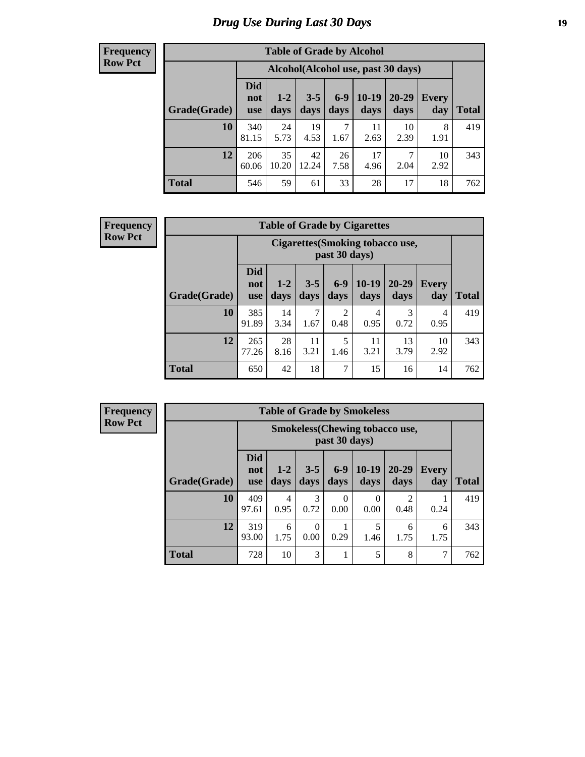# Drug Use During Last 30 Days

**Frequency**
**Row Pct**

| Table of Grade by Alcohol | | | | | | | | |
|---|---|---|---|---|---|---|---|---|
| | Alcohol(Alcohol use, past 30 days) | | | | | | | |
| Grade(Grade) | Did not use | 1-2 days | 3-5 days | 6-9 days | 10-19 days | 20-29 days | Every day | Total |
| 10 | 340<br>81.15 | 24<br>5.73 | 19<br>4.53 | 7<br>1.67 | 11<br>2.63 | 10<br>2.39 | 8<br>1.91 | 419 |
| 12 | 206<br>60.06 | 35<br>10.20 | 42<br>12.24 | 26<br>7.58 | 17<br>4.96 | 7<br>2.04 | 10<br>2.92 | 343 |
| Total | 546 | 59 | 61 | 33 | 28 | 17 | 18 | 762 |

**Frequency**
**Row Pct**

| Table of Grade by Cigarettes | | | | | | | | |
|---|---|---|---|---|---|---|---|---|
| | Cigarettes(Smoking tobacco use, past 30 days) | | | | | | | |
| Grade(Grade) | Did not use | 1-2 days | 3-5 days | 6-9 days | 10-19 days | 20-29 days | Every day | Total |
| 10 | 385<br>91.89 | 14<br>3.34 | 7<br>1.67 | 2<br>0.48 | 4<br>0.95 | 3<br>0.72 | 4<br>0.95 | 419 |
| 12 | 265<br>77.26 | 28<br>8.16 | 11<br>3.21 | 5<br>1.46 | 11<br>3.21 | 13<br>3.79 | 10<br>2.92 | 343 |
| Total | 650 | 42 | 18 | 7 | 15 | 16 | 14 | 762 |

**Frequency**
**Row Pct**

| Table of Grade by Smokeless | | | | | | | | |
|---|---|---|---|---|---|---|---|---|
| | Smokeless(Chewing tobacco use, past 30 days) | | | | | | | |
| Grade(Grade) | Did not use | 1-2 days | 3-5 days | 6-9 days | 10-19 days | 20-29 days | Every day | Total |
| 10 | 409<br>97.61 | 4<br>0.95 | 3<br>0.72 | 0<br>0.00 | 0<br>0.00 | 2<br>0.48 | 1<br>0.24 | 419 |
| 12 | 319<br>93.00 | 6<br>1.75 | 0<br>0.00 | 1<br>0.29 | 5<br>1.46 | 6<br>1.75 | 6<br>1.75 | 343 |
| Total | 728 | 10 | 3 | 1 | 5 | 8 | 7 | 762 |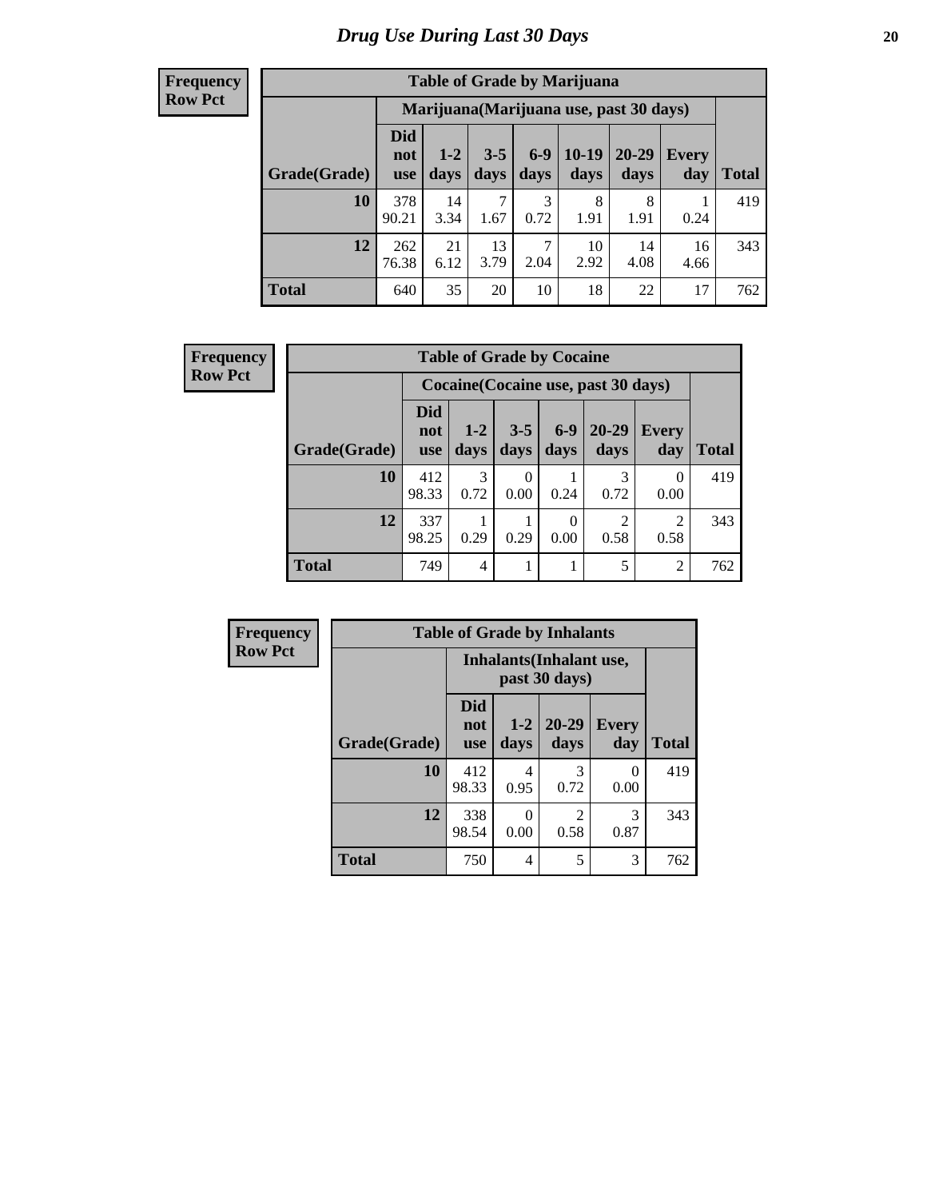# Drug Use During Last 30 Days

| Frequency Row Pct |
|---|

**Table of Grade by Marijuana**

| | Marijuana(Marijuana use, past 30 days) | | | | | | | |
|---|---|---|---|---|---|---|---|---|
| Grade(Grade) | Did not use | 1-2 days | 3-5 days | 6-9 days | 10-19 days | 20-29 days | Every day | Total |
| **10** | 378<br>90.21 | 14<br>3.34 | 7<br>1.67 | 3<br>0.72 | 8<br>1.91 | 8<br>1.91 | 1<br>0.24 | 419 |
| **12** | 262<br>76.38 | 21<br>6.12 | 13<br>3.79 | 7<br>2.04 | 10<br>2.92 | 14<br>4.08 | 16<br>4.66 | 343 |
| **Total** | 640 | 35 | 20 | 10 | 18 | 22 | 17 | 762 |

| Frequency Row Pct |
|---|

**Table of Grade by Cocaine**

| | Cocaine(Cocaine use, past 30 days) | | | | | | |
|---|---|---|---|---|---|---|---|
| Grade(Grade) | Did not use | 1-2 days | 3-5 days | 6-9 days | 20-29 days | Every day | Total |
| **10** | 412<br>98.33 | 3<br>0.72 | 0<br>0.00 | 1<br>0.24 | 3<br>0.72 | 0<br>0.00 | 419 |
| **12** | 337<br>98.25 | 1<br>0.29 | 1<br>0.29 | 0<br>0.00 | 2<br>0.58 | 2<br>0.58 | 343 |
| **Total** | 749 | 4 | 1 | 1 | 5 | 2 | 762 |

| Frequency Row Pct |
|---|

**Table of Grade by Inhalants**

| | Inhalants(Inhalant use, past 30 days) | | | | |
|---|---|---|---|---|---|
| Grade(Grade) | Did not use | 1-2 days | 20-29 days | Every day | Total |
| **10** | 412<br>98.33 | 4<br>0.95 | 3<br>0.72 | 0<br>0.00 | 419 |
| **12** | 338<br>98.54 | 0<br>0.00 | 2<br>0.58 | 3<br>0.87 | 343 |
| **Total** | 750 | 4 | 5 | 3 | 762 |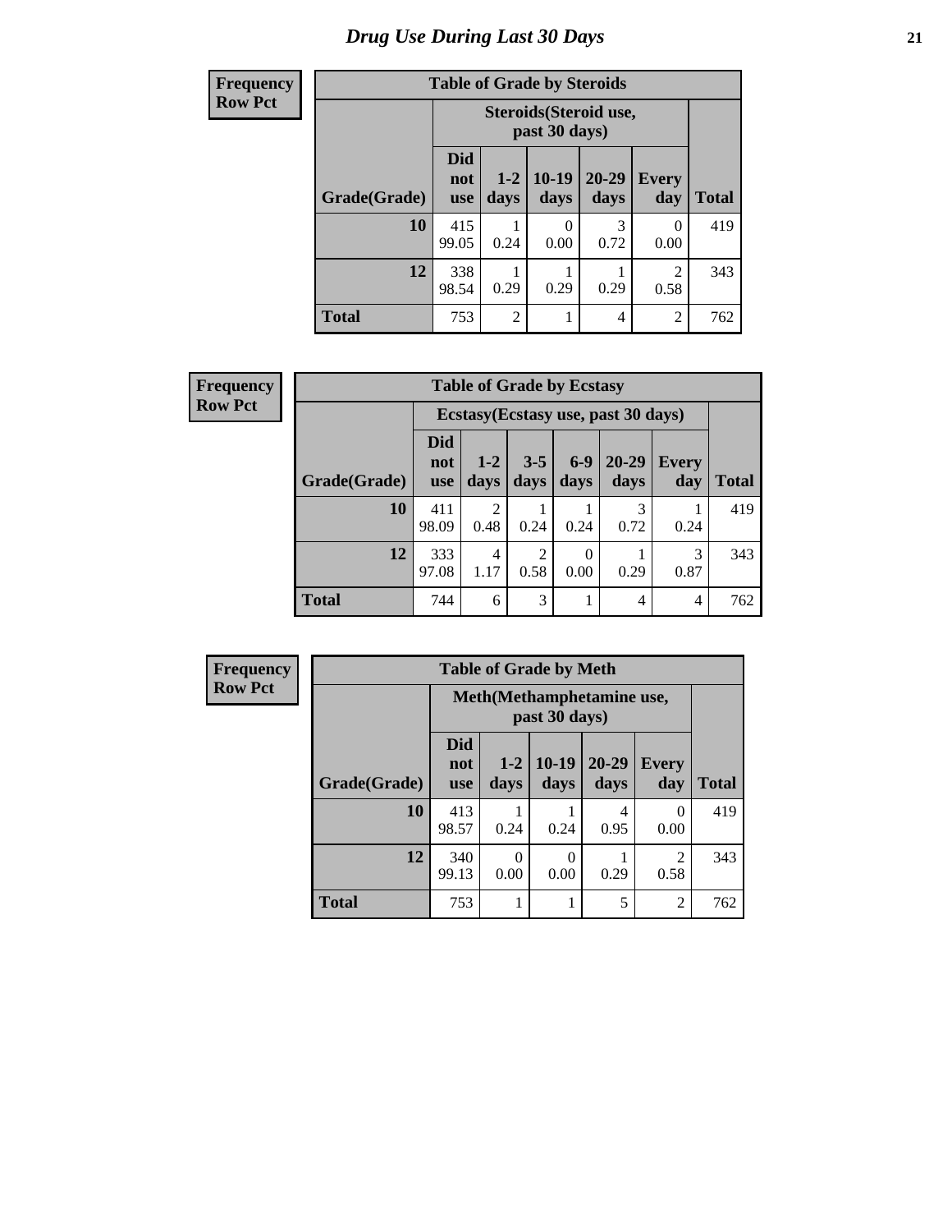# *Drug Use During Last 30 Days*

**Frequency**
**Row Pct**

| Table of Grade by Steroids | | | | | | |
|---|---|---|---|---|---|---|
| | Steroids(Steroid use, past 30 days) | | | | | |
| Grade(Grade) | Did not use | 1-2 days | 10-19 days | 20-29 days | Every day | Total |
| 10 | 415<br>99.05 | 1<br>0.24 | 0<br>0.00 | 3<br>0.72 | 0<br>0.00 | 419 |
| 12 | 338<br>98.54 | 1<br>0.29 | 1<br>0.29 | 1<br>0.29 | 2<br>0.58 | 343 |
| Total | 753 | 2 | 1 | 4 | 2 | 762 |

**Frequency**
**Row Pct**

| Table of Grade by Ecstasy | | | | | | | |
|---|---|---|---|---|---|---|---|
| | Ecstasy(Ecstasy use, past 30 days) | | | | | | |
| Grade(Grade) | Did not use | 1-2 days | 3-5 days | 6-9 days | 20-29 days | Every day | Total |
| 10 | 411<br>98.09 | 2<br>0.48 | 1<br>0.24 | 1<br>0.24 | 3<br>0.72 | 1<br>0.24 | 419 |
| 12 | 333<br>97.08 | 4<br>1.17 | 2<br>0.58 | 0<br>0.00 | 1<br>0.29 | 3<br>0.87 | 343 |
| Total | 744 | 6 | 3 | 1 | 4 | 4 | 762 |

**Frequency**
**Row Pct**

| Table of Grade by Meth | | | | | | |
|---|---|---|---|---|---|---|
| | Meth(Methamphetamine use, past 30 days) | | | | | |
| Grade(Grade) | Did not use | 1-2 days | 10-19 days | 20-29 days | Every day | Total |
| 10 | 413<br>98.57 | 1<br>0.24 | 1<br>0.24 | 4<br>0.95 | 0<br>0.00 | 419 |
| 12 | 340<br>99.13 | 0<br>0.00 | 0<br>0.00 | 1<br>0.29 | 2<br>0.58 | 343 |
| Total | 753 | 1 | 1 | 5 | 2 | 762 |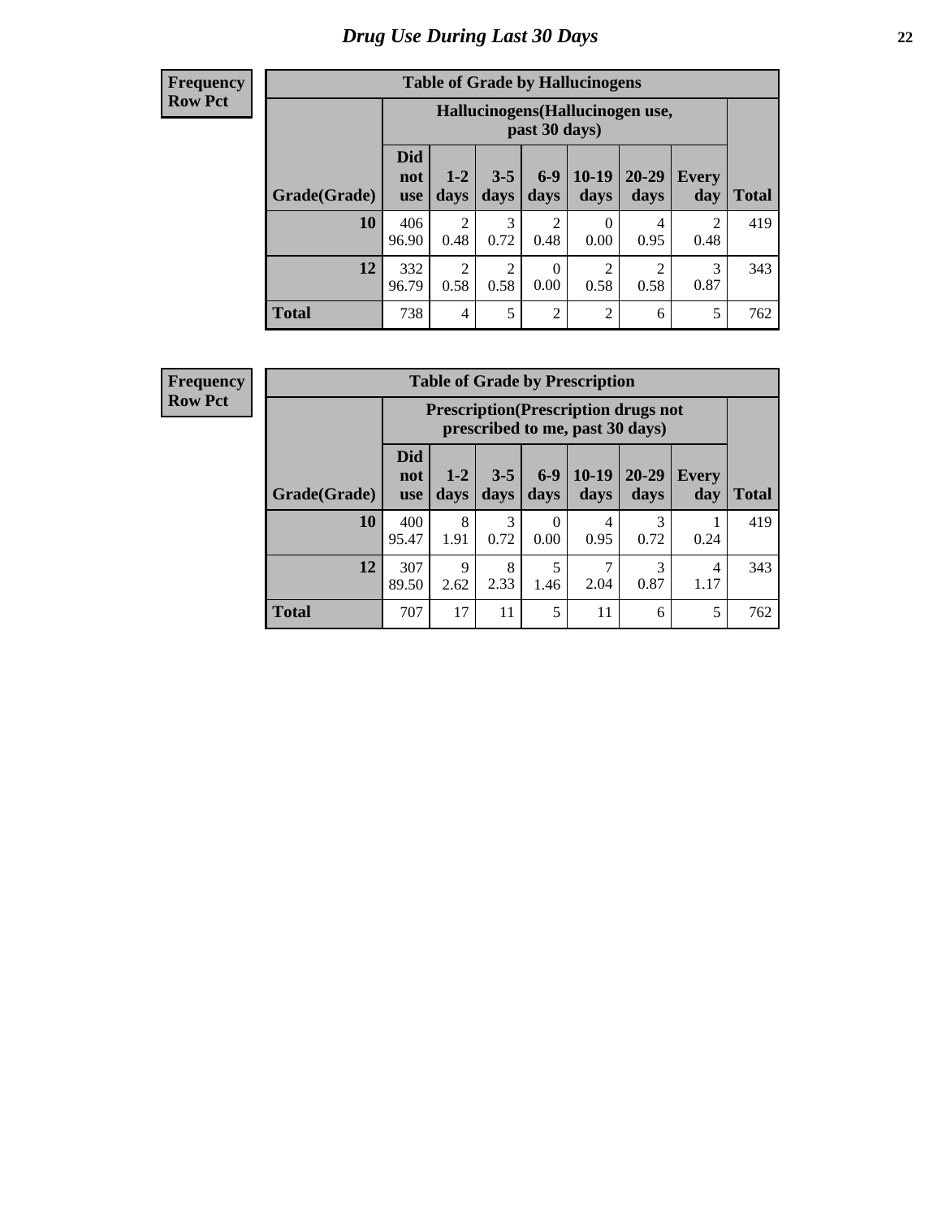# Drug Use During Last 30 Days

**Frequency**
**Row Pct**

**Table of Grade by Hallucinogens**

| Grade(Grade) | Hallucinogens(Hallucinogen use, past 30 days) | | | | | | | Total |
|---|---|---|---|---|---|---|---|---|
| | Did not use | 1-2 days | 3-5 days | 6-9 days | 10-19 days | 20-29 days | Every day | |
| 10 | 406<br>96.90 | 2<br>0.48 | 3<br>0.72 | 2<br>0.48 | 0<br>0.00 | 4<br>0.95 | 2<br>0.48 | 419 |
| 12 | 332<br>96.79 | 2<br>0.58 | 2<br>0.58 | 0<br>0.00 | 2<br>0.58 | 2<br>0.58 | 3<br>0.87 | 343 |
| Total | 738 | 4 | 5 | 2 | 2 | 6 | 5 | 762 |

**Frequency**
**Row Pct**

**Table of Grade by Prescription**

| Grade(Grade) | Prescription(Prescription drugs not prescribed to me, past 30 days) | | | | | | | Total |
|---|---|---|---|---|---|---|---|---|
| | Did not use | 1-2 days | 3-5 days | 6-9 days | 10-19 days | 20-29 days | Every day | |
| 10 | 400<br>95.47 | 8<br>1.91 | 3<br>0.72 | 0<br>0.00 | 4<br>0.95 | 3<br>0.72 | 1<br>0.24 | 419 |
| 12 | 307<br>89.50 | 9<br>2.62 | 8<br>2.33 | 5<br>1.46 | 7<br>2.04 | 3<br>0.87 | 4<br>1.17 | 343 |
| Total | 707 | 17 | 11 | 5 | 11 | 6 | 5 | 762 |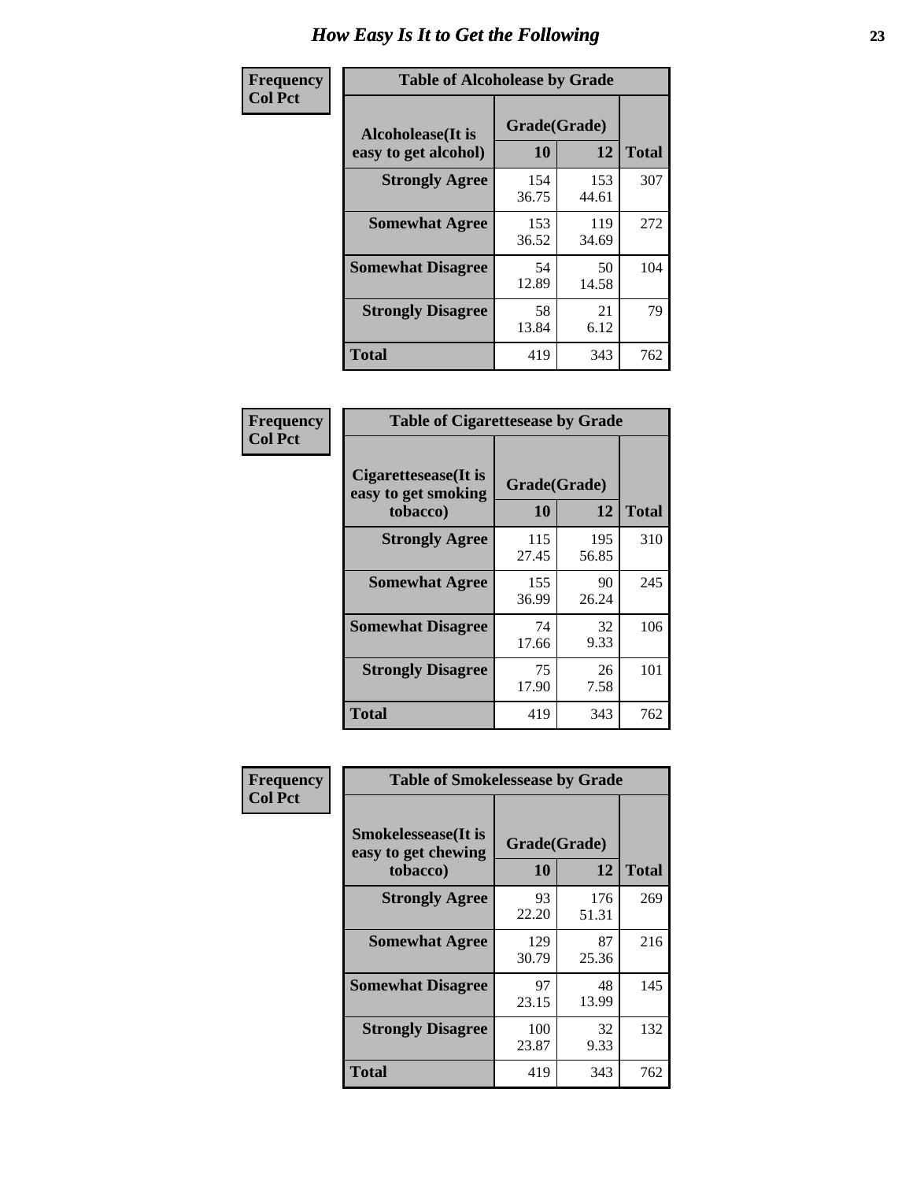# How Easy Is It to Get the Following

| Frequency<br>Col Pct | Table of Alcoholease by Grade | | |
|---|---|---|---|
| **Alcoholease(It is easy to get alcohol)** | **Grade(Grade)** | | |
| | **10** | **12** | **Total** |
| **Strongly Agree** | 154<br>36.75 | 153<br>44.61 | 307 |
| **Somewhat Agree** | 153<br>36.52 | 119<br>34.69 | 272 |
| **Somewhat Disagree** | 54<br>12.89 | 50<br>14.58 | 104 |
| **Strongly Disagree** | 58<br>13.84 | 21<br>6.12 | 79 |
| **Total** | 419 | 343 | 762 |

| Frequency<br>Col Pct | Table of Cigarettesease by Grade | | |
|---|---|---|---|
| **Cigarettesease(It is easy to get smoking tobacco)** | **Grade(Grade)** | | |
| | **10** | **12** | **Total** |
| **Strongly Agree** | 115<br>27.45 | 195<br>56.85 | 310 |
| **Somewhat Agree** | 155<br>36.99 | 90<br>26.24 | 245 |
| **Somewhat Disagree** | 74<br>17.66 | 32<br>9.33 | 106 |
| **Strongly Disagree** | 75<br>17.90 | 26<br>7.58 | 101 |
| **Total** | 419 | 343 | 762 |

| Frequency<br>Col Pct | Table of Smokelessease by Grade | | |
|---|---|---|---|
| **Smokelessease(It is easy to get chewing tobacco)** | **Grade(Grade)** | | |
| | **10** | **12** | **Total** |
| **Strongly Agree** | 93<br>22.20 | 176<br>51.31 | 269 |
| **Somewhat Agree** | 129<br>30.79 | 87<br>25.36 | 216 |
| **Somewhat Disagree** | 97<br>23.15 | 48<br>13.99 | 145 |
| **Strongly Disagree** | 100<br>23.87 | 32<br>9.33 | 132 |
| **Total** | 419 | 343 | 762 |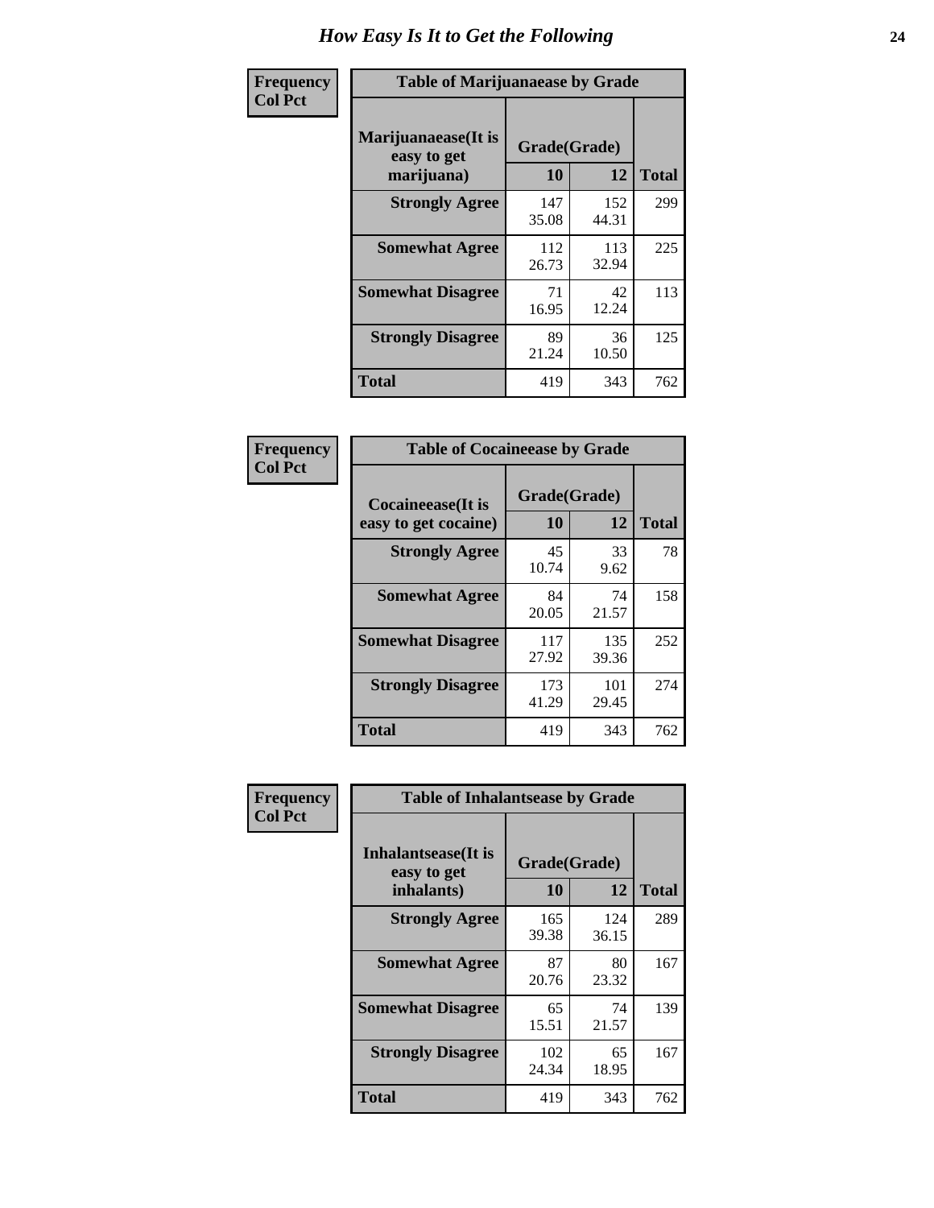# How Easy Is It to Get the Following

**Frequency**
**Col Pct**

**Table of Marijuanaease by Grade**

| Marijuanaease(It is easy to get marijuana) | Grade(Grade) | | Total |
|---|---|---|---|
| | 10 | 12 | |
| Strongly Agree | 147<br>35.08 | 152<br>44.31 | 299 |
| Somewhat Agree | 112<br>26.73 | 113<br>32.94 | 225 |
| Somewhat Disagree | 71<br>16.95 | 42<br>12.24 | 113 |
| Strongly Disagree | 89<br>21.24 | 36<br>10.50 | 125 |
| Total | 419 | 343 | 762 |

**Frequency**
**Col Pct**

**Table of Cocaineease by Grade**

| Cocaineease(It is easy to get cocaine) | Grade(Grade) | | Total |
|---|---|---|---|
| | 10 | 12 | |
| Strongly Agree | 45<br>10.74 | 33<br>9.62 | 78 |
| Somewhat Agree | 84<br>20.05 | 74<br>21.57 | 158 |
| Somewhat Disagree | 117<br>27.92 | 135<br>39.36 | 252 |
| Strongly Disagree | 173<br>41.29 | 101<br>29.45 | 274 |
| Total | 419 | 343 | 762 |

**Frequency**
**Col Pct**

**Table of Inhalantsease by Grade**

| Inhalantsease(It is easy to get inhalants) | Grade(Grade) | | Total |
|---|---|---|---|
| | 10 | 12 | |
| Strongly Agree | 165<br>39.38 | 124<br>36.15 | 289 |
| Somewhat Agree | 87<br>20.76 | 80<br>23.32 | 167 |
| Somewhat Disagree | 65<br>15.51 | 74<br>21.57 | 139 |
| Strongly Disagree | 102<br>24.34 | 65<br>18.95 | 167 |
| Total | 419 | 343 | 762 |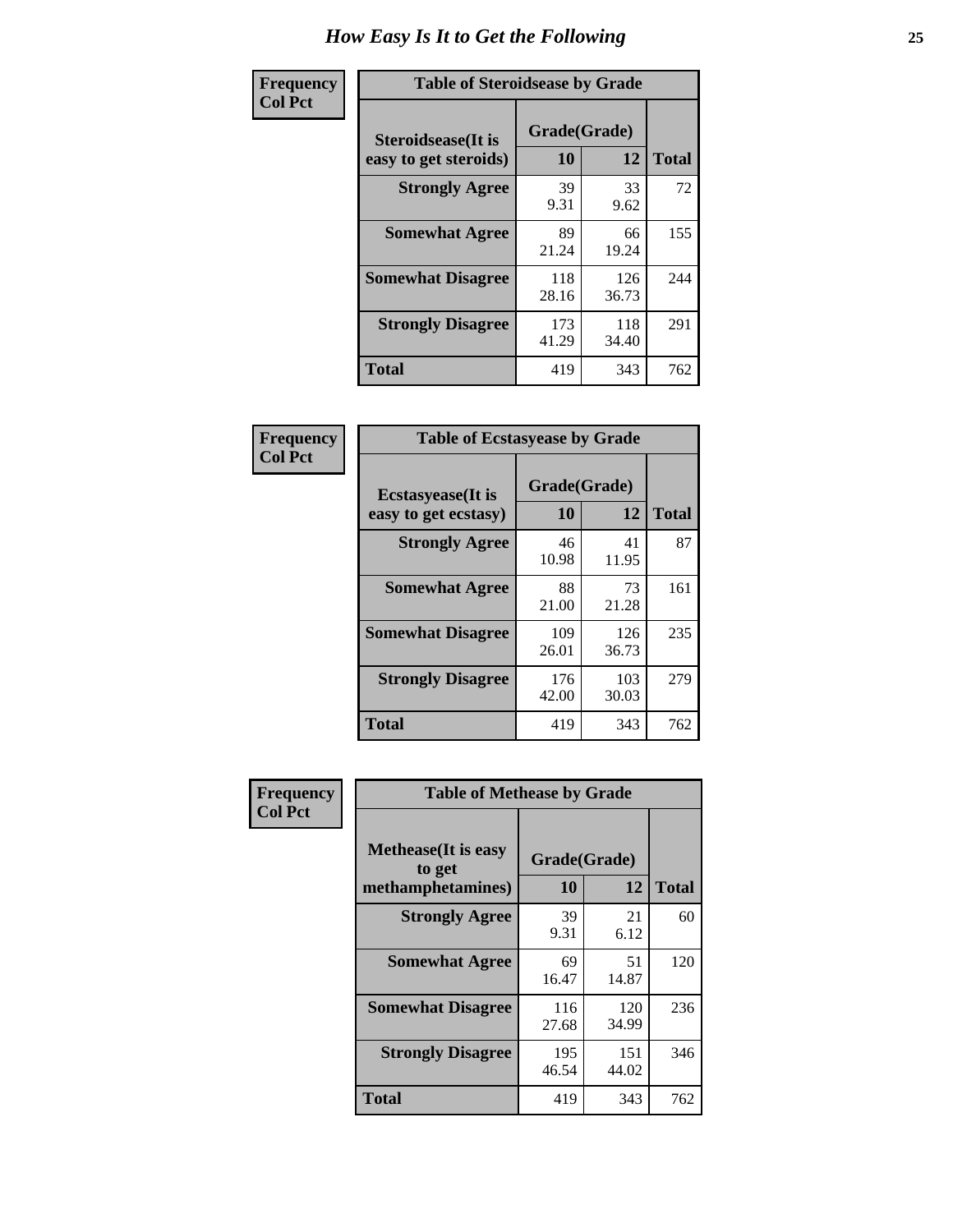# How Easy Is It to Get the Following

**Frequency**
**Col Pct**

| Table of Steroidsease by Grade | | | |
|---|---|---|---|
| Steroidsease(It is easy to get steroids) | Grade(Grade) | | Total |
| | 10 | 12 | |
| **Strongly Agree** | 39<br>9.31 | 33<br>9.62 | 72 |
| **Somewhat Agree** | 89<br>21.24 | 66<br>19.24 | 155 |
| **Somewhat Disagree** | 118<br>28.16 | 126<br>36.73 | 244 |
| **Strongly Disagree** | 173<br>41.29 | 118<br>34.40 | 291 |
| **Total** | 419 | 343 | 762 |

**Frequency**
**Col Pct**

| Table of Ecstasyease by Grade | | | |
|---|---|---|---|
| Ecstasyease(It is easy to get ecstasy) | Grade(Grade) | | Total |
| | 10 | 12 | |
| **Strongly Agree** | 46<br>10.98 | 41<br>11.95 | 87 |
| **Somewhat Agree** | 88<br>21.00 | 73<br>21.28 | 161 |
| **Somewhat Disagree** | 109<br>26.01 | 126<br>36.73 | 235 |
| **Strongly Disagree** | 176<br>42.00 | 103<br>30.03 | 279 |
| **Total** | 419 | 343 | 762 |

**Frequency**
**Col Pct**

| Table of Methease by Grade | | | |
|---|---|---|---|
| Methease(It is easy to get methamphetamines) | Grade(Grade) | | Total |
| | 10 | 12 | |
| **Strongly Agree** | 39<br>9.31 | 21<br>6.12 | 60 |
| **Somewhat Agree** | 69<br>16.47 | 51<br>14.87 | 120 |
| **Somewhat Disagree** | 116<br>27.68 | 120<br>34.99 | 236 |
| **Strongly Disagree** | 195<br>46.54 | 151<br>44.02 | 346 |
| **Total** | 419 | 343 | 762 |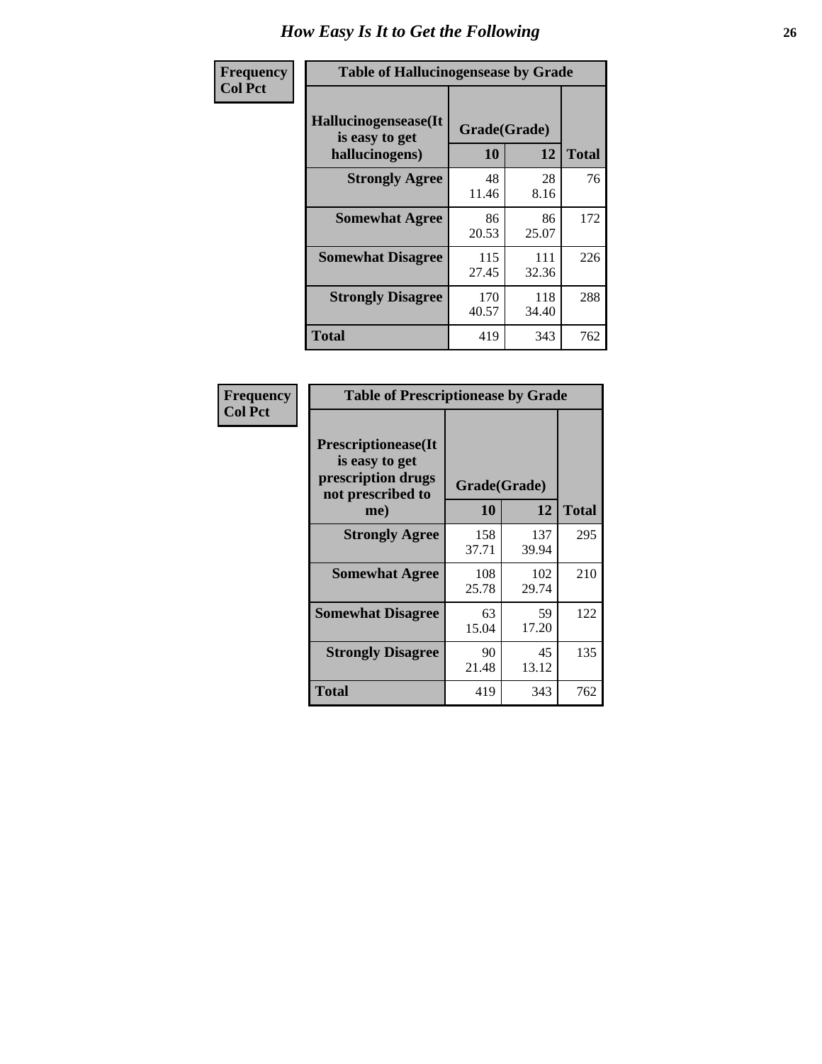# How Easy Is It to Get the Following

| Frequency<br>Col Pct | Table of Hallucinogensease by Grade | | |
|---|---|---|---|
| Hallucinogensease(It is easy to get hallucinogens) | Grade(Grade) | | |
| | 10 | 12 | Total |
| Strongly Agree | 48<br>11.46 | 28<br>8.16 | 76 |
| Somewhat Agree | 86<br>20.53 | 86<br>25.07 | 172 |
| Somewhat Disagree | 115<br>27.45 | 111<br>32.36 | 226 |
| Strongly Disagree | 170<br>40.57 | 118<br>34.40 | 288 |
| Total | 419 | 343 | 762 |

| Frequency<br>Col Pct | Table of Prescriptionease by Grade | | |
|---|---|---|---|
| Prescriptionease(It is easy to get prescription drugs not prescribed to me) | Grade(Grade) | | |
| | 10 | 12 | Total |
| Strongly Agree | 158<br>37.71 | 137<br>39.94 | 295 |
| Somewhat Agree | 108<br>25.78 | 102<br>29.74 | 210 |
| Somewhat Disagree | 63<br>15.04 | 59<br>17.20 | 122 |
| Strongly Disagree | 90<br>21.48 | 45<br>13.12 | 135 |
| Total | 419 | 343 | 762 |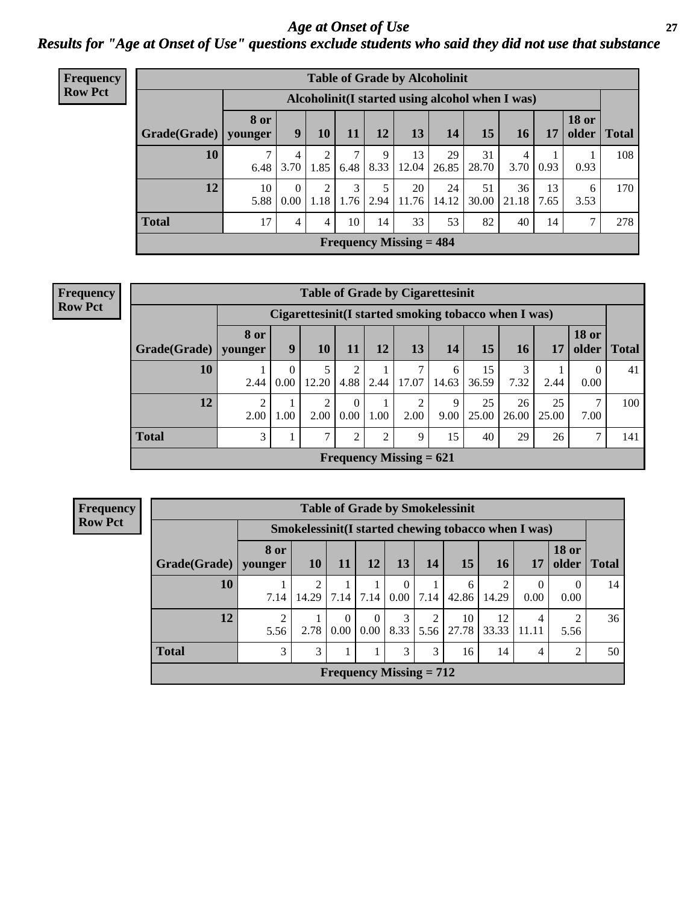# Age at Onset of Use

## Results for "Age at Onset of Use" questions exclude students who said they did not use that substance

**Frequency**
**Row Pct**

| Table of Grade by Alcoholinit | | | | | | | | | | | | |
|---|---|---|---|---|---|---|---|---|---|---|---|---|
| | Alcoholinit(I started using alcohol when I was) | | | | | | | | | | | |
| Grade(Grade) | 8 or younger | 9 | 10 | 11 | 12 | 13 | 14 | 15 | 16 | 17 | 18 or older | Total |
| 10 | 7<br>6.48 | 4<br>3.70 | 2<br>1.85 | 7<br>6.48 | 9<br>8.33 | 13<br>12.04 | 29<br>26.85 | 31<br>28.70 | 4<br>3.70 | 1<br>0.93 | 1<br>0.93 | 108 |
| 12 | 10<br>5.88 | 0<br>0.00 | 2<br>1.18 | 3<br>1.76 | 5<br>2.94 | 20<br>11.76 | 24<br>14.12 | 51<br>30.00 | 36<br>21.18 | 13<br>7.65 | 6<br>3.53 | 170 |
| Total | 17 | 4 | 4 | 10 | 14 | 33 | 53 | 82 | 40 | 14 | 7 | 278 |
| Frequency Missing = 484 | | | | | | | | | | | | |

**Frequency**
**Row Pct**

| Table of Grade by Cigarettesinit | | | | | | | | | | | | |
|---|---|---|---|---|---|---|---|---|---|---|---|---|
| | Cigarettesinit(I started smoking tobacco when I was) | | | | | | | | | | | |
| Grade(Grade) | 8 or younger | 9 | 10 | 11 | 12 | 13 | 14 | 15 | 16 | 17 | 18 or older | Total |
| 10 | 1<br>2.44 | 0<br>0.00 | 5<br>12.20 | 2<br>4.88 | 1<br>2.44 | 7<br>17.07 | 6<br>14.63 | 15<br>36.59 | 3<br>7.32 | 1<br>2.44 | 0<br>0.00 | 41 |
| 12 | 2<br>2.00 | 1<br>1.00 | 2<br>2.00 | 0<br>0.00 | 1<br>1.00 | 2<br>2.00 | 9<br>9.00 | 25<br>25.00 | 26<br>26.00 | 25<br>25.00 | 7<br>7.00 | 100 |
| Total | 3 | 1 | 7 | 2 | 2 | 9 | 15 | 40 | 29 | 26 | 7 | 141 |
| Frequency Missing = 621 | | | | | | | | | | | | |

**Frequency**
**Row Pct**

| Table of Grade by Smokelessinit | | | | | | | | | | | |
|---|---|---|---|---|---|---|---|---|---|---|---|
| | Smokelessinit(I started chewing tobacco when I was) | | | | | | | | | | |
| Grade(Grade) | 8 or younger | 10 | 11 | 12 | 13 | 14 | 15 | 16 | 17 | 18 or older | Total |
| 10 | 1<br>7.14 | 2<br>14.29 | 1<br>7.14 | 1<br>7.14 | 0<br>0.00 | 1<br>7.14 | 6<br>42.86 | 2<br>14.29 | 0<br>0.00 | 0<br>0.00 | 14 |
| 12 | 2<br>5.56 | 1<br>2.78 | 0<br>0.00 | 0<br>0.00 | 3<br>8.33 | 2<br>5.56 | 10<br>27.78 | 12<br>33.33 | 4<br>11.11 | 2<br>5.56 | 36 |
| Total | 3 | 3 | 1 | 1 | 3 | 3 | 16 | 14 | 4 | 2 | 50 |
| Frequency Missing = 712 | | | | | | | | | | | |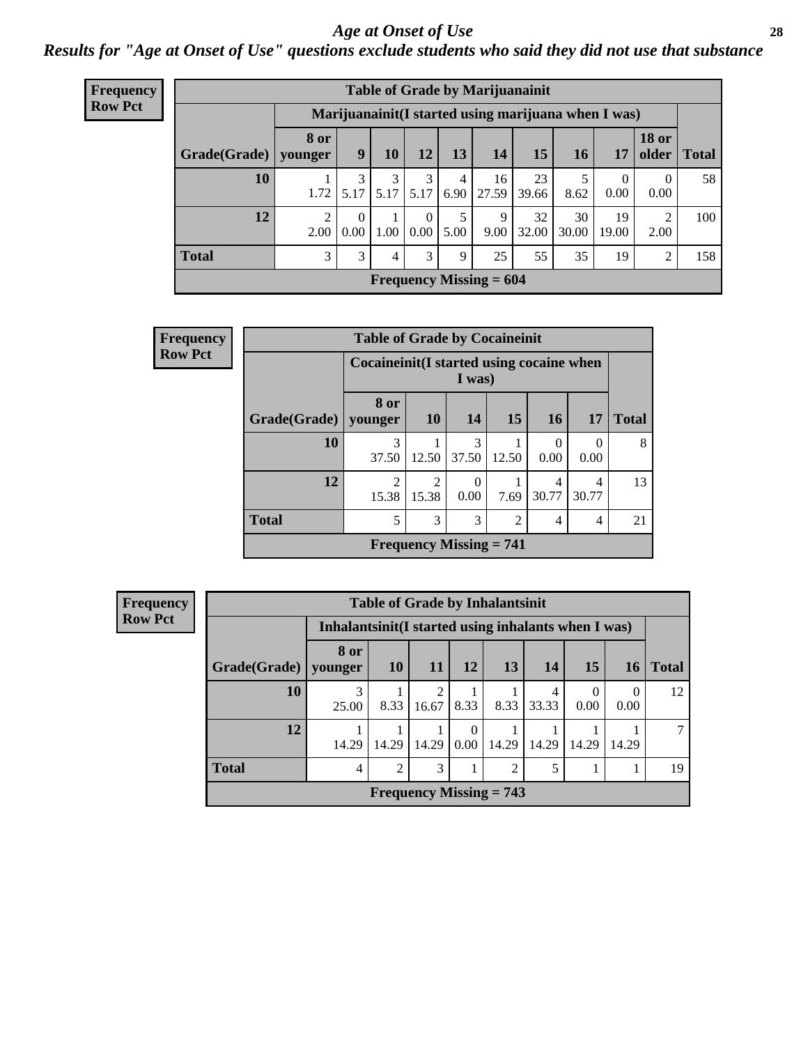# *Age at Onset of Use*

## *Results for "Age at Onset of Use" questions exclude students who said they did not use that substance*

**Frequency**
**Row Pct**

**Table of Grade by Marijuanainit**

| | Marijuanainit(I started using marijuana when I was) | | | | | | | | | | |
|---|---|---|---|---|---|---|---|---|---|---|---|
| Grade(Grade) | 8 or younger | 9 | 10 | 12 | 13 | 14 | 15 | 16 | 17 | 18 or older | Total |
| 10 | 1<br>1.72 | 3<br>5.17 | 3<br>5.17 | 3<br>5.17 | 4<br>6.90 | 16<br>27.59 | 23<br>39.66 | 5<br>8.62 | 0<br>0.00 | 0<br>0.00 | 58 |
| 12 | 2<br>2.00 | 0<br>0.00 | 1<br>1.00 | 0<br>0.00 | 5<br>5.00 | 9<br>9.00 | 32<br>32.00 | 30<br>30.00 | 19<br>19.00 | 2<br>2.00 | 100 |
| Total | 3 | 3 | 4 | 3 | 9 | 25 | 55 | 35 | 19 | 2 | 158 |

**Frequency Missing = 604**

**Frequency**
**Row Pct**

**Table of Grade by Cocaineinit**

| | Cocaineinit(I started using cocaine when I was) | | | | | | |
|---|---|---|---|---|---|---|---|
| Grade(Grade) | 8 or younger | 10 | 14 | 15 | 16 | 17 | Total |
| 10 | 3<br>37.50 | 1<br>12.50 | 3<br>37.50 | 1<br>12.50 | 0<br>0.00 | 0<br>0.00 | 8 |
| 12 | 2<br>15.38 | 2<br>15.38 | 0<br>0.00 | 1<br>7.69 | 4<br>30.77 | 4<br>30.77 | 13 |
| Total | 5 | 3 | 3 | 2 | 4 | 4 | 21 |

**Frequency Missing = 741**

**Frequency**
**Row Pct**

**Table of Grade by Inhalantsinit**

| | Inhalantsinit(I started using inhalants when I was) | | | | | | | | |
|---|---|---|---|---|---|---|---|---|---|
| Grade(Grade) | 8 or younger | 10 | 11 | 12 | 13 | 14 | 15 | 16 | Total |
| 10 | 3<br>25.00 | 1<br>8.33 | 2<br>16.67 | 1<br>8.33 | 1<br>8.33 | 4<br>33.33 | 0<br>0.00 | 0<br>0.00 | 12 |
| 12 | 1<br>14.29 | 1<br>14.29 | 1<br>14.29 | 0<br>0.00 | 1<br>14.29 | 1<br>14.29 | 1<br>14.29 | 1<br>14.29 | 7 |
| Total | 4 | 2 | 3 | 1 | 2 | 5 | 1 | 1 | 19 |

**Frequency Missing = 743**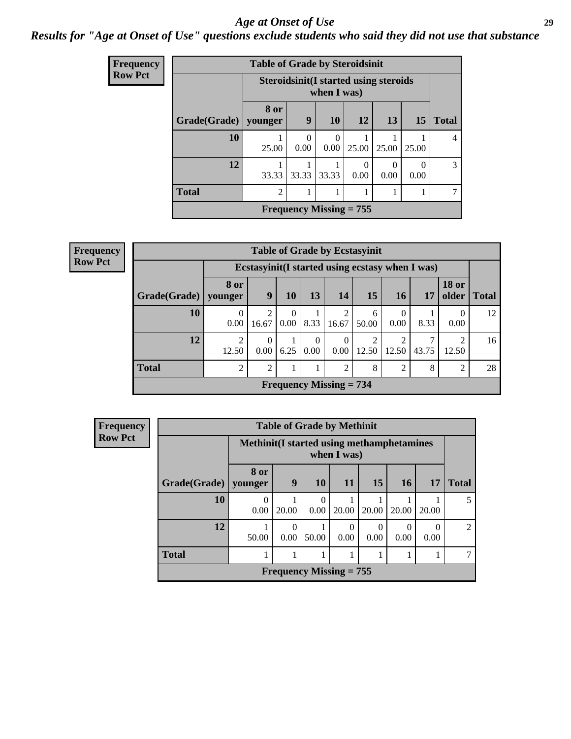# *Age at Onset of Use*

***Results for "Age at Onset of Use" questions exclude students who said they did not use that substance***

**Frequency**
**Row Pct**

**Table of Grade by Steroidsinit**

| Grade(Grade) | Steroidsinit(I started using steroids when I was) | | | | | | Total |
|---|---|---|---|---|---|---|---|
| | 8 or younger | 9 | 10 | 12 | 13 | 15 | |
| 10 | 1<br>25.00 | 0<br>0.00 | 0<br>0.00 | 1<br>25.00 | 1<br>25.00 | 1<br>25.00 | 4 |
| 12 | 1<br>33.33 | 1<br>33.33 | 1<br>33.33 | 0<br>0.00 | 0<br>0.00 | 0<br>0.00 | 3 |
| Total | 2 | 1 | 1 | 1 | 1 | 1 | 7 |

Frequency Missing = 755

**Frequency**
**Row Pct**

**Table of Grade by Ecstasyinit**

| Grade(Grade) | Ecstasyinit(I started using ecstasy when I was) | | | | | | | | | Total |
|---|---|---|---|---|---|---|---|---|---|---|
| | 8 or younger | 9 | 10 | 13 | 14 | 15 | 16 | 17 | 18 or older | |
| 10 | 0<br>0.00 | 2<br>16.67 | 0<br>0.00 | 1<br>8.33 | 2<br>16.67 | 6<br>50.00 | 0<br>0.00 | 1<br>8.33 | 0<br>0.00 | 12 |
| 12 | 2<br>12.50 | 0<br>0.00 | 1<br>6.25 | 0<br>0.00 | 0<br>0.00 | 2<br>12.50 | 2<br>12.50 | 7<br>43.75 | 2<br>12.50 | 16 |
| Total | 2 | 2 | 1 | 1 | 2 | 8 | 2 | 8 | 2 | 28 |

Frequency Missing = 734

**Frequency**
**Row Pct**

**Table of Grade by Methinit**

| Grade(Grade) | Methinit(I started using methamphetamines when I was) | | | | | | | Total |
|---|---|---|---|---|---|---|---|---|
| | 8 or younger | 9 | 10 | 11 | 15 | 16 | 17 | |
| 10 | 0<br>0.00 | 1<br>20.00 | 0<br>0.00 | 1<br>20.00 | 1<br>20.00 | 1<br>20.00 | 1<br>20.00 | 5 |
| 12 | 1<br>50.00 | 0<br>0.00 | 1<br>50.00 | 0<br>0.00 | 0<br>0.00 | 0<br>0.00 | 0<br>0.00 | 2 |
| Total | 1 | 1 | 1 | 1 | 1 | 1 | 1 | 7 |

Frequency Missing = 755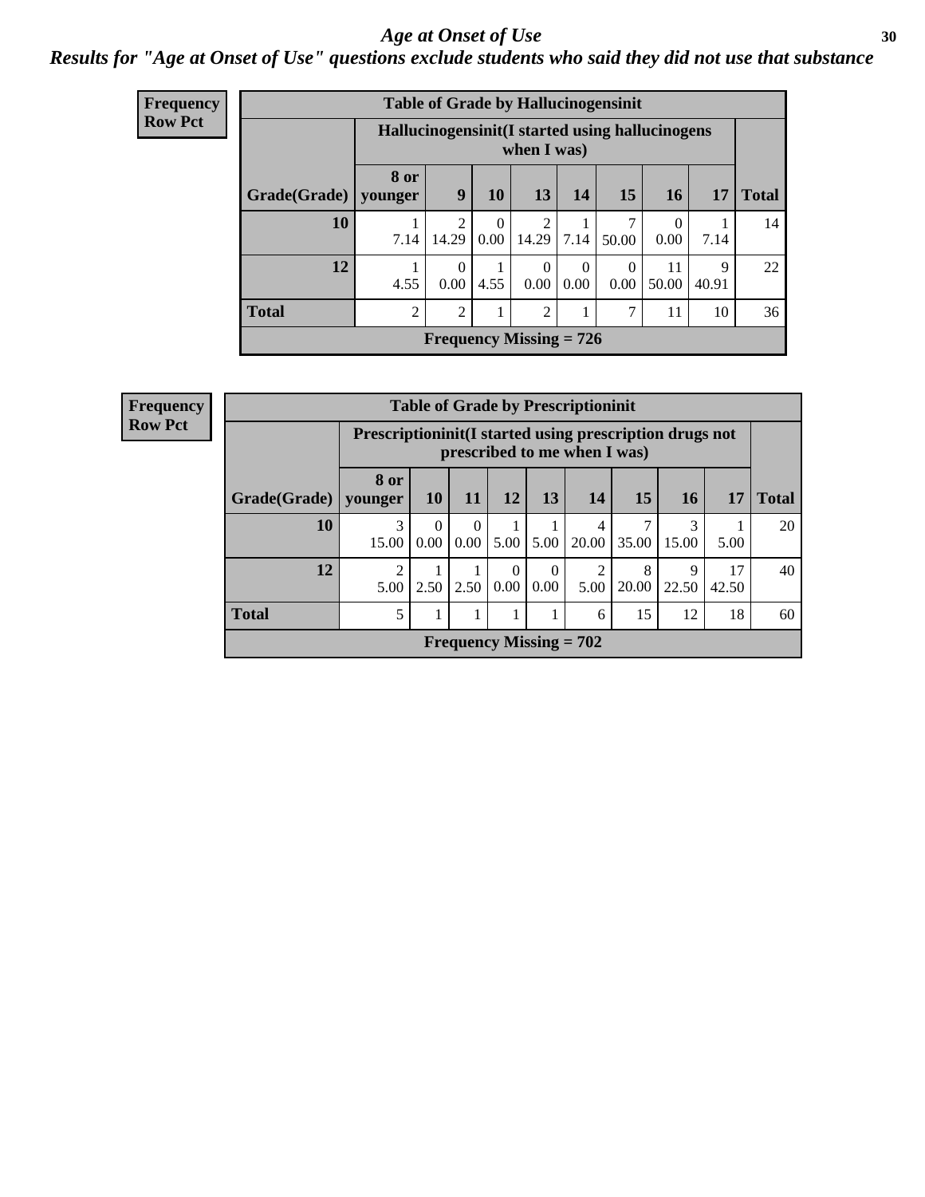# *Age at Onset of Use*

## *Results for "Age at Onset of Use" questions exclude students who said they did not use that substance*

**Frequency**
**Row Pct**

| Table of Grade by Hallucinogensinit | | | | | | | | | |
|---|---|---|---|---|---|---|---|---|---|
| | Hallucinogensinit(I started using hallucinogens when I was) | | | | | | | | |
| Grade(Grade) | 8 or younger | 9 | 10 | 13 | 14 | 15 | 16 | 17 | Total |
| 10 | 1<br>7.14 | 2<br>14.29 | 0<br>0.00 | 2<br>14.29 | 1<br>7.14 | 7<br>50.00 | 0<br>0.00 | 1<br>7.14 | 14 |
| 12 | 1<br>4.55 | 0<br>0.00 | 1<br>4.55 | 0<br>0.00 | 0<br>0.00 | 0<br>0.00 | 11<br>50.00 | 9<br>40.91 | 22 |
| Total | 2 | 2 | 1 | 2 | 1 | 7 | 11 | 10 | 36 |
| Frequency Missing = 726 | | | | | | | | | |

**Frequency**
**Row Pct**

| Table of Grade by Prescriptioninit | | | | | | | | | | |
|---|---|---|---|---|---|---|---|---|---|---|
| | Prescriptioninit(I started using prescription drugs not prescribed to me when I was) | | | | | | | | | |
| Grade(Grade) | 8 or younger | 10 | 11 | 12 | 13 | 14 | 15 | 16 | 17 | Total |
| 10 | 3<br>15.00 | 0<br>0.00 | 0<br>0.00 | 1<br>5.00 | 1<br>5.00 | 4<br>20.00 | 7<br>35.00 | 3<br>15.00 | 1<br>5.00 | 20 |
| 12 | 2<br>5.00 | 1<br>2.50 | 1<br>2.50 | 0<br>0.00 | 0<br>0.00 | 2<br>5.00 | 8<br>20.00 | 9<br>22.50 | 17<br>42.50 | 40 |
| Total | 5 | 1 | 1 | 1 | 1 | 6 | 15 | 12 | 18 | 60 |
| Frequency Missing = 702 | | | | | | | | | | |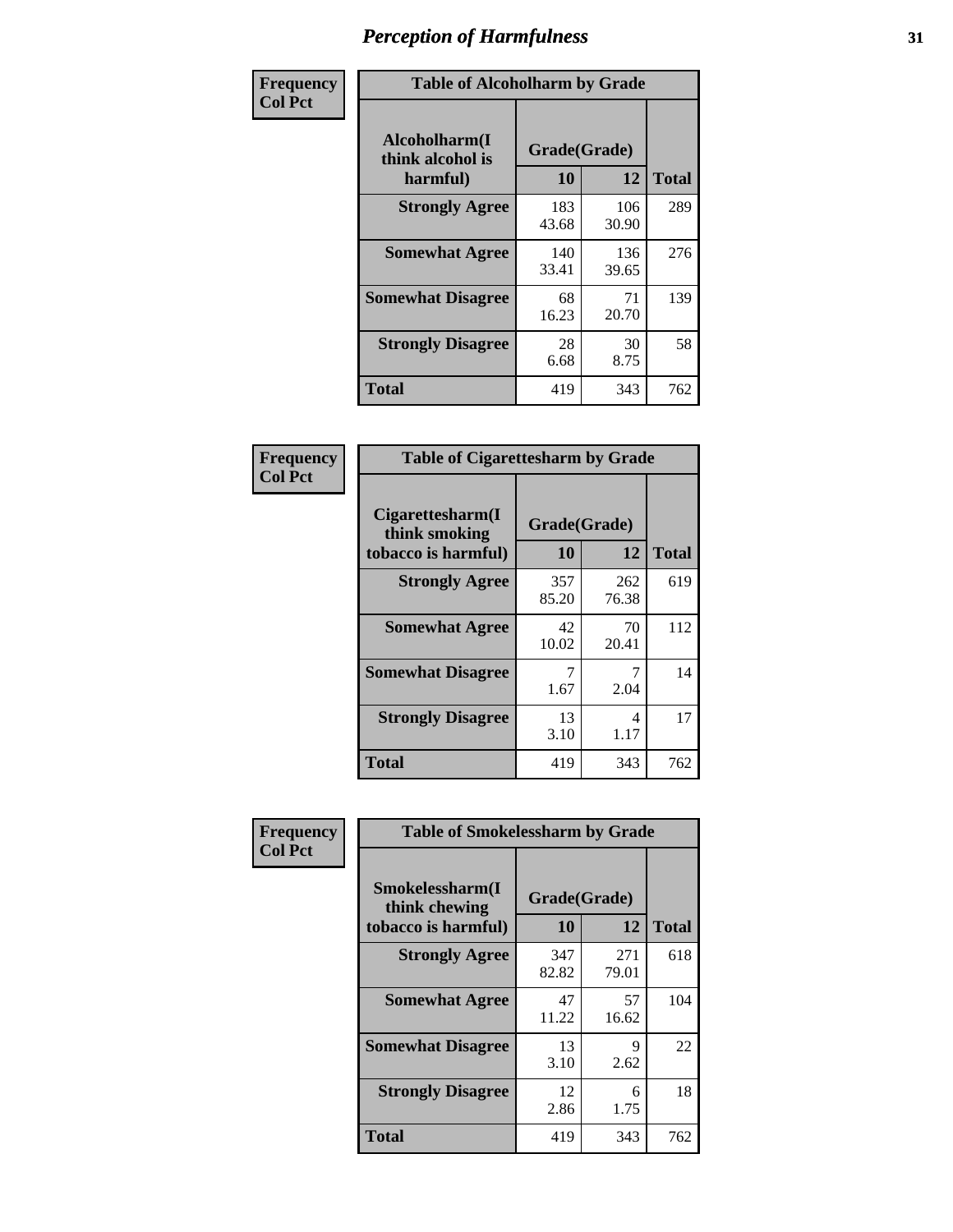# Perception of Harmfulness

Frequency
Col Pct

**Table of Alcoholharm by Grade**

| Alcoholharm(I think alcohol is harmful) | Grade(Grade) | | Total |
|---|---|---|---|
| | 10 | 12 | |
| **Strongly Agree** | 183<br>43.68 | 106<br>30.90 | 289 |
| **Somewhat Agree** | 140<br>33.41 | 136<br>39.65 | 276 |
| **Somewhat Disagree** | 68<br>16.23 | 71<br>20.70 | 139 |
| **Strongly Disagree** | 28<br>6.68 | 30<br>8.75 | 58 |
| **Total** | 419 | 343 | 762 |

Frequency
Col Pct

**Table of Cigarettesharm by Grade**

| Cigarettesharm(I think smoking tobacco is harmful) | Grade(Grade) | | Total |
|---|---|---|---|
| | 10 | 12 | |
| **Strongly Agree** | 357<br>85.20 | 262<br>76.38 | 619 |
| **Somewhat Agree** | 42<br>10.02 | 70<br>20.41 | 112 |
| **Somewhat Disagree** | 7<br>1.67 | 7<br>2.04 | 14 |
| **Strongly Disagree** | 13<br>3.10 | 4<br>1.17 | 17 |
| **Total** | 419 | 343 | 762 |

Frequency
Col Pct

**Table of Smokelessharm by Grade**

| Smokelessharm(I think chewing tobacco is harmful) | Grade(Grade) | | Total |
|---|---|---|---|
| | 10 | 12 | |
| **Strongly Agree** | 347<br>82.82 | 271<br>79.01 | 618 |
| **Somewhat Agree** | 47<br>11.22 | 57<br>16.62 | 104 |
| **Somewhat Disagree** | 13<br>3.10 | 9<br>2.62 | 22 |
| **Strongly Disagree** | 12<br>2.86 | 6<br>1.75 | 18 |
| **Total** | 419 | 343 | 762 |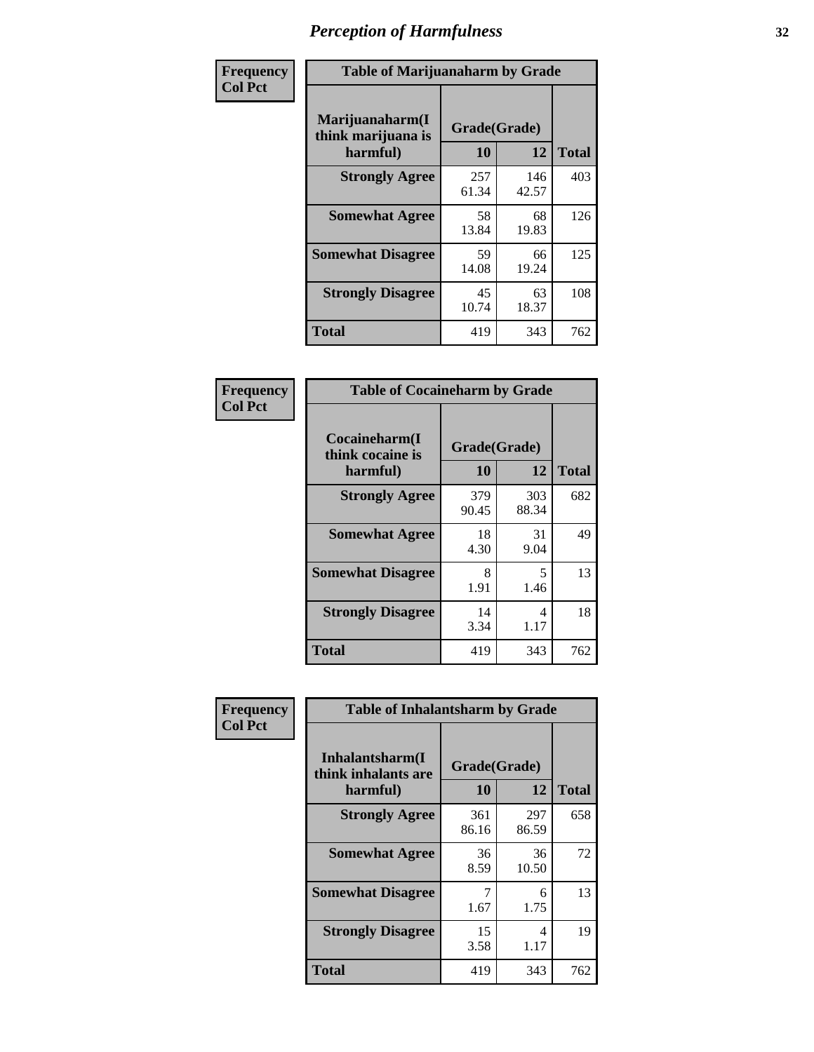# Perception of Harmfulness

**Frequency**
**Col Pct**

**Table of Marijuanaharm by Grade**

| Marijuanaharm(I think marijuana is harmful) | Grade(Grade) | | Total |
|---|---|---|---|
| | 10 | 12 | |
| **Strongly Agree** | 257<br>61.34 | 146<br>42.57 | 403 |
| **Somewhat Agree** | 58<br>13.84 | 68<br>19.83 | 126 |
| **Somewhat Disagree** | 59<br>14.08 | 66<br>19.24 | 125 |
| **Strongly Disagree** | 45<br>10.74 | 63<br>18.37 | 108 |
| **Total** | 419 | 343 | 762 |

**Frequency**
**Col Pct**

**Table of Cocaineharm by Grade**

| Cocaineharm(I think cocaine is harmful) | Grade(Grade) | | Total |
|---|---|---|---|
| | 10 | 12 | |
| **Strongly Agree** | 379<br>90.45 | 303<br>88.34 | 682 |
| **Somewhat Agree** | 18<br>4.30 | 31<br>9.04 | 49 |
| **Somewhat Disagree** | 8<br>1.91 | 5<br>1.46 | 13 |
| **Strongly Disagree** | 14<br>3.34 | 4<br>1.17 | 18 |
| **Total** | 419 | 343 | 762 |

**Frequency**
**Col Pct**

**Table of Inhalantsharm by Grade**

| Inhalantsharm(I think inhalants are harmful) | Grade(Grade) | | Total |
|---|---|---|---|
| | 10 | 12 | |
| **Strongly Agree** | 361<br>86.16 | 297<br>86.59 | 658 |
| **Somewhat Agree** | 36<br>8.59 | 36<br>10.50 | 72 |
| **Somewhat Disagree** | 7<br>1.67 | 6<br>1.75 | 13 |
| **Strongly Disagree** | 15<br>3.58 | 4<br>1.17 | 19 |
| **Total** | 419 | 343 | 762 |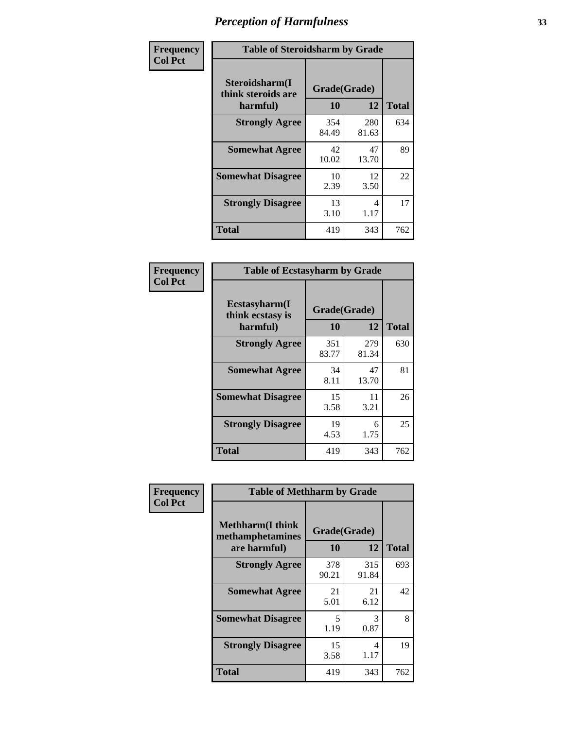# Perception of Harmfulness

**Frequency**
**Col Pct**

| Table of Steroidsharm by Grade | | | |
|---|---|---|---|
| Steroidsharm(I think steroids are harmful) | Grade(Grade) | | Total |
| | 10 | 12 | |
| **Strongly Agree** | 354<br>84.49 | 280<br>81.63 | 634 |
| **Somewhat Agree** | 42<br>10.02 | 47<br>13.70 | 89 |
| **Somewhat Disagree** | 10<br>2.39 | 12<br>3.50 | 22 |
| **Strongly Disagree** | 13<br>3.10 | 4<br>1.17 | 17 |
| **Total** | 419 | 343 | 762 |

**Frequency**
**Col Pct**

| Table of Ecstasyharm by Grade | | | |
|---|---|---|---|
| Ecstasyharm(I think ecstasy is harmful) | Grade(Grade) | | Total |
| | 10 | 12 | |
| **Strongly Agree** | 351<br>83.77 | 279<br>81.34 | 630 |
| **Somewhat Agree** | 34<br>8.11 | 47<br>13.70 | 81 |
| **Somewhat Disagree** | 15<br>3.58 | 11<br>3.21 | 26 |
| **Strongly Disagree** | 19<br>4.53 | 6<br>1.75 | 25 |
| **Total** | 419 | 343 | 762 |

**Frequency**
**Col Pct**

| Table of Methharm by Grade | | | |
|---|---|---|---|
| Methharm(I think methamphetamines are harmful) | Grade(Grade) | | Total |
| | 10 | 12 | |
| **Strongly Agree** | 378<br>90.21 | 315<br>91.84 | 693 |
| **Somewhat Agree** | 21<br>5.01 | 21<br>6.12 | 42 |
| **Somewhat Disagree** | 5<br>1.19 | 3<br>0.87 | 8 |
| **Strongly Disagree** | 15<br>3.58 | 4<br>1.17 | 19 |
| **Total** | 419 | 343 | 762 |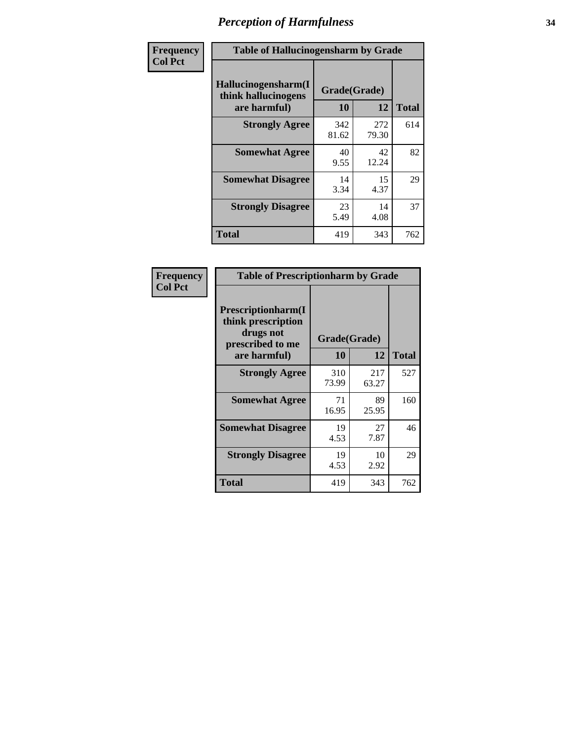# Perception of Harmfulness

**Frequency**
**Col Pct**

| Table of Hallucinogensharm by Grade | | | |
|---|---|---|---|
| Hallucinogensharm(I think hallucinogens are harmful) | Grade(Grade) | | |
| | 10 | 12 | Total |
| **Strongly Agree** | 342<br>81.62 | 272<br>79.30 | 614 |
| **Somewhat Agree** | 40<br>9.55 | 42<br>12.24 | 82 |
| **Somewhat Disagree** | 14<br>3.34 | 15<br>4.37 | 29 |
| **Strongly Disagree** | 23<br>5.49 | 14<br>4.08 | 37 |
| **Total** | 419 | 343 | 762 |

**Frequency**
**Col Pct**

| Table of Prescriptionharm by Grade | | | |
|---|---|---|---|
| Prescriptionharm(I think prescription drugs not prescribed to me are harmful) | Grade(Grade) | | |
| | 10 | 12 | Total |
| **Strongly Agree** | 310<br>73.99 | 217<br>63.27 | 527 |
| **Somewhat Agree** | 71<br>16.95 | 89<br>25.95 | 160 |
| **Somewhat Disagree** | 19<br>4.53 | 27<br>7.87 | 46 |
| **Strongly Disagree** | 19<br>4.53 | 10<br>2.92 | 29 |
| **Total** | 419 | 343 | 762 |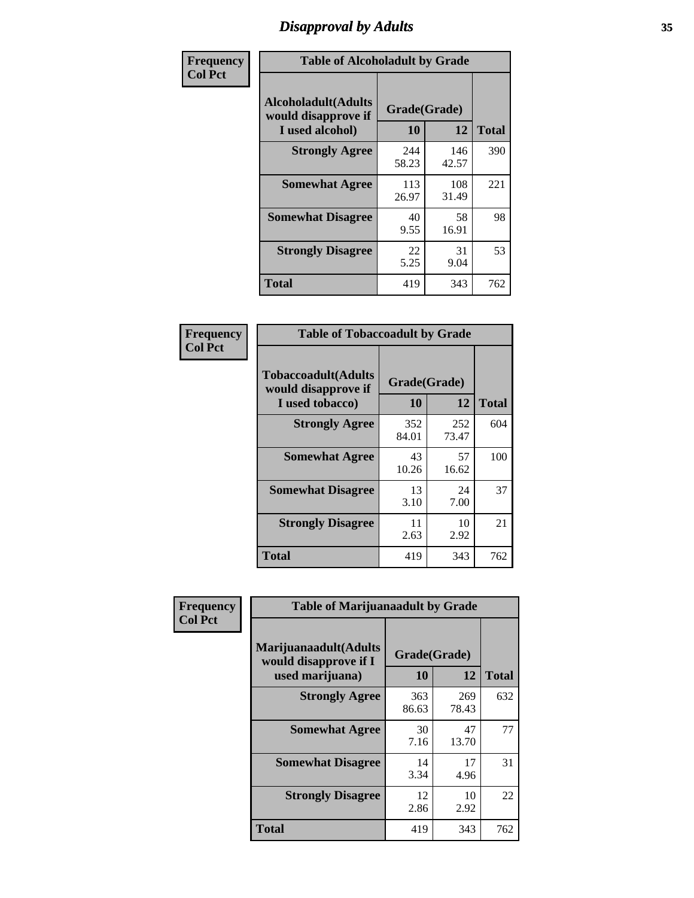# Disapproval by Adults

| Frequency<br>Col Pct | | | |
|---|---|---|---|

**Table of Alcoholadult by Grade**

| Alcoholadult(Adults would disapprove if I used alcohol) | Grade(Grade) | | Total |
|---|---|---|---|
| | 10 | 12 | |
| Strongly Agree | 244<br>58.23 | 146<br>42.57 | 390 |
| Somewhat Agree | 113<br>26.97 | 108<br>31.49 | 221 |
| Somewhat Disagree | 40<br>9.55 | 58<br>16.91 | 98 |
| Strongly Disagree | 22<br>5.25 | 31<br>9.04 | 53 |
| Total | 419 | 343 | 762 |

| Frequency<br>Col Pct | | | |
|---|---|---|---|

**Table of Tobaccoadult by Grade**

| Tobaccoadult(Adults would disapprove if I used tobacco) | Grade(Grade) | | Total |
|---|---|---|---|
| | 10 | 12 | |
| Strongly Agree | 352<br>84.01 | 252<br>73.47 | 604 |
| Somewhat Agree | 43<br>10.26 | 57<br>16.62 | 100 |
| Somewhat Disagree | 13<br>3.10 | 24<br>7.00 | 37 |
| Strongly Disagree | 11<br>2.63 | 10<br>2.92 | 21 |
| Total | 419 | 343 | 762 |

| Frequency<br>Col Pct | | | |
|---|---|---|---|

**Table of Marijuanaadult by Grade**

| Marijuanaadult(Adults would disapprove if I used marijuana) | Grade(Grade) | | Total |
|---|---|---|---|
| | 10 | 12 | |
| Strongly Agree | 363<br>86.63 | 269<br>78.43 | 632 |
| Somewhat Agree | 30<br>7.16 | 47<br>13.70 | 77 |
| Somewhat Disagree | 14<br>3.34 | 17<br>4.96 | 31 |
| Strongly Disagree | 12<br>2.86 | 10<br>2.92 | 22 |
| Total | 419 | 343 | 762 |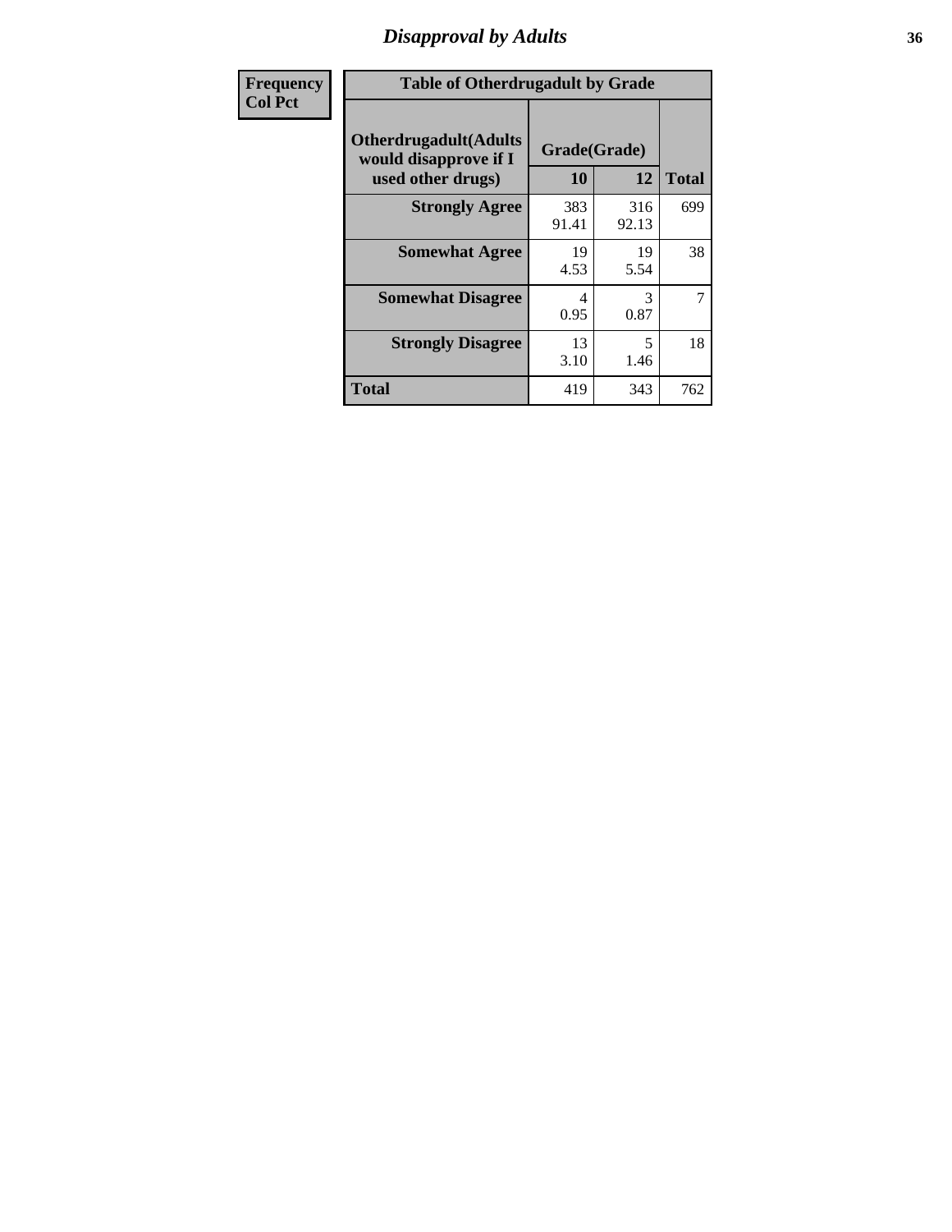| Frequency Col Pct | Table of Otherdrugadult by Grade | | | |
|---|---|---|---|---|
| | Otherdrugadult(Adults would disapprove if I used other drugs) | Grade(Grade) | | |
| | | 10 | 12 | Total |
| | Strongly Agree | 383<br>91.41 | 316<br>92.13 | 699 |
| | Somewhat Agree | 19<br>4.53 | 19<br>5.54 | 38 |
| | Somewhat Disagree | 4<br>0.95 | 3<br>0.87 | 7 |
| | Strongly Disagree | 13<br>3.10 | 5<br>1.46 | 18 |
| | Total | 419 | 343 | 762 |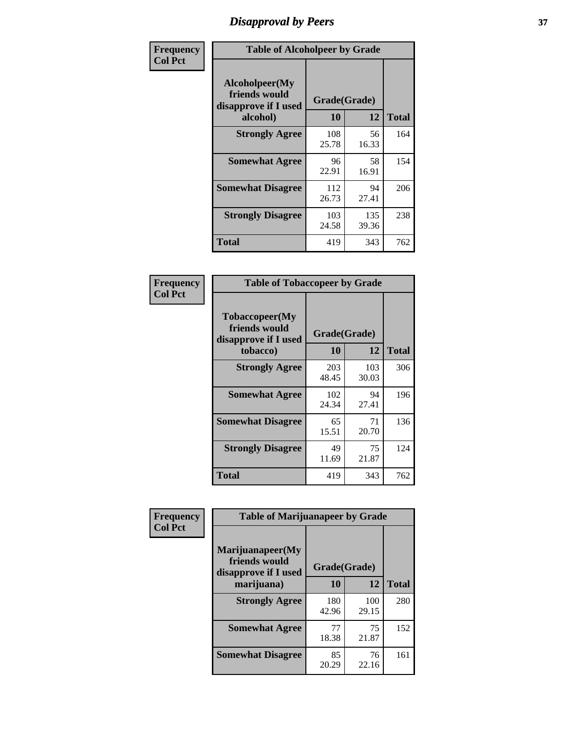# Disapproval by Peers

Frequency
Col Pct

| Table of Alcoholpeer by Grade | | | |
|---|---|---|---|
| Alcoholpeer(My friends would disapprove if I used alcohol) | Grade(Grade) | | Total |
| | 10 | 12 | |
| Strongly Agree | 108<br>25.78 | 56<br>16.33 | 164 |
| Somewhat Agree | 96<br>22.91 | 58<br>16.91 | 154 |
| Somewhat Disagree | 112<br>26.73 | 94<br>27.41 | 206 |
| Strongly Disagree | 103<br>24.58 | 135<br>39.36 | 238 |
| Total | 419 | 343 | 762 |

Frequency
Col Pct

| Table of Tobaccopeer by Grade | | | |
|---|---|---|---|
| Tobaccopeer(My friends would disapprove if I used tobacco) | Grade(Grade) | | Total |
| | 10 | 12 | |
| Strongly Agree | 203<br>48.45 | 103<br>30.03 | 306 |
| Somewhat Agree | 102<br>24.34 | 94<br>27.41 | 196 |
| Somewhat Disagree | 65<br>15.51 | 71<br>20.70 | 136 |
| Strongly Disagree | 49<br>11.69 | 75<br>21.87 | 124 |
| Total | 419 | 343 | 762 |

Frequency
Col Pct

| Table of Marijuanapeer by Grade | | | |
|---|---|---|---|
| Marijuanapeer(My friends would disapprove if I used marijuana) | Grade(Grade) | | Total |
| | 10 | 12 | |
| Strongly Agree | 180<br>42.96 | 100<br>29.15 | 280 |
| Somewhat Agree | 77<br>18.38 | 75<br>21.87 | 152 |
| Somewhat Disagree | 85<br>20.29 | 76<br>22.16 | 161 |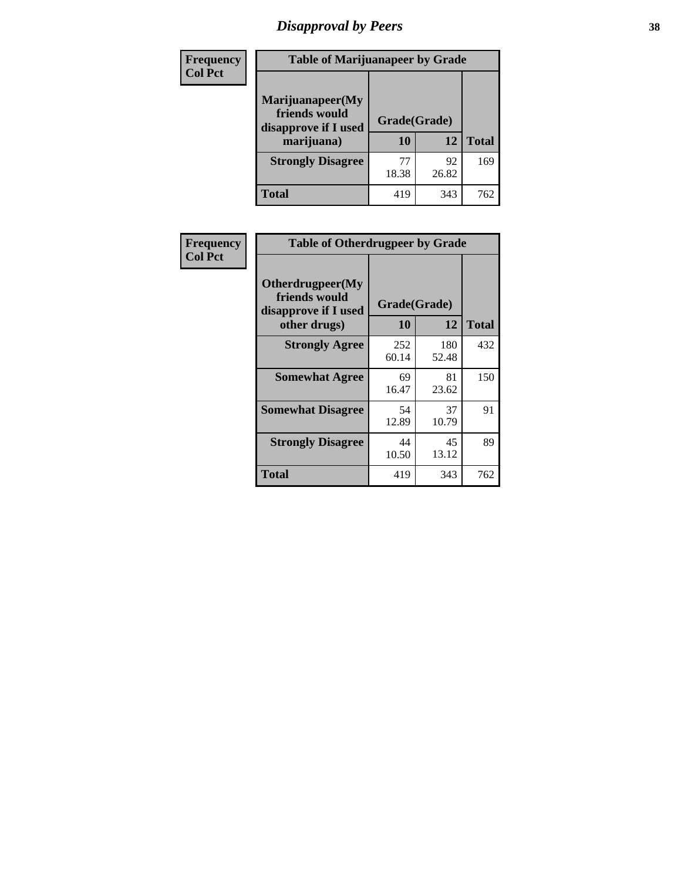# Disapproval by Peers

| Frequency<br>Col Pct | Table of Marijuanapeer by Grade | | |
|---|---|---|---|
| Marijuanapeer(My friends would disapprove if I used marijuana) | Grade(Grade) | | |
| | 10 | 12 | Total |
| Strongly Disagree | 77<br>18.38 | 92<br>26.82 | 169 |
| Total | 419 | 343 | 762 |

| Frequency<br>Col Pct | Table of Otherdrugpeer by Grade | | |
|---|---|---|---|
| Otherdrugpeer(My friends would disapprove if I used other drugs) | Grade(Grade) | | |
| | 10 | 12 | Total |
| Strongly Agree | 252<br>60.14 | 180<br>52.48 | 432 |
| Somewhat Agree | 69<br>16.47 | 81<br>23.62 | 150 |
| Somewhat Disagree | 54<br>12.89 | 37<br>10.79 | 91 |
| Strongly Disagree | 44<br>10.50 | 45<br>13.12 | 89 |
| Total | 419 | 343 | 762 |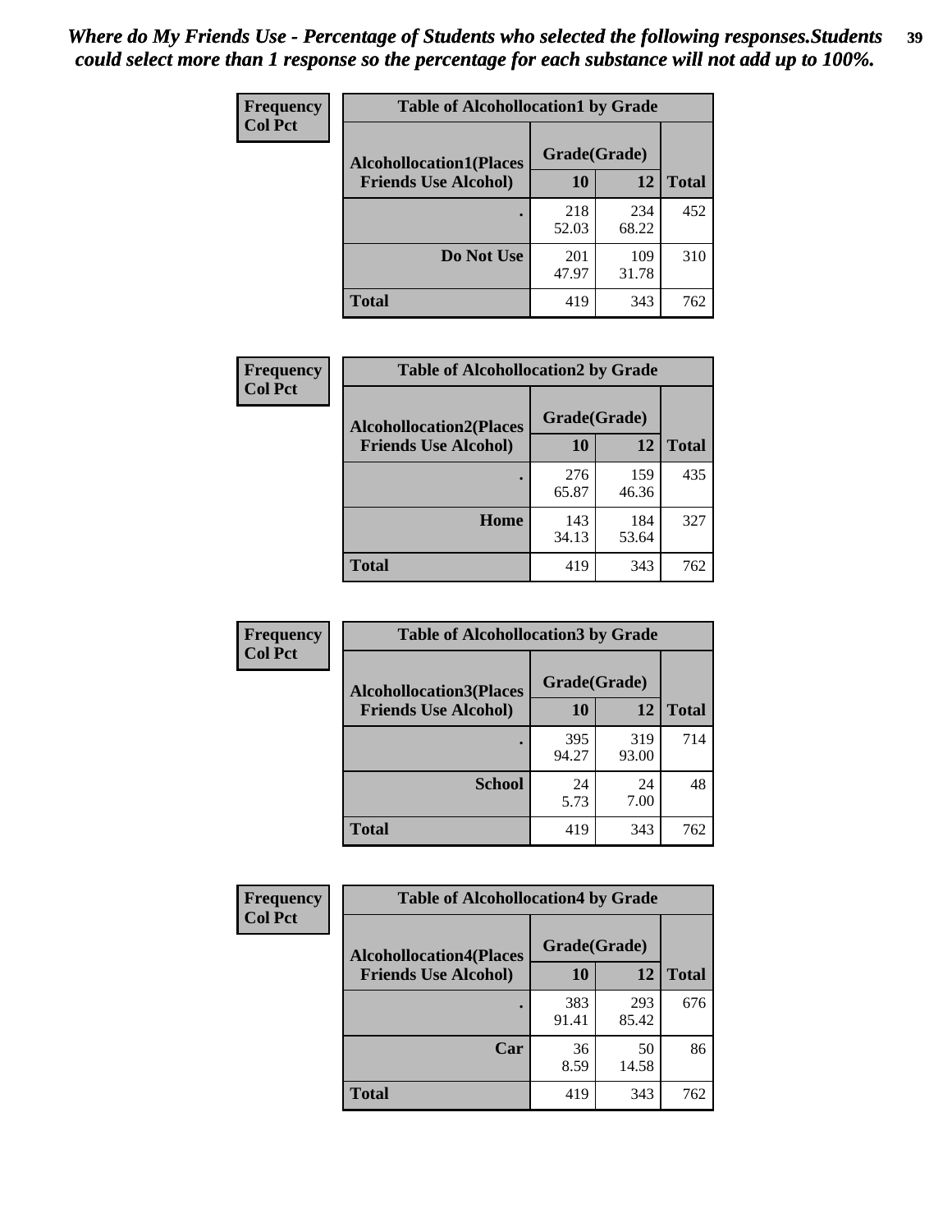*Where do My Friends Use - Percentage of Students who selected the following responses.Students could select more than 1 response so the percentage for each substance will not add up to 100%.*

**Frequency**
**Col Pct**

| Table of Alcohollocation1 by Grade | | | |
|---|---|---|---|
| **Alcohollocation1(Places Friends Use Alcohol)** | **Grade(Grade)** | | |
| | **10** | **12** | **Total** |
| **.** | 218<br>52.03 | 234<br>68.22 | 452 |
| **Do Not Use** | 201<br>47.97 | 109<br>31.78 | 310 |
| **Total** | 419 | 343 | 762 |

**Frequency**
**Col Pct**

| Table of Alcohollocation2 by Grade | | | |
|---|---|---|---|
| **Alcohollocation2(Places Friends Use Alcohol)** | **Grade(Grade)** | | |
| | **10** | **12** | **Total** |
| **.** | 276<br>65.87 | 159<br>46.36 | 435 |
| **Home** | 143<br>34.13 | 184<br>53.64 | 327 |
| **Total** | 419 | 343 | 762 |

**Frequency**
**Col Pct**

| Table of Alcohollocation3 by Grade | | | |
|---|---|---|---|
| **Alcohollocation3(Places Friends Use Alcohol)** | **Grade(Grade)** | | |
| | **10** | **12** | **Total** |
| **.** | 395<br>94.27 | 319<br>93.00 | 714 |
| **School** | 24<br>5.73 | 24<br>7.00 | 48 |
| **Total** | 419 | 343 | 762 |

**Frequency**
**Col Pct**

| Table of Alcohollocation4 by Grade | | | |
|---|---|---|---|
| **Alcohollocation4(Places Friends Use Alcohol)** | **Grade(Grade)** | | |
| | **10** | **12** | **Total** |
| **.** | 383<br>91.41 | 293<br>85.42 | 676 |
| **Car** | 36<br>8.59 | 50<br>14.58 | 86 |
| **Total** | 419 | 343 | 762 |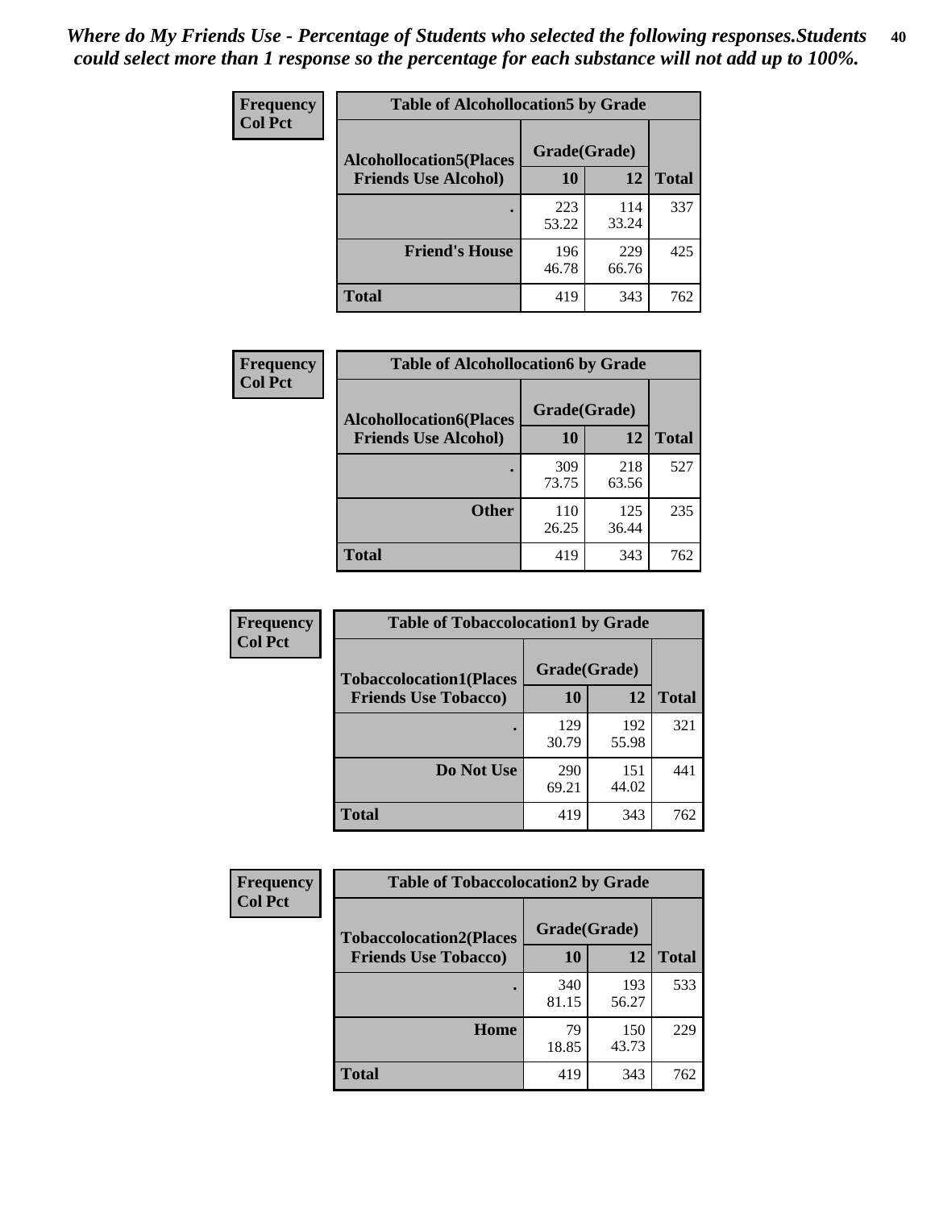*Where do My Friends Use - Percentage of Students who selected the following responses.Students could select more than 1 response so the percentage for each substance will not add up to 100%.*

**Frequency**
**Col Pct**

| Table of Alcohollocation5 by Grade | | | |
|---|---|---|---|
| **Alcohollocation5(Places Friends Use Alcohol)** | **Grade(Grade)** | | **Total** |
| | **10** | **12** | |
| **.** | 223<br>53.22 | 114<br>33.24 | 337 |
| **Friend's House** | 196<br>46.78 | 229<br>66.76 | 425 |
| **Total** | 419 | 343 | 762 |

**Frequency**
**Col Pct**

| Table of Alcohollocation6 by Grade | | | |
|---|---|---|---|
| **Alcohollocation6(Places Friends Use Alcohol)** | **Grade(Grade)** | | **Total** |
| | **10** | **12** | |
| **.** | 309<br>73.75 | 218<br>63.56 | 527 |
| **Other** | 110<br>26.25 | 125<br>36.44 | 235 |
| **Total** | 419 | 343 | 762 |

**Frequency**
**Col Pct**

| Table of Tobaccolocation1 by Grade | | | |
|---|---|---|---|
| **Tobaccolocation1(Places Friends Use Tobacco)** | **Grade(Grade)** | | **Total** |
| | **10** | **12** | |
| **.** | 129<br>30.79 | 192<br>55.98 | 321 |
| **Do Not Use** | 290<br>69.21 | 151<br>44.02 | 441 |
| **Total** | 419 | 343 | 762 |

**Frequency**
**Col Pct**

| Table of Tobaccolocation2 by Grade | | | |
|---|---|---|---|
| **Tobaccolocation2(Places Friends Use Tobacco)** | **Grade(Grade)** | | **Total** |
| | **10** | **12** | |
| **.** | 340<br>81.15 | 193<br>56.27 | 533 |
| **Home** | 79<br>18.85 | 150<br>43.73 | 229 |
| **Total** | 419 | 343 | 762 |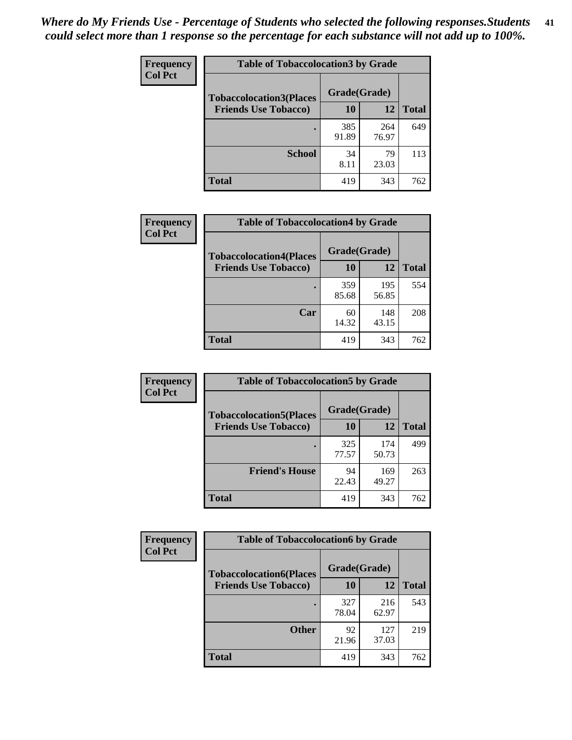*Where do My Friends Use - Percentage of Students who selected the following responses.Students could select more than 1 response so the percentage for each substance will not add up to 100%.*

**Frequency**
**Col Pct**

| Table of Tobaccolocation3 by Grade | | | |
|---|---|---|---|
| **Tobaccolocation3(Places Friends Use Tobacco)** | **Grade(Grade)** | | **Total** |
| | **10** | **12** | |
| **.** | 385<br>91.89 | 264<br>76.97 | 649 |
| **School** | 34<br>8.11 | 79<br>23.03 | 113 |
| **Total** | 419 | 343 | 762 |

**Frequency**
**Col Pct**

| Table of Tobaccolocation4 by Grade | | | |
|---|---|---|---|
| **Tobaccolocation4(Places Friends Use Tobacco)** | **Grade(Grade)** | | **Total** |
| | **10** | **12** | |
| **.** | 359<br>85.68 | 195<br>56.85 | 554 |
| **Car** | 60<br>14.32 | 148<br>43.15 | 208 |
| **Total** | 419 | 343 | 762 |

**Frequency**
**Col Pct**

| Table of Tobaccolocation5 by Grade | | | |
|---|---|---|---|
| **Tobaccolocation5(Places Friends Use Tobacco)** | **Grade(Grade)** | | **Total** |
| | **10** | **12** | |
| **.** | 325<br>77.57 | 174<br>50.73 | 499 |
| **Friend's House** | 94<br>22.43 | 169<br>49.27 | 263 |
| **Total** | 419 | 343 | 762 |

**Frequency**
**Col Pct**

| Table of Tobaccolocation6 by Grade | | | |
|---|---|---|---|
| **Tobaccolocation6(Places Friends Use Tobacco)** | **Grade(Grade)** | | **Total** |
| | **10** | **12** | |
| **.** | 327<br>78.04 | 216<br>62.97 | 543 |
| **Other** | 92<br>21.96 | 127<br>37.03 | 219 |
| **Total** | 419 | 343 | 762 |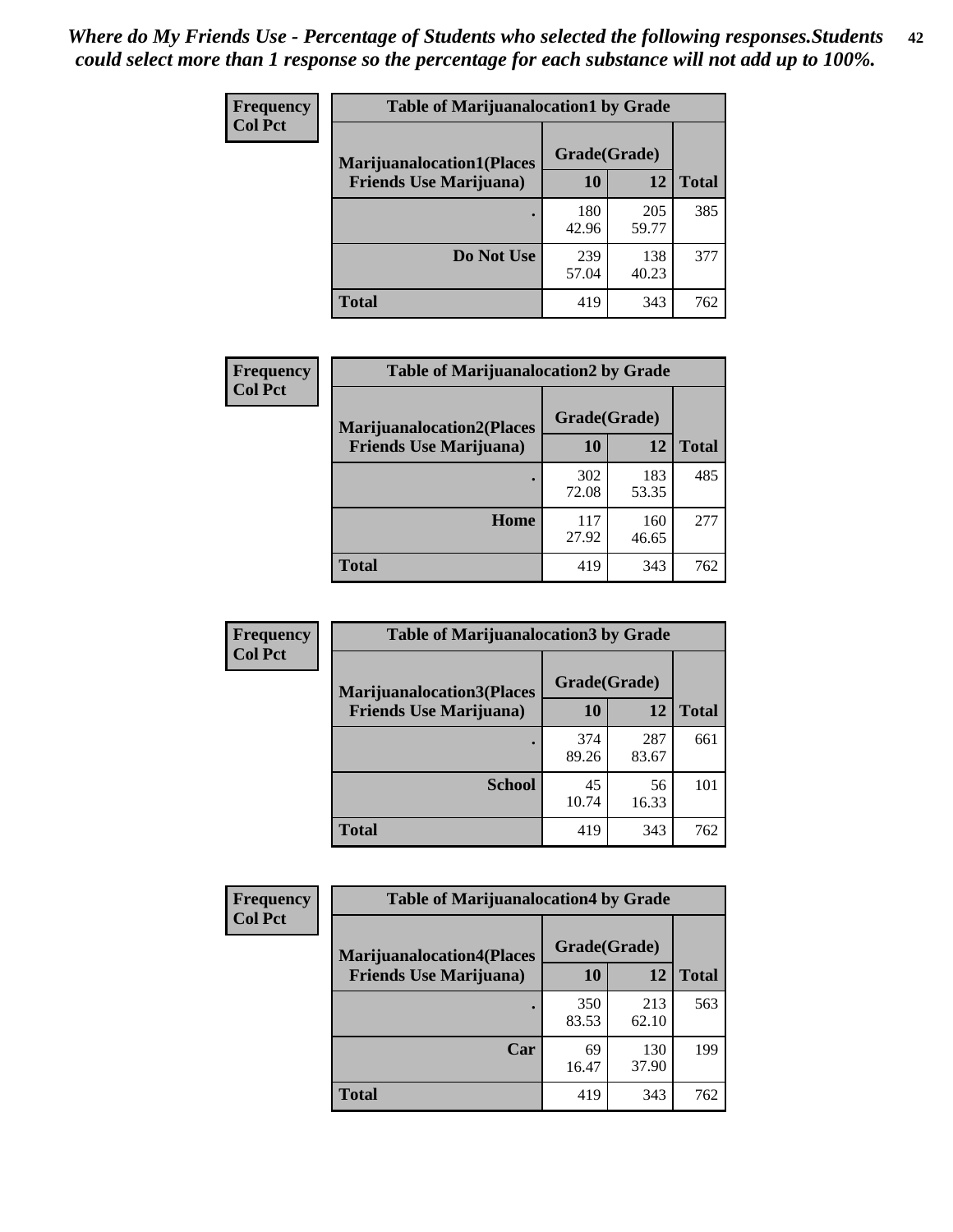*Where do My Friends Use - Percentage of Students who selected the following responses.Students could select more than 1 response so the percentage for each substance will not add up to 100%.*

**Frequency**
**Col Pct**

| Table of Marijuanalocation1 by Grade | | | |
|---|---|---|---|
| **Marijuanalocation1(Places Friends Use Marijuana)** | **Grade(Grade)** | | **Total** |
| | **10** | **12** | |
| **.** | 180<br>42.96 | 205<br>59.77 | 385 |
| **Do Not Use** | 239<br>57.04 | 138<br>40.23 | 377 |
| **Total** | 419 | 343 | 762 |

**Frequency**
**Col Pct**

| Table of Marijuanalocation2 by Grade | | | |
|---|---|---|---|
| **Marijuanalocation2(Places Friends Use Marijuana)** | **Grade(Grade)** | | **Total** |
| | **10** | **12** | |
| **.** | 302<br>72.08 | 183<br>53.35 | 485 |
| **Home** | 117<br>27.92 | 160<br>46.65 | 277 |
| **Total** | 419 | 343 | 762 |

**Frequency**
**Col Pct**

| Table of Marijuanalocation3 by Grade | | | |
|---|---|---|---|
| **Marijuanalocation3(Places Friends Use Marijuana)** | **Grade(Grade)** | | **Total** |
| | **10** | **12** | |
| **.** | 374<br>89.26 | 287<br>83.67 | 661 |
| **School** | 45<br>10.74 | 56<br>16.33 | 101 |
| **Total** | 419 | 343 | 762 |

**Frequency**
**Col Pct**

| Table of Marijuanalocation4 by Grade | | | |
|---|---|---|---|
| **Marijuanalocation4(Places Friends Use Marijuana)** | **Grade(Grade)** | | **Total** |
| | **10** | **12** | |
| **.** | 350<br>83.53 | 213<br>62.10 | 563 |
| **Car** | 69<br>16.47 | 130<br>37.90 | 199 |
| **Total** | 419 | 343 | 762 |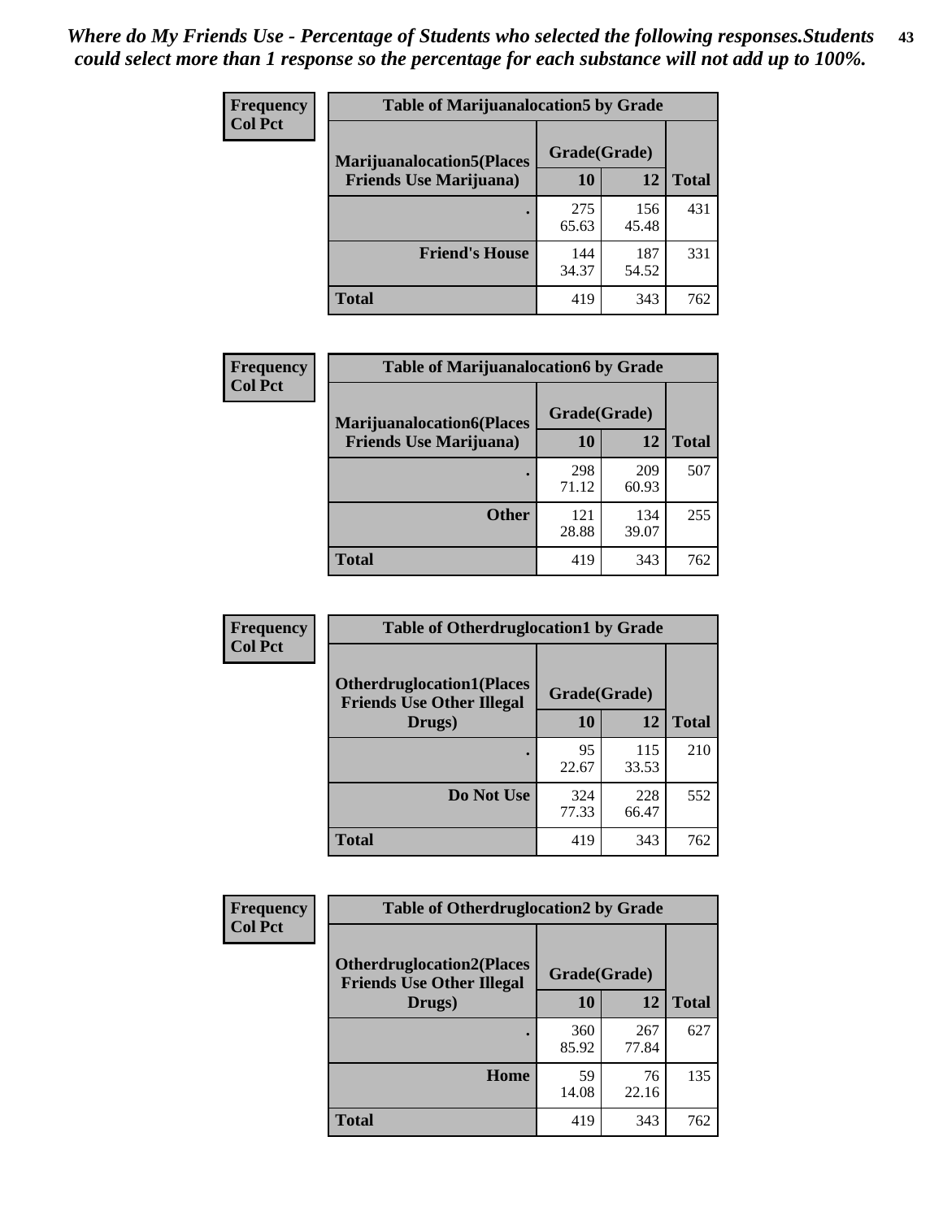*Where do My Friends Use - Percentage of Students who selected the following responses.Students could select more than 1 response so the percentage for each substance will not add up to 100%.*

**Frequency**
**Col Pct**

| Table of Marijuanalocation5 by Grade | | | |
|---|---|---|---|
| **Marijuanalocation5(Places Friends Use Marijuana)** | **Grade(Grade)** | | |
| | **10** | **12** | **Total** |
| **.** | 275<br>65.63 | 156<br>45.48 | 431 |
| **Friend's House** | 144<br>34.37 | 187<br>54.52 | 331 |
| **Total** | 419 | 343 | 762 |

**Frequency**
**Col Pct**

| Table of Marijuanalocation6 by Grade | | | |
|---|---|---|---|
| **Marijuanalocation6(Places Friends Use Marijuana)** | **Grade(Grade)** | | |
| | **10** | **12** | **Total** |
| **.** | 298<br>71.12 | 209<br>60.93 | 507 |
| **Other** | 121<br>28.88 | 134<br>39.07 | 255 |
| **Total** | 419 | 343 | 762 |

**Frequency**
**Col Pct**

| Table of Otherdruglocation1 by Grade | | | |
|---|---|---|---|
| **Otherdruglocation1(Places Friends Use Other Illegal Drugs)** | **Grade(Grade)** | | |
| | **10** | **12** | **Total** |
| **.** | 95<br>22.67 | 115<br>33.53 | 210 |
| **Do Not Use** | 324<br>77.33 | 228<br>66.47 | 552 |
| **Total** | 419 | 343 | 762 |

**Frequency**
**Col Pct**

| Table of Otherdruglocation2 by Grade | | | |
|---|---|---|---|
| **Otherdruglocation2(Places Friends Use Other Illegal Drugs)** | **Grade(Grade)** | | |
| | **10** | **12** | **Total** |
| **.** | 360<br>85.92 | 267<br>77.84 | 627 |
| **Home** | 59<br>14.08 | 76<br>22.16 | 135 |
| **Total** | 419 | 343 | 762 |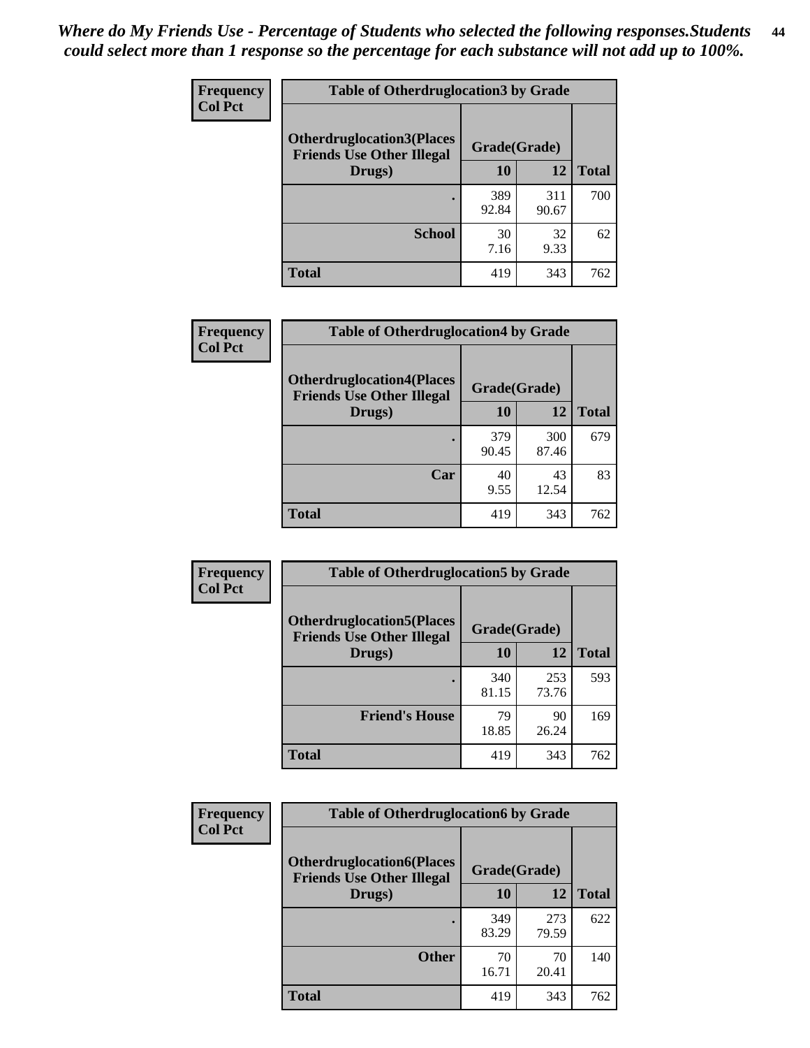*Where do My Friends Use - Percentage of Students who selected the following responses.Students could select more than 1 response so the percentage for each substance will not add up to 100%.*

**Table of Otherdruglocation3 by Grade**

| Frequency Col Pct | Grade(Grade) | | |
|---|---|---|---|
| Otherdruglocation3(Places Friends Use Other Illegal Drugs) | 10 | 12 | Total |
| . | 389<br>92.84 | 311<br>90.67 | 700 |
| School | 30<br>7.16 | 32<br>9.33 | 62 |
| Total | 419 | 343 | 762 |

**Table of Otherdruglocation4 by Grade**

| Frequency Col Pct | Grade(Grade) | | |
|---|---|---|---|
| Otherdruglocation4(Places Friends Use Other Illegal Drugs) | 10 | 12 | Total |
| . | 379<br>90.45 | 300<br>87.46 | 679 |
| Car | 40<br>9.55 | 43<br>12.54 | 83 |
| Total | 419 | 343 | 762 |

**Table of Otherdruglocation5 by Grade**

| Frequency Col Pct | Grade(Grade) | | |
|---|---|---|---|
| Otherdruglocation5(Places Friends Use Other Illegal Drugs) | 10 | 12 | Total |
| . | 340<br>81.15 | 253<br>73.76 | 593 |
| Friend's House | 79<br>18.85 | 90<br>26.24 | 169 |
| Total | 419 | 343 | 762 |

**Table of Otherdruglocation6 by Grade**

| Frequency Col Pct | Grade(Grade) | | |
|---|---|---|---|
| Otherdruglocation6(Places Friends Use Other Illegal Drugs) | 10 | 12 | Total |
| . | 349<br>83.29 | 273<br>79.59 | 622 |
| Other | 70<br>16.71 | 70<br>20.41 | 140 |
| Total | 419 | 343 | 762 |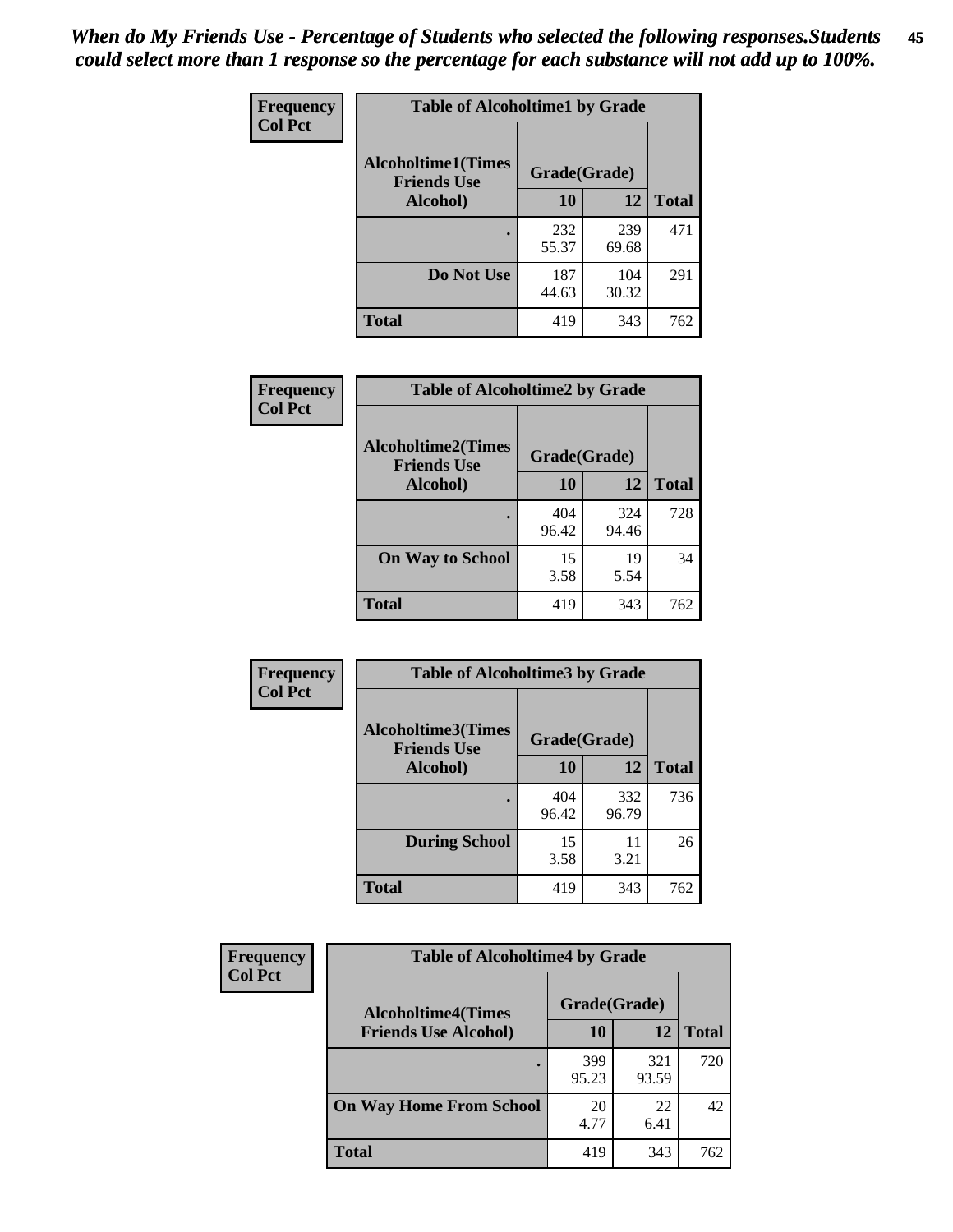*When do My Friends Use - Percentage of Students who selected the following responses.Students could select more than 1 response so the percentage for each substance will not add up to 100%.*

**Frequency**
**Col Pct**

| Table of Alcoholtime1 by Grade | | | |
|---|---|---|---|
| **Alcoholtime1(Times Friends Use Alcohol)** | **Grade(Grade)** | | |
| | **10** | **12** | **Total** |
| **.** | 232<br>55.37 | 239<br>69.68 | 471 |
| **Do Not Use** | 187<br>44.63 | 104<br>30.32 | 291 |
| **Total** | 419 | 343 | 762 |

**Frequency**
**Col Pct**

| Table of Alcoholtime2 by Grade | | | |
|---|---|---|---|
| **Alcoholtime2(Times Friends Use Alcohol)** | **Grade(Grade)** | | |
| | **10** | **12** | **Total** |
| **.** | 404<br>96.42 | 324<br>94.46 | 728 |
| **On Way to School** | 15<br>3.58 | 19<br>5.54 | 34 |
| **Total** | 419 | 343 | 762 |

**Frequency**
**Col Pct**

| Table of Alcoholtime3 by Grade | | | |
|---|---|---|---|
| **Alcoholtime3(Times Friends Use Alcohol)** | **Grade(Grade)** | | |
| | **10** | **12** | **Total** |
| **.** | 404<br>96.42 | 332<br>96.79 | 736 |
| **During School** | 15<br>3.58 | 11<br>3.21 | 26 |
| **Total** | 419 | 343 | 762 |

**Frequency**
**Col Pct**

| Table of Alcoholtime4 by Grade | | | |
|---|---|---|---|
| **Alcoholtime4(Times Friends Use Alcohol)** | **Grade(Grade)** | | |
| | **10** | **12** | **Total** |
| **.** | 399<br>95.23 | 321<br>93.59 | 720 |
| **On Way Home From School** | 20<br>4.77 | 22<br>6.41 | 42 |
| **Total** | 419 | 343 | 762 |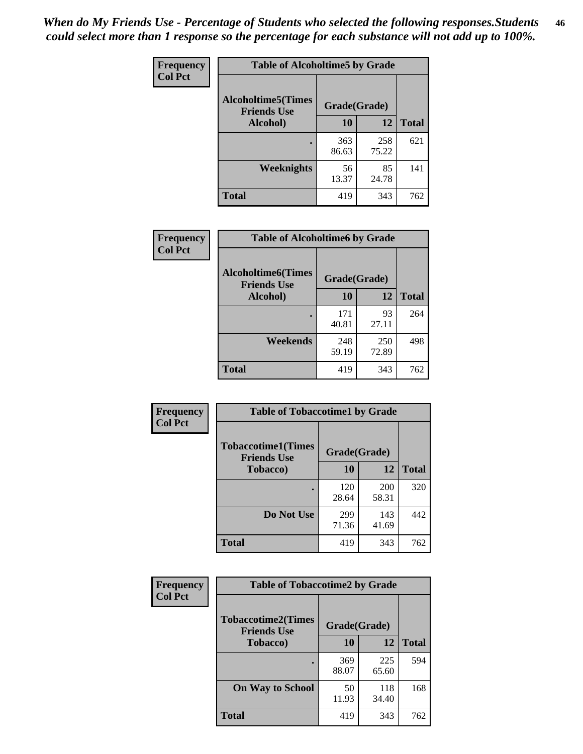*When do My Friends Use - Percentage of Students who selected the following responses.Students could select more than 1 response so the percentage for each substance will not add up to 100%.*

**Frequency**
**Col Pct**

| Table of Alcoholtime5 by Grade | | | |
|---|---|---|---|
| **Alcoholtime5(Times Friends Use Alcohol)** | **Grade(Grade)** | | **Total** |
| | **10** | **12** | |
| **.** | 363<br>86.63 | 258<br>75.22 | 621 |
| **Weeknights** | 56<br>13.37 | 85<br>24.78 | 141 |
| **Total** | 419 | 343 | 762 |

**Frequency**
**Col Pct**

| Table of Alcoholtime6 by Grade | | | |
|---|---|---|---|
| **Alcoholtime6(Times Friends Use Alcohol)** | **Grade(Grade)** | | **Total** |
| | **10** | **12** | |
| **.** | 171<br>40.81 | 93<br>27.11 | 264 |
| **Weekends** | 248<br>59.19 | 250<br>72.89 | 498 |
| **Total** | 419 | 343 | 762 |

**Frequency**
**Col Pct**

| Table of Tobaccotime1 by Grade | | | |
|---|---|---|---|
| **Tobaccotime1(Times Friends Use Tobacco)** | **Grade(Grade)** | | **Total** |
| | **10** | **12** | |
| **.** | 120<br>28.64 | 200<br>58.31 | 320 |
| **Do Not Use** | 299<br>71.36 | 143<br>41.69 | 442 |
| **Total** | 419 | 343 | 762 |

**Frequency**
**Col Pct**

| Table of Tobaccotime2 by Grade | | | |
|---|---|---|---|
| **Tobaccotime2(Times Friends Use Tobacco)** | **Grade(Grade)** | | **Total** |
| | **10** | **12** | |
| **.** | 369<br>88.07 | 225<br>65.60 | 594 |
| **On Way to School** | 50<br>11.93 | 118<br>34.40 | 168 |
| **Total** | 419 | 343 | 762 |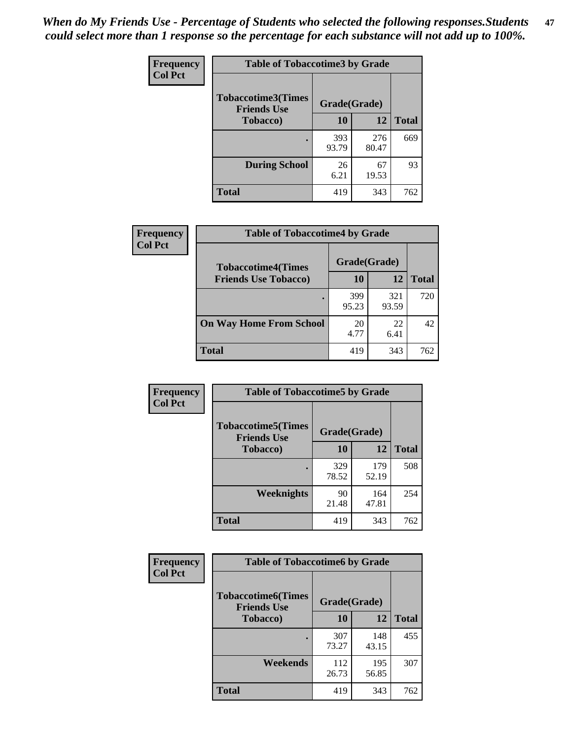*When do My Friends Use - Percentage of Students who selected the following responses.Students could select more than 1 response so the percentage for each substance will not add up to 100%.*

**Frequency**
**Col Pct**

| Table of Tobaccotime3 by Grade | | | |
|---|---|---|---|
| **Tobaccotime3(Times Friends Use Tobacco)** | **Grade(Grade)** | | |
| | **10** | **12** | **Total** |
| . | 393<br>93.79 | 276<br>80.47 | 669 |
| **During School** | 26<br>6.21 | 67<br>19.53 | 93 |
| **Total** | 419 | 343 | 762 |

**Frequency**
**Col Pct**

| Table of Tobaccotime4 by Grade | | | |
|---|---|---|---|
| **Tobaccotime4(Times Friends Use Tobacco)** | **Grade(Grade)** | | |
| | **10** | **12** | **Total** |
| . | 399<br>95.23 | 321<br>93.59 | 720 |
| **On Way Home From School** | 20<br>4.77 | 22<br>6.41 | 42 |
| **Total** | 419 | 343 | 762 |

**Frequency**
**Col Pct**

| Table of Tobaccotime5 by Grade | | | |
|---|---|---|---|
| **Tobaccotime5(Times Friends Use Tobacco)** | **Grade(Grade)** | | |
| | **10** | **12** | **Total** |
| . | 329<br>78.52 | 179<br>52.19 | 508 |
| **Weeknights** | 90<br>21.48 | 164<br>47.81 | 254 |
| **Total** | 419 | 343 | 762 |

**Frequency**
**Col Pct**

| Table of Tobaccotime6 by Grade | | | |
|---|---|---|---|
| **Tobaccotime6(Times Friends Use Tobacco)** | **Grade(Grade)** | | |
| | **10** | **12** | **Total** |
| . | 307<br>73.27 | 148<br>43.15 | 455 |
| **Weekends** | 112<br>26.73 | 195<br>56.85 | 307 |
| **Total** | 419 | 343 | 762 |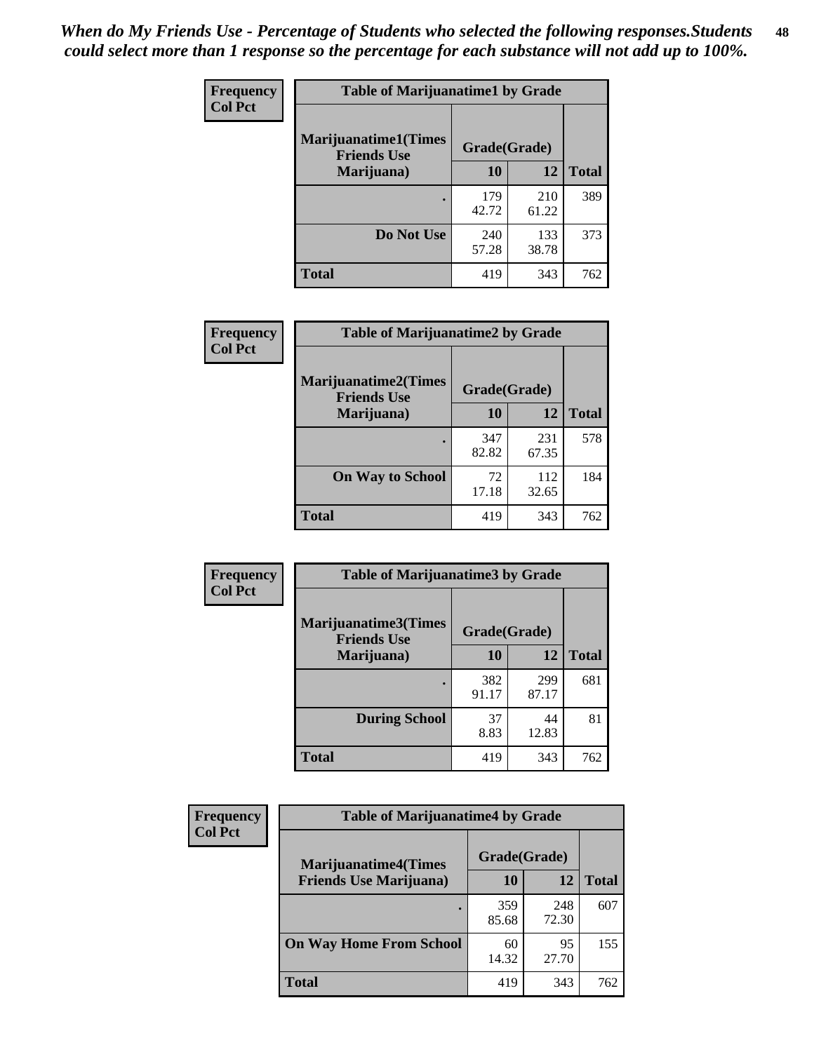*When do My Friends Use - Percentage of Students who selected the following responses.Students could select more than 1 response so the percentage for each substance will not add up to 100%.*

**Frequency**
**Col Pct**

| Table of Marijuanatime1 by Grade | | | |
|---|---|---|---|
| **Marijuanatime1(Times Friends Use Marijuana)** | **Grade(Grade)** | | **Total** |
| | **10** | **12** | |
| **.** | 179<br>42.72 | 210<br>61.22 | 389 |
| **Do Not Use** | 240<br>57.28 | 133<br>38.78 | 373 |
| **Total** | 419 | 343 | 762 |

**Frequency**
**Col Pct**

| Table of Marijuanatime2 by Grade | | | |
|---|---|---|---|
| **Marijuanatime2(Times Friends Use Marijuana)** | **Grade(Grade)** | | **Total** |
| | **10** | **12** | |
| **.** | 347<br>82.82 | 231<br>67.35 | 578 |
| **On Way to School** | 72<br>17.18 | 112<br>32.65 | 184 |
| **Total** | 419 | 343 | 762 |

**Frequency**
**Col Pct**

| Table of Marijuanatime3 by Grade | | | |
|---|---|---|---|
| **Marijuanatime3(Times Friends Use Marijuana)** | **Grade(Grade)** | | **Total** |
| | **10** | **12** | |
| **.** | 382<br>91.17 | 299<br>87.17 | 681 |
| **During School** | 37<br>8.83 | 44<br>12.83 | 81 |
| **Total** | 419 | 343 | 762 |

**Frequency**
**Col Pct**

| Table of Marijuanatime4 by Grade | | | |
|---|---|---|---|
| **Marijuanatime4(Times Friends Use Marijuana)** | **Grade(Grade)** | | **Total** |
| | **10** | **12** | |
| **.** | 359<br>85.68 | 248<br>72.30 | 607 |
| **On Way Home From School** | 60<br>14.32 | 95<br>27.70 | 155 |
| **Total** | 419 | 343 | 762 |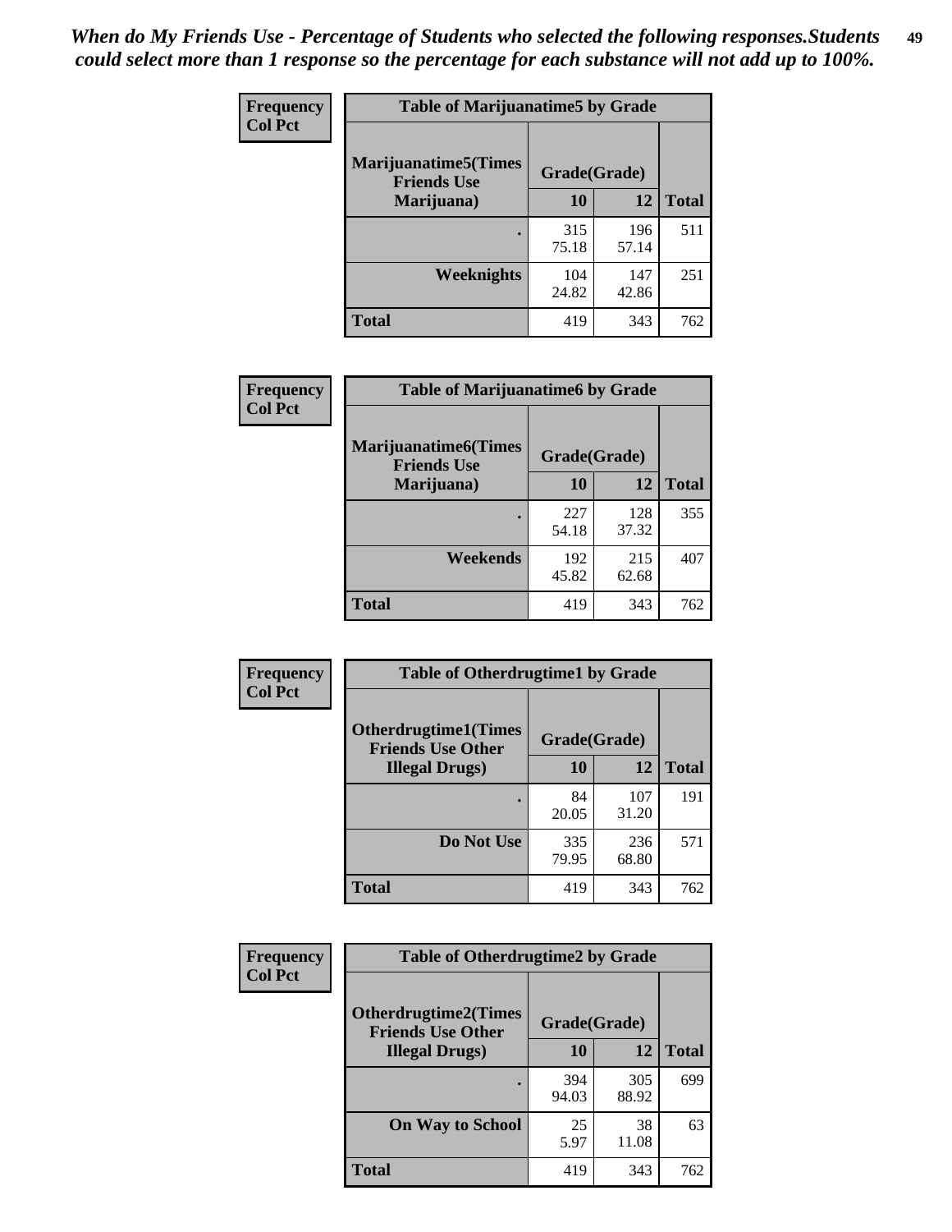*When do My Friends Use - Percentage of Students who selected the following responses.Students could select more than 1 response so the percentage for each substance will not add up to 100%.*

**Frequency**
**Col Pct**

| Table of Marijuanatime5 by Grade | | | |
|---|---|---|---|
| **Marijuanatime5(Times Friends Use Marijuana)** | **Grade(Grade)** | | |
| | **10** | **12** | **Total** |
| **.** | 315<br>75.18 | 196<br>57.14 | 511 |
| **Weeknights** | 104<br>24.82 | 147<br>42.86 | 251 |
| **Total** | 419 | 343 | 762 |

**Frequency**
**Col Pct**

| Table of Marijuanatime6 by Grade | | | |
|---|---|---|---|
| **Marijuanatime6(Times Friends Use Marijuana)** | **Grade(Grade)** | | |
| | **10** | **12** | **Total** |
| **.** | 227<br>54.18 | 128<br>37.32 | 355 |
| **Weekends** | 192<br>45.82 | 215<br>62.68 | 407 |
| **Total** | 419 | 343 | 762 |

**Frequency**
**Col Pct**

| Table of Otherdrugtime1 by Grade | | | |
|---|---|---|---|
| **Otherdrugtime1(Times Friends Use Other Illegal Drugs)** | **Grade(Grade)** | | |
| | **10** | **12** | **Total** |
| **.** | 84<br>20.05 | 107<br>31.20 | 191 |
| **Do Not Use** | 335<br>79.95 | 236<br>68.80 | 571 |
| **Total** | 419 | 343 | 762 |

**Frequency**
**Col Pct**

| Table of Otherdrugtime2 by Grade | | | |
|---|---|---|---|
| **Otherdrugtime2(Times Friends Use Other Illegal Drugs)** | **Grade(Grade)** | | |
| | **10** | **12** | **Total** |
| **.** | 394<br>94.03 | 305<br>88.92 | 699 |
| **On Way to School** | 25<br>5.97 | 38<br>11.08 | 63 |
| **Total** | 419 | 343 | 762 |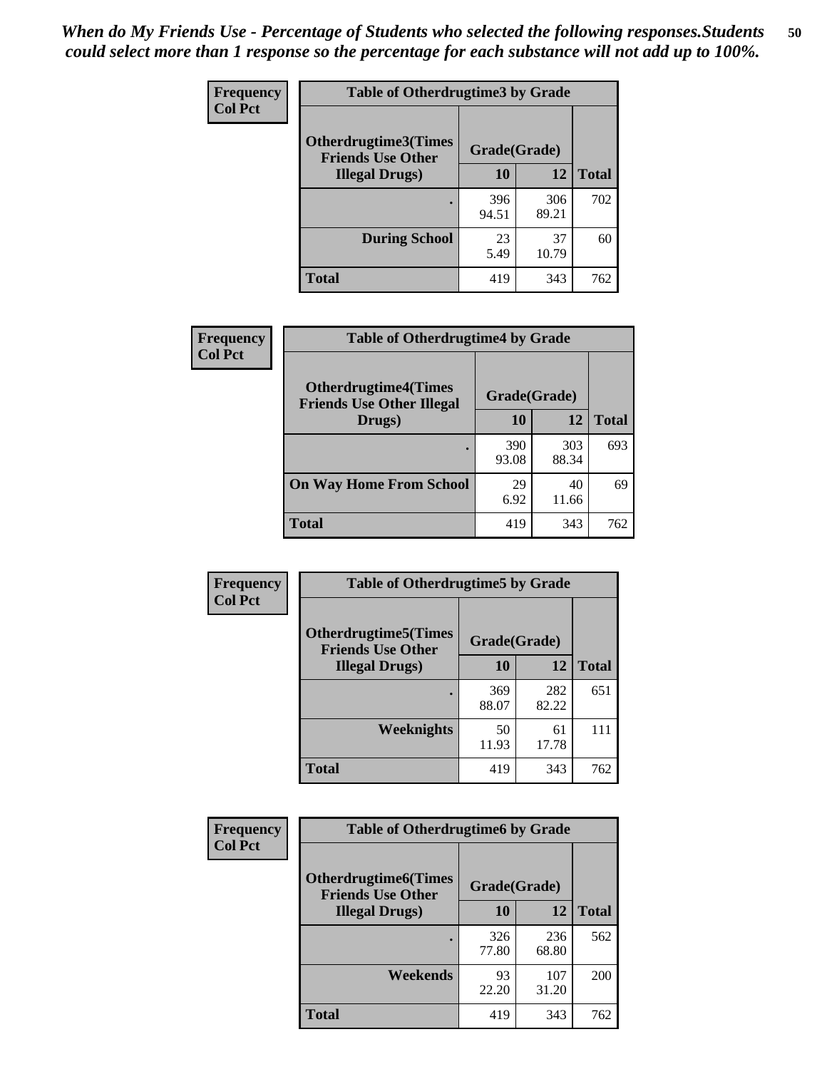*When do My Friends Use - Percentage of Students who selected the following responses.Students could select more than 1 response so the percentage for each substance will not add up to 100%.*

**Frequency**
**Col Pct**

| Table of Otherdrugtime3 by Grade | | | |
|---|---|---|---|
| **Otherdrugtime3(Times Friends Use Other Illegal Drugs)** | **Grade(Grade)** | | |
| | **10** | **12** | **Total** |
| . | 396<br>94.51 | 306<br>89.21 | 702 |
| **During School** | 23<br>5.49 | 37<br>10.79 | 60 |
| **Total** | 419 | 343 | 762 |

**Frequency**
**Col Pct**

| Table of Otherdrugtime4 by Grade | | | |
|---|---|---|---|
| **Otherdrugtime4(Times Friends Use Other Illegal Drugs)** | **Grade(Grade)** | | |
| | **10** | **12** | **Total** |
| . | 390<br>93.08 | 303<br>88.34 | 693 |
| **On Way Home From School** | 29<br>6.92 | 40<br>11.66 | 69 |
| **Total** | 419 | 343 | 762 |

**Frequency**
**Col Pct**

| Table of Otherdrugtime5 by Grade | | | |
|---|---|---|---|
| **Otherdrugtime5(Times Friends Use Other Illegal Drugs)** | **Grade(Grade)** | | |
| | **10** | **12** | **Total** |
| . | 369<br>88.07 | 282<br>82.22 | 651 |
| **Weeknights** | 50<br>11.93 | 61<br>17.78 | 111 |
| **Total** | 419 | 343 | 762 |

**Frequency**
**Col Pct**

| Table of Otherdrugtime6 by Grade | | | |
|---|---|---|---|
| **Otherdrugtime6(Times Friends Use Other Illegal Drugs)** | **Grade(Grade)** | | |
| | **10** | **12** | **Total** |
| . | 326<br>77.80 | 236<br>68.80 | 562 |
| **Weekends** | 93<br>22.20 | 107<br>31.20 | 200 |
| **Total** | 419 | 343 | 762 |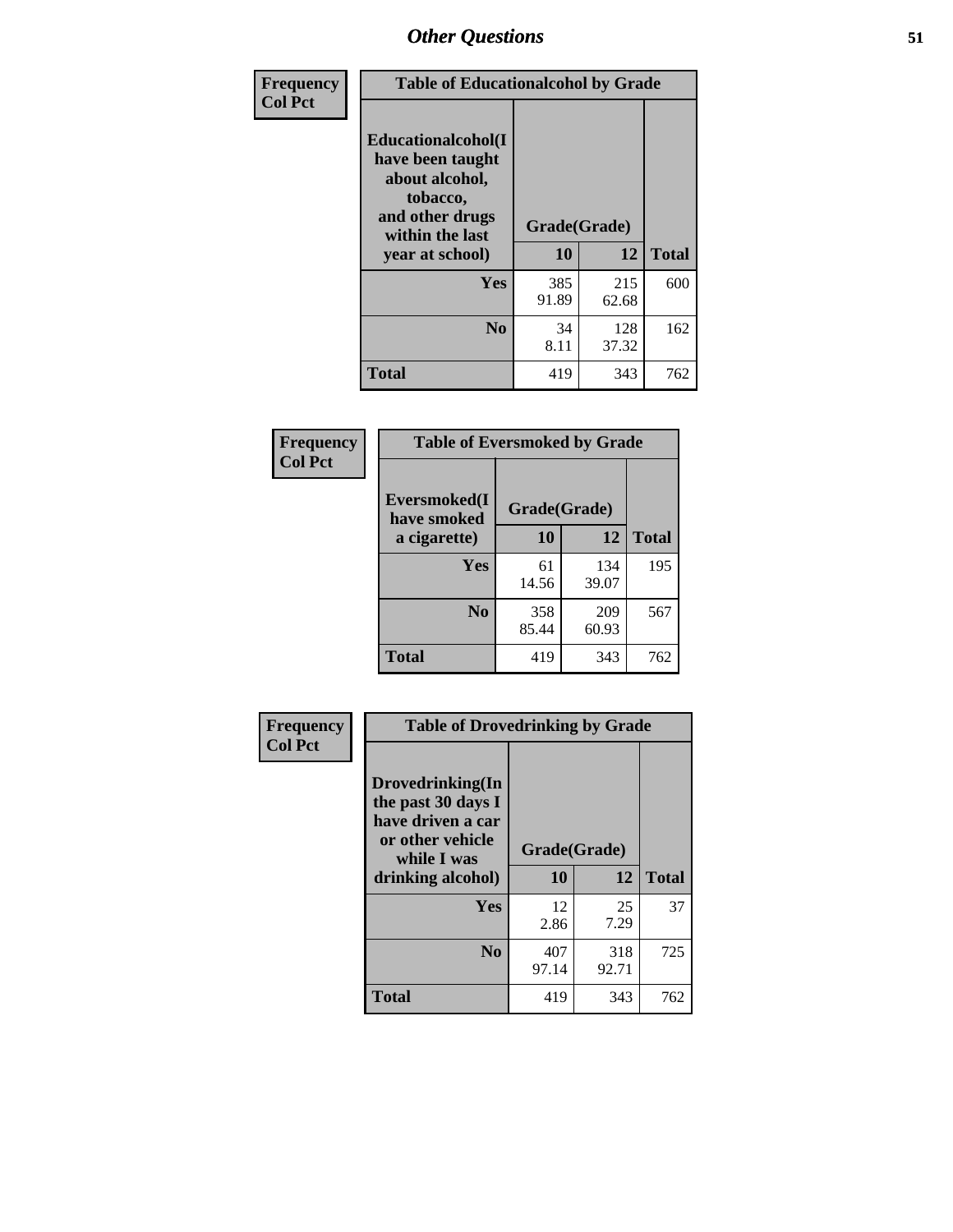| Frequency Col Pct | Table of Educationalalcohol by Grade | | |
|---|---|---|---|
| Educationalalcohol(I have been taught about alcohol, tobacco, and other drugs within the last year at school) | Grade(Grade) | | |
| | 10 | 12 | Total |
| Yes | 385<br>91.89 | 215<br>62.68 | 600 |
| No | 34<br>8.11 | 128<br>37.32 | 162 |
| Total | 419 | 343 | 762 |

| Frequency Col Pct | Table of Eversmoked by Grade | | |
|---|---|---|---|
| Eversmoked(I have smoked a cigarette) | Grade(Grade) | | |
| | 10 | 12 | Total |
| Yes | 61<br>14.56 | 134<br>39.07 | 195 |
| No | 358<br>85.44 | 209<br>60.93 | 567 |
| Total | 419 | 343 | 762 |

| Frequency Col Pct | Table of Drovedrinking by Grade | | |
|---|---|---|---|
| Drovedrinking(In the past 30 days I have driven a car or other vehicle while I was drinking alcohol) | Grade(Grade) | | |
| | 10 | 12 | Total |
| Yes | 12<br>2.86 | 25<br>7.29 | 37 |
| No | 407<br>97.14 | 318<br>92.71 | 725 |
| Total | 419 | 343 | 762 |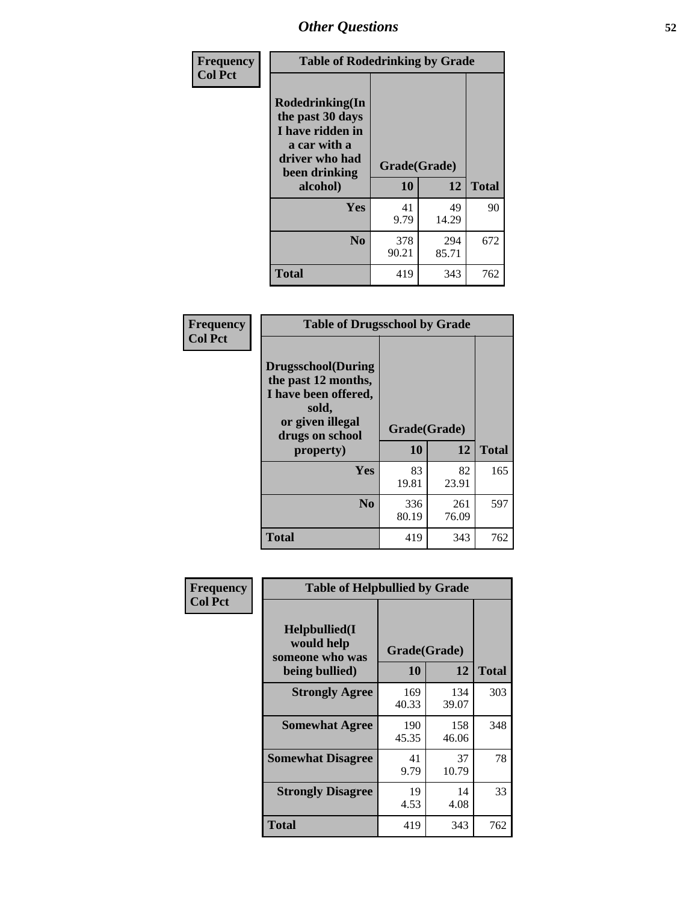# Other Questions

**Frequency**
**Col Pct**

| Table of Rodedrinking by Grade | | | |
|---|---|---|---|
| Rodedrinking(In the past 30 days I have ridden in a car with a driver who had been drinking alcohol) | Grade(Grade) | | |
| | 10 | 12 | Total |
| Yes | 41<br>9.79 | 49<br>14.29 | 90 |
| No | 378<br>90.21 | 294<br>85.71 | 672 |
| Total | 419 | 343 | 762 |

**Frequency**
**Col Pct**

| Table of Drugsschool by Grade | | | |
|---|---|---|---|
| Drugsschool(During the past 12 months, I have been offered, sold, or given illegal drugs on school property) | Grade(Grade) | | |
| | 10 | 12 | Total |
| Yes | 83<br>19.81 | 82<br>23.91 | 165 |
| No | 336<br>80.19 | 261<br>76.09 | 597 |
| Total | 419 | 343 | 762 |

**Frequency**
**Col Pct**

| Table of Helpbullied by Grade | | | |
|---|---|---|---|
| Helpbullied(I would help someone who was being bullied) | Grade(Grade) | | |
| | 10 | 12 | Total |
| Strongly Agree | 169<br>40.33 | 134<br>39.07 | 303 |
| Somewhat Agree | 190<br>45.35 | 158<br>46.06 | 348 |
| Somewhat Disagree | 41<br>9.79 | 37<br>10.79 | 78 |
| Strongly Disagree | 19<br>4.53 | 14<br>4.08 | 33 |
| Total | 419 | 343 | 762 |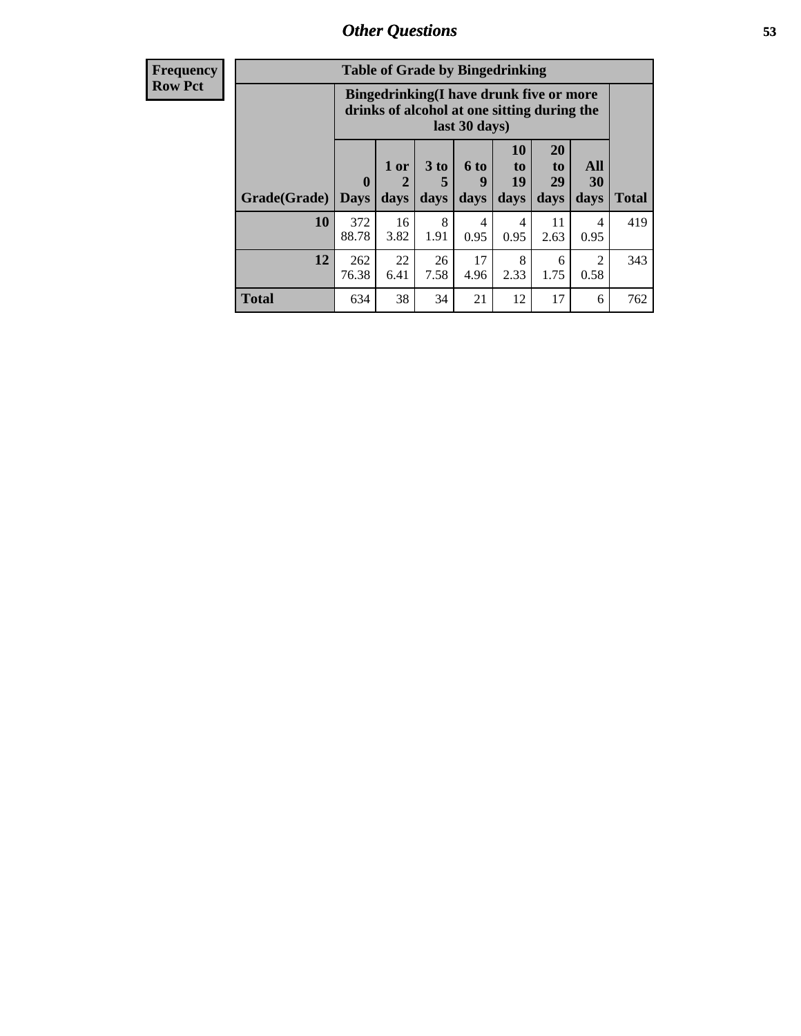## Other Questions

| Frequency Row Pct | | | | | | | | |
|---|---|---|---|---|---|---|---|---|
| **Table of Grade by Bingedrinking** | | | | | | | | |
| | **Bingedrinking(I have drunk five or more drinks of alcohol at one sitting during the last 30 days)** | | | | | | | |
| **Grade(Grade)** | **0 Days** | **1 or 2 days** | **3 to 5 days** | **6 to 9 days** | **10 to 19 days** | **20 to 29 days** | **All 30 days** | **Total** |
| **10** | 372<br>88.78 | 16<br>3.82 | 8<br>1.91 | 4<br>0.95 | 4<br>0.95 | 11<br>2.63 | 4<br>0.95 | 419 |
| **12** | 262<br>76.38 | 22<br>6.41 | 26<br>7.58 | 17<br>4.96 | 8<br>2.33 | 6<br>1.75 | 2<br>0.58 | 343 |
| **Total** | 634 | 38 | 34 | 21 | 12 | 17 | 6 | 762 |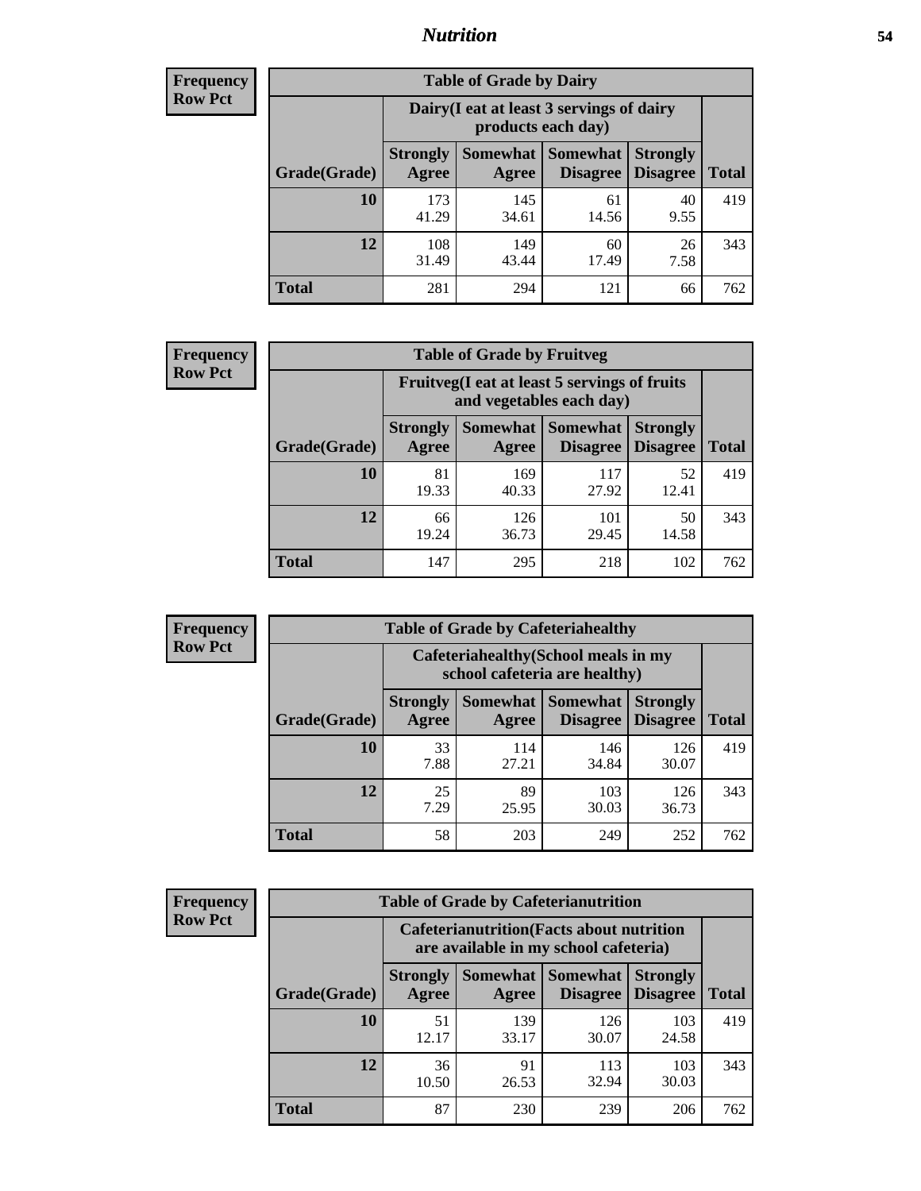## Nutrition

**Frequency Row Pct**

| Table of Grade by Dairy | | | | | |
|---|---|---|---|---|---|
| | Dairy(I eat at least 3 servings of dairy products each day) | | | | |
| Grade(Grade) | Strongly Agree | Somewhat Agree | Somewhat Disagree | Strongly Disagree | Total |
| 10 | 173<br>41.29 | 145<br>34.61 | 61<br>14.56 | 40<br>9.55 | 419 |
| 12 | 108<br>31.49 | 149<br>43.44 | 60<br>17.49 | 26<br>7.58 | 343 |
| Total | 281 | 294 | 121 | 66 | 762 |

**Frequency Row Pct**

| Table of Grade by Fruitveg | | | | | |
|---|---|---|---|---|---|
| | Fruitveg(I eat at least 5 servings of fruits and vegetables each day) | | | | |
| Grade(Grade) | Strongly Agree | Somewhat Agree | Somewhat Disagree | Strongly Disagree | Total |
| 10 | 81<br>19.33 | 169<br>40.33 | 117<br>27.92 | 52<br>12.41 | 419 |
| 12 | 66<br>19.24 | 126<br>36.73 | 101<br>29.45 | 50<br>14.58 | 343 |
| Total | 147 | 295 | 218 | 102 | 762 |

**Frequency Row Pct**

| Table of Grade by Cafeteriahealthy | | | | | |
|---|---|---|---|---|---|
| | Cafeteriahealthy(School meals in my school cafeteria are healthy) | | | | |
| Grade(Grade) | Strongly Agree | Somewhat Agree | Somewhat Disagree | Strongly Disagree | Total |
| 10 | 33<br>7.88 | 114<br>27.21 | 146<br>34.84 | 126<br>30.07 | 419 |
| 12 | 25<br>7.29 | 89<br>25.95 | 103<br>30.03 | 126<br>36.73 | 343 |
| Total | 58 | 203 | 249 | 252 | 762 |

**Frequency Row Pct**

| Table of Grade by Cafeterianutrition | | | | | |
|---|---|---|---|---|---|
| | Cafeterianutrition(Facts about nutrition are available in my school cafeteria) | | | | |
| Grade(Grade) | Strongly Agree | Somewhat Agree | Somewhat Disagree | Strongly Disagree | Total |
| 10 | 51<br>12.17 | 139<br>33.17 | 126<br>30.07 | 103<br>24.58 | 419 |
| 12 | 36<br>10.50 | 91<br>26.53 | 113<br>32.94 | 103<br>30.03 | 343 |
| Total | 87 | 230 | 239 | 206 | 762 |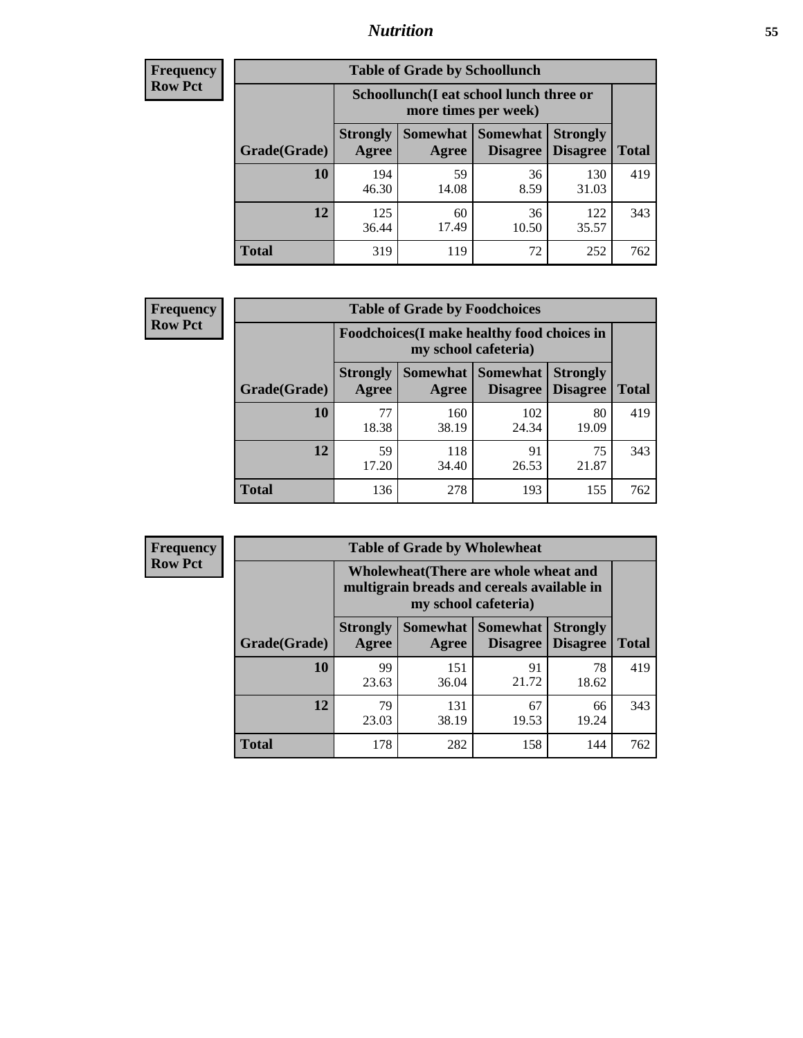**Frequency Row Pct**

| Table of Grade by Schoollunch | | | | | |
|---|---|---|---|---|---|
| | Schoollunch(I eat school lunch three or more times per week) | | | | |
| Grade(Grade) | Strongly Agree | Somewhat Agree | Somewhat Disagree | Strongly Disagree | Total |
| 10 | 194<br>46.30 | 59<br>14.08 | 36<br>8.59 | 130<br>31.03 | 419 |
| 12 | 125<br>36.44 | 60<br>17.49 | 36<br>10.50 | 122<br>35.57 | 343 |
| Total | 319 | 119 | 72 | 252 | 762 |

**Frequency Row Pct**

| Table of Grade by Foodchoices | | | | | |
|---|---|---|---|---|---|
| | Foodchoices(I make healthy food choices in my school cafeteria) | | | | |
| Grade(Grade) | Strongly Agree | Somewhat Agree | Somewhat Disagree | Strongly Disagree | Total |
| 10 | 77<br>18.38 | 160<br>38.19 | 102<br>24.34 | 80<br>19.09 | 419 |
| 12 | 59<br>17.20 | 118<br>34.40 | 91<br>26.53 | 75<br>21.87 | 343 |
| Total | 136 | 278 | 193 | 155 | 762 |

**Frequency Row Pct**

| Table of Grade by Wholewheat | | | | | |
|---|---|---|---|---|---|
| | Wholewheat(There are whole wheat and multigrain breads and cereals available in my school cafeteria) | | | | |
| Grade(Grade) | Strongly Agree | Somewhat Agree | Somewhat Disagree | Strongly Disagree | Total |
| 10 | 99<br>23.63 | 151<br>36.04 | 91<br>21.72 | 78<br>18.62 | 419 |
| 12 | 79<br>23.03 | 131<br>38.19 | 67<br>19.53 | 66<br>19.24 | 343 |
| Total | 178 | 282 | 158 | 144 | 762 |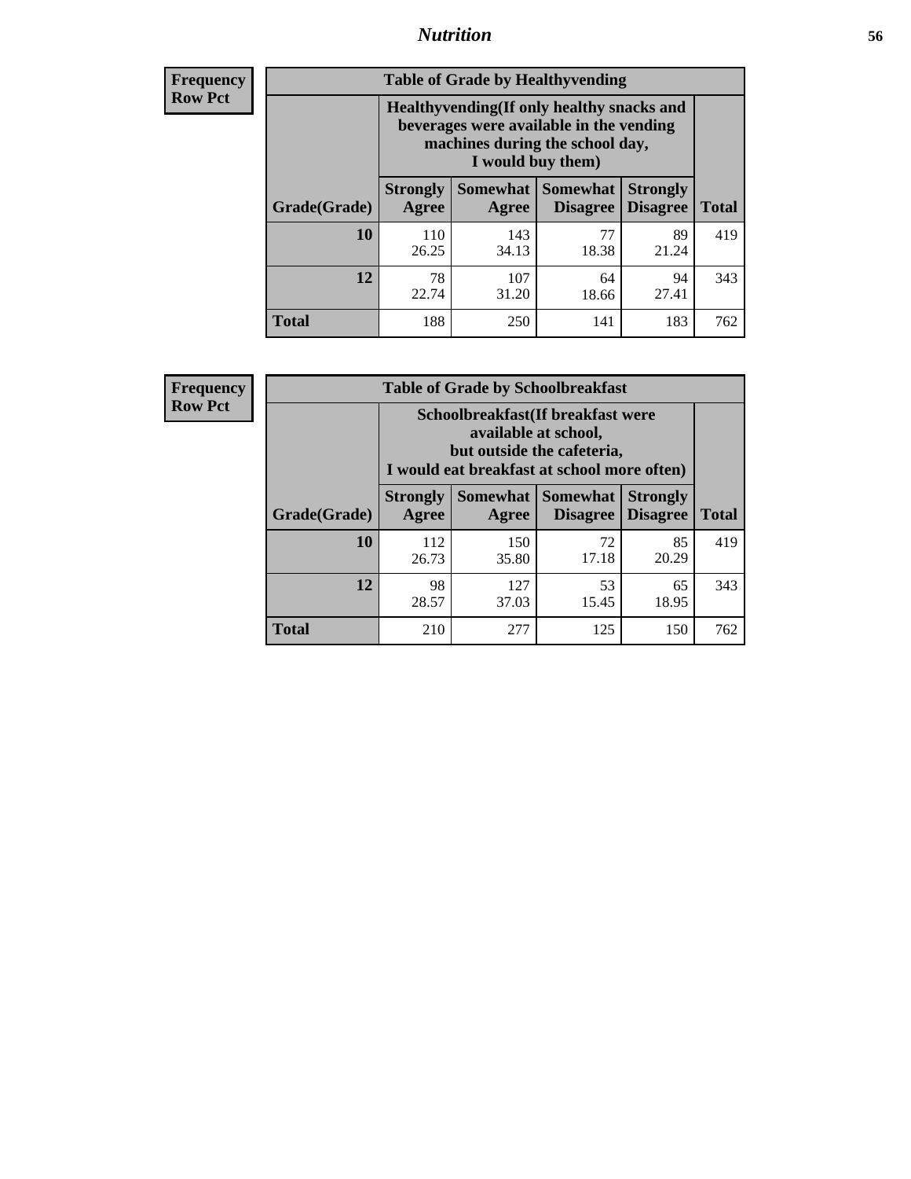**Frequency**
**Row Pct**

| Table of Grade by Healthyvending | | | | | |
|---|---|---|---|---|---|
| | Healthyvending(If only healthy snacks and beverages were available in the vending machines during the school day, I would buy them) | | | | |
| Grade(Grade) | Strongly Agree | Somewhat Agree | Somewhat Disagree | Strongly Disagree | Total |
| **10** | 110<br>26.25 | 143<br>34.13 | 77<br>18.38 | 89<br>21.24 | 419 |
| **12** | 78<br>22.74 | 107<br>31.20 | 64<br>18.66 | 94<br>27.41 | 343 |
| **Total** | 188 | 250 | 141 | 183 | 762 |

**Frequency**
**Row Pct**

| Table of Grade by Schoolbreakfast | | | | | |
|---|---|---|---|---|---|
| | Schoolbreakfast(If breakfast were available at school, but outside the cafeteria, I would eat breakfast at school more often) | | | | |
| Grade(Grade) | Strongly Agree | Somewhat Agree | Somewhat Disagree | Strongly Disagree | Total |
| **10** | 112<br>26.73 | 150<br>35.80 | 72<br>17.18 | 85<br>20.29 | 419 |
| **12** | 98<br>28.57 | 127<br>37.03 | 53<br>15.45 | 65<br>18.95 | 343 |
| **Total** | 210 | 277 | 125 | 150 | 762 |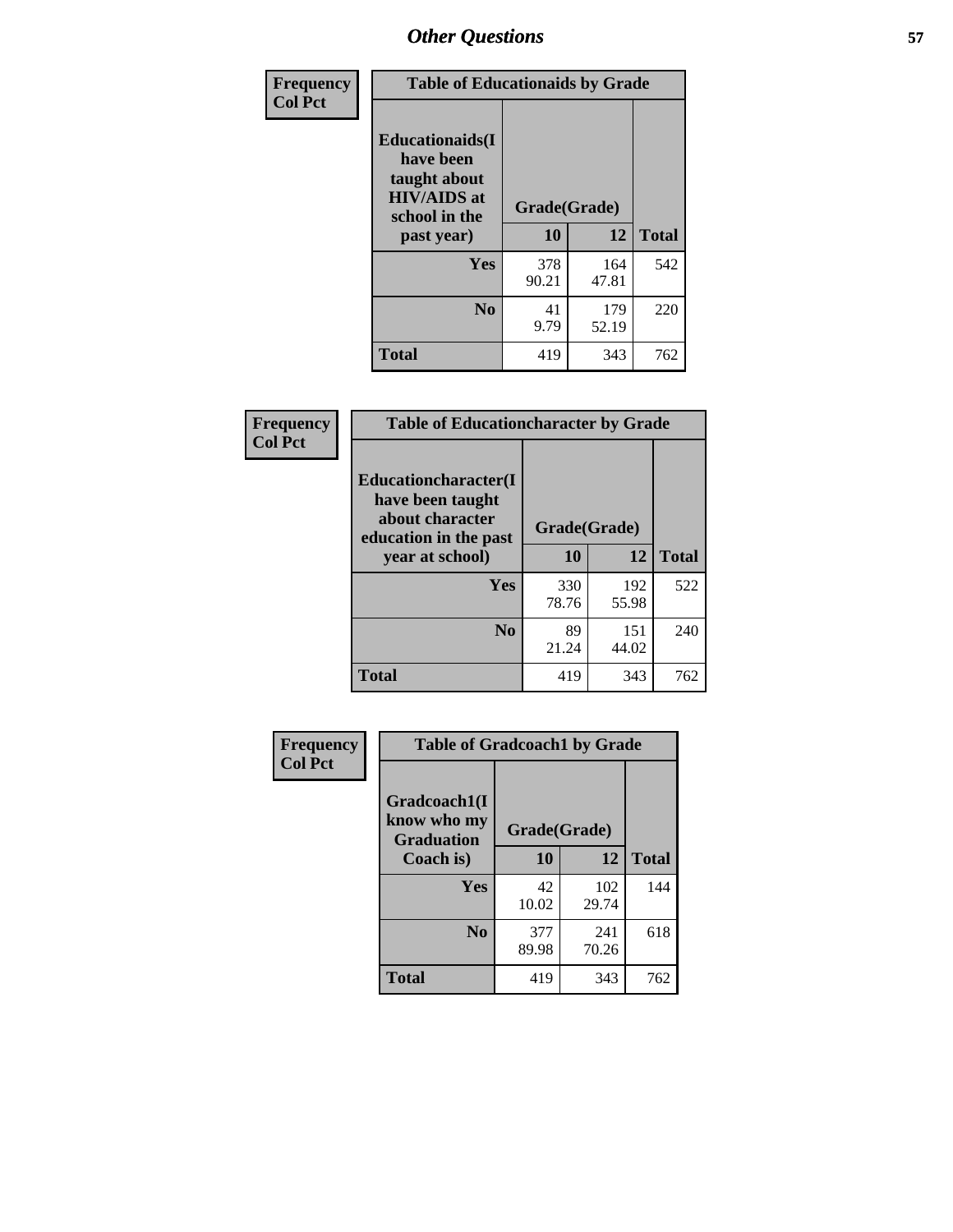# Other Questions

| Frequency<br>Col Pct |
|---|

**Table of Educationaids by Grade**

| Educationaids(I have been taught about HIV/AIDS at school in the past year) | Grade(Grade) | | |
|---|---|---|---|
| | 10 | 12 | Total |
| Yes | 378<br>90.21 | 164<br>47.81 | 542 |
| No | 41<br>9.79 | 179<br>52.19 | 220 |
| Total | 419 | 343 | 762 |

| Frequency<br>Col Pct |
|---|

**Table of Educationcharacter by Grade**

| Educationcharacter(I have been taught about character education in the past year at school) | Grade(Grade) | | |
|---|---|---|---|
| | 10 | 12 | Total |
| Yes | 330<br>78.76 | 192<br>55.98 | 522 |
| No | 89<br>21.24 | 151<br>44.02 | 240 |
| Total | 419 | 343 | 762 |

| Frequency<br>Col Pct |
|---|

**Table of Gradcoach1 by Grade**

| Gradcoach1(I know who my Graduation Coach is) | Grade(Grade) | | |
|---|---|---|---|
| | 10 | 12 | Total |
| Yes | 42<br>10.02 | 102<br>29.74 | 144 |
| No | 377<br>89.98 | 241<br>70.26 | 618 |
| Total | 419 | 343 | 762 |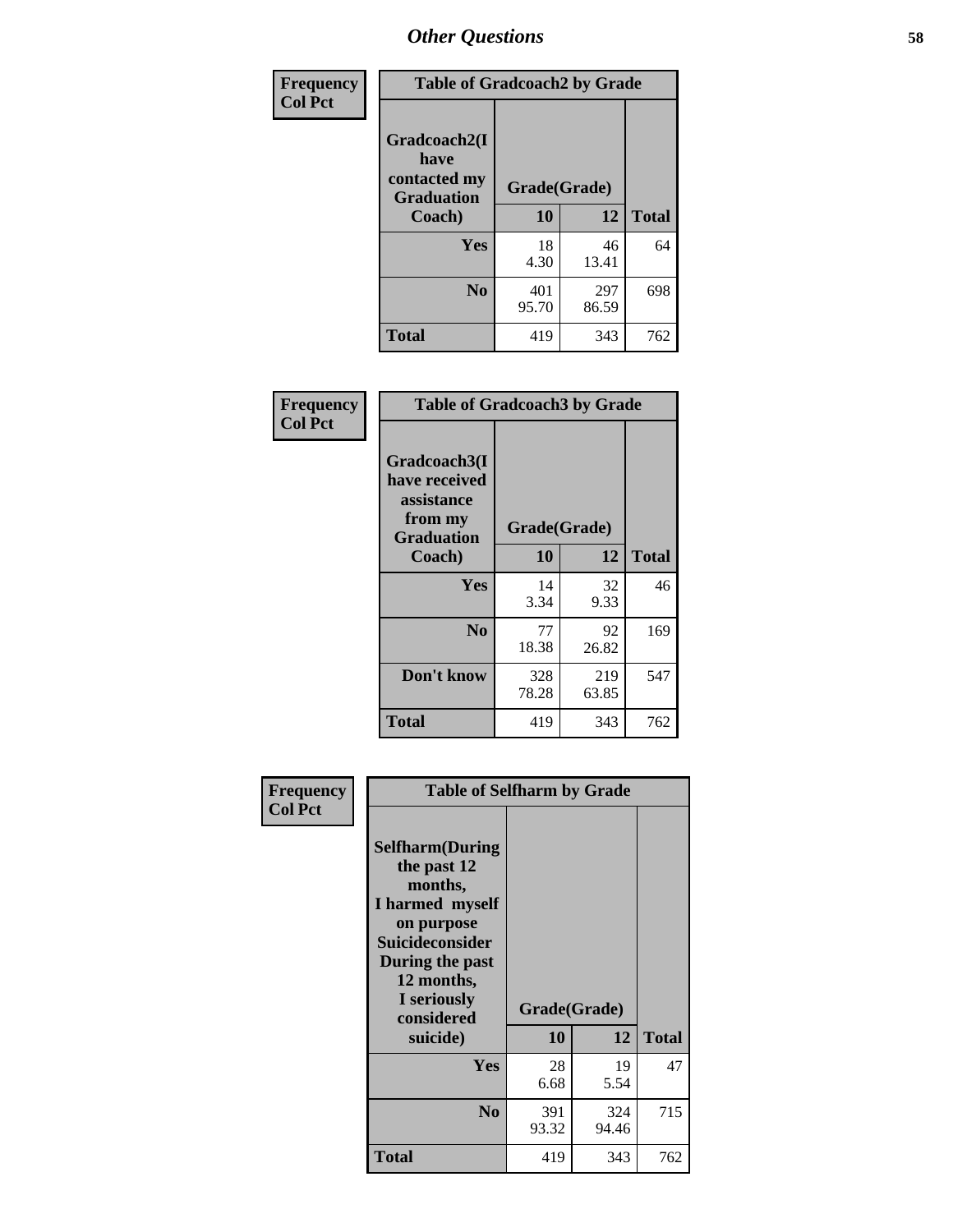## Other Questions

| Frequency<br>Col Pct | Table of Gradcoach2 by Grade | | |
|---|---|---|---|
| Gradcoach2(I have contacted my Graduation Coach) | Grade(Grade) | | |
| | 10 | 12 | Total |
| Yes | 18<br>4.30 | 46<br>13.41 | 64 |
| No | 401<br>95.70 | 297<br>86.59 | 698 |
| Total | 419 | 343 | 762 |

| Frequency<br>Col Pct | Table of Gradcoach3 by Grade | | |
|---|---|---|---|
| Gradcoach3(I have received assistance from my Graduation Coach) | Grade(Grade) | | |
| | 10 | 12 | Total |
| Yes | 14<br>3.34 | 32<br>9.33 | 46 |
| No | 77<br>18.38 | 92<br>26.82 | 169 |
| Don't know | 328<br>78.28 | 219<br>63.85 | 547 |
| Total | 419 | 343 | 762 |

| Frequency<br>Col Pct | Table of Selfharm by Grade | | |
|---|---|---|---|
| Selfharm(During the past 12 months, I harmed myself on purpose Suicideconsider During the past 12 months, I seriously considered suicide) | Grade(Grade) | | |
| | 10 | 12 | Total |
| Yes | 28<br>6.68 | 19<br>5.54 | 47 |
| No | 391<br>93.32 | 324<br>94.46 | 715 |
| Total | 419 | 343 | 762 |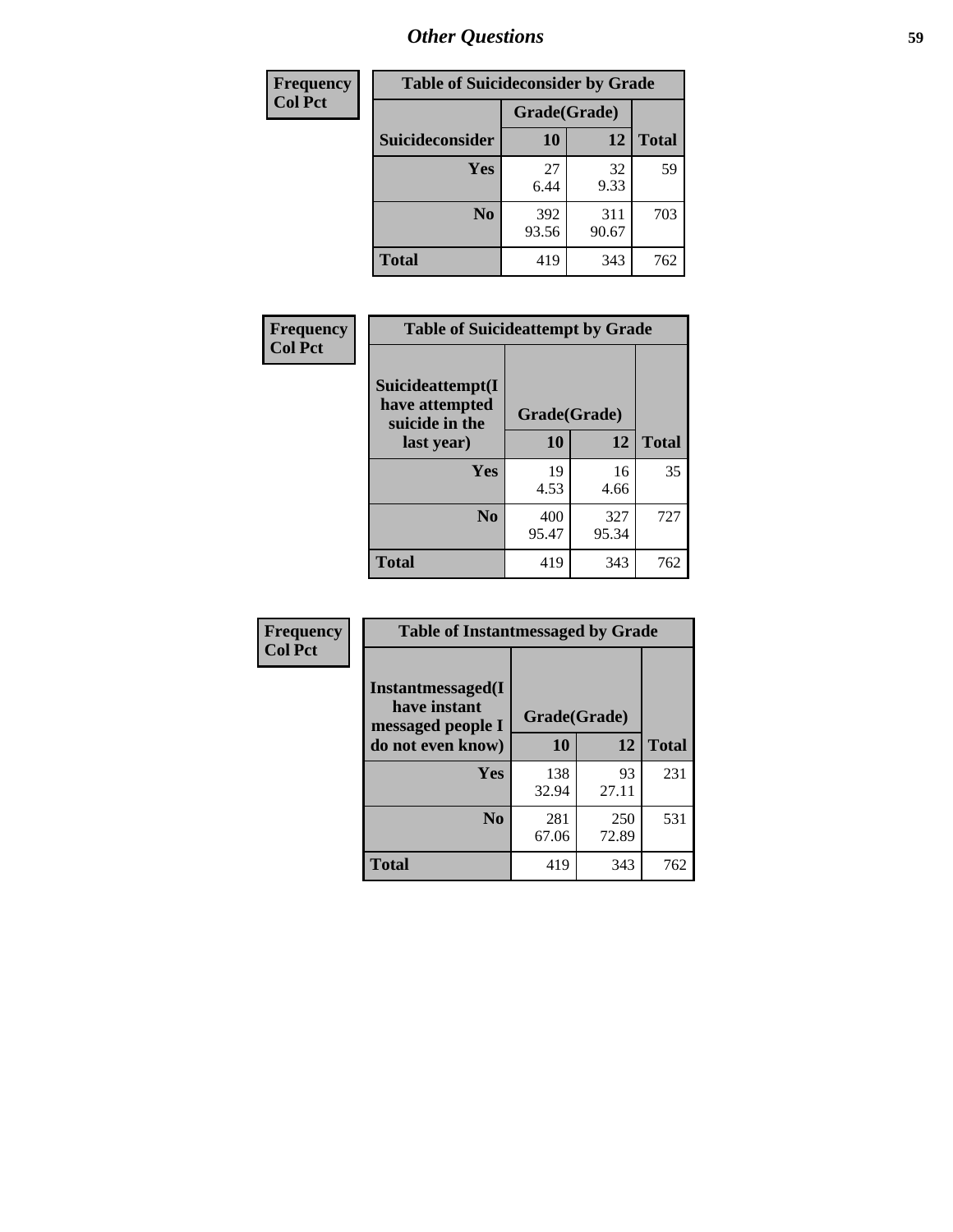## Other Questions

| Frequency<br>Col Pct | Table of Suicideconsider by Grade | | |
|---|---|---|---|
| | Grade(Grade) | | |
| Suicideconsider | 10 | 12 | Total |
| Yes | 27<br>6.44 | 32<br>9.33 | 59 |
| No | 392<br>93.56 | 311<br>90.67 | 703 |
| Total | 419 | 343 | 762 |

| Frequency<br>Col Pct | Table of Suicideattempt by Grade | | |
|---|---|---|---|
| Suicideattempt(I have attempted suicide in the last year) | Grade(Grade)<br>10 | 12 | Total |
| Yes | 19<br>4.53 | 16<br>4.66 | 35 |
| No | 400<br>95.47 | 327<br>95.34 | 727 |
| Total | 419 | 343 | 762 |

| Frequency<br>Col Pct | Table of Instantmessaged by Grade | | |
|---|---|---|---|
| Instantmessaged(I have instant messaged people I do not even know) | Grade(Grade)<br>10 | 12 | Total |
| Yes | 138<br>32.94 | 93<br>27.11 | 231 |
| No | 281<br>67.06 | 250<br>72.89 | 531 |
| Total | 419 | 343 | 762 |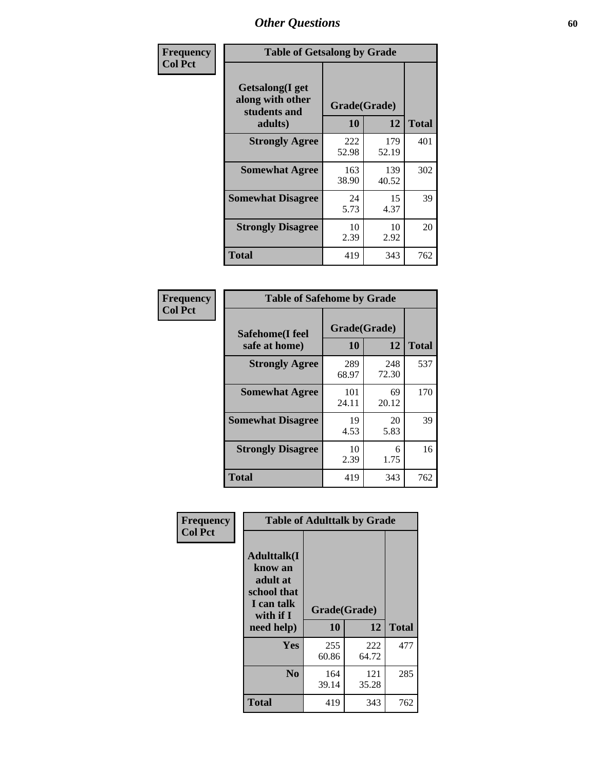# Other Questions

**Frequency / Col Pct**

**Table of Getsalong by Grade**

| Getsalong(I get along with other students and adults) | Grade(Grade) 10 | 12 | Total |
|---|---|---|---|
| **Strongly Agree** | 222<br>52.98 | 179<br>52.19 | 401 |
| **Somewhat Agree** | 163<br>38.90 | 139<br>40.52 | 302 |
| **Somewhat Disagree** | 24<br>5.73 | 15<br>4.37 | 39 |
| **Strongly Disagree** | 10<br>2.39 | 10<br>2.92 | 20 |
| **Total** | 419 | 343 | 762 |

**Frequency / Col Pct**

**Table of Safehome by Grade**

| Safehome(I feel safe at home) | Grade(Grade) 10 | 12 | Total |
|---|---|---|---|
| **Strongly Agree** | 289<br>68.97 | 248<br>72.30 | 537 |
| **Somewhat Agree** | 101<br>24.11 | 69<br>20.12 | 170 |
| **Somewhat Disagree** | 19<br>4.53 | 20<br>5.83 | 39 |
| **Strongly Disagree** | 10<br>2.39 | 6<br>1.75 | 16 |
| **Total** | 419 | 343 | 762 |

**Frequency / Col Pct**

**Table of Adulttalk by Grade**

| Adulttalk(I know an adult at school that I can talk with if I need help) | Grade(Grade) 10 | 12 | Total |
|---|---|---|---|
| **Yes** | 255<br>60.86 | 222<br>64.72 | 477 |
| **No** | 164<br>39.14 | 121<br>35.28 | 285 |
| **Total** | 419 | 343 | 762 |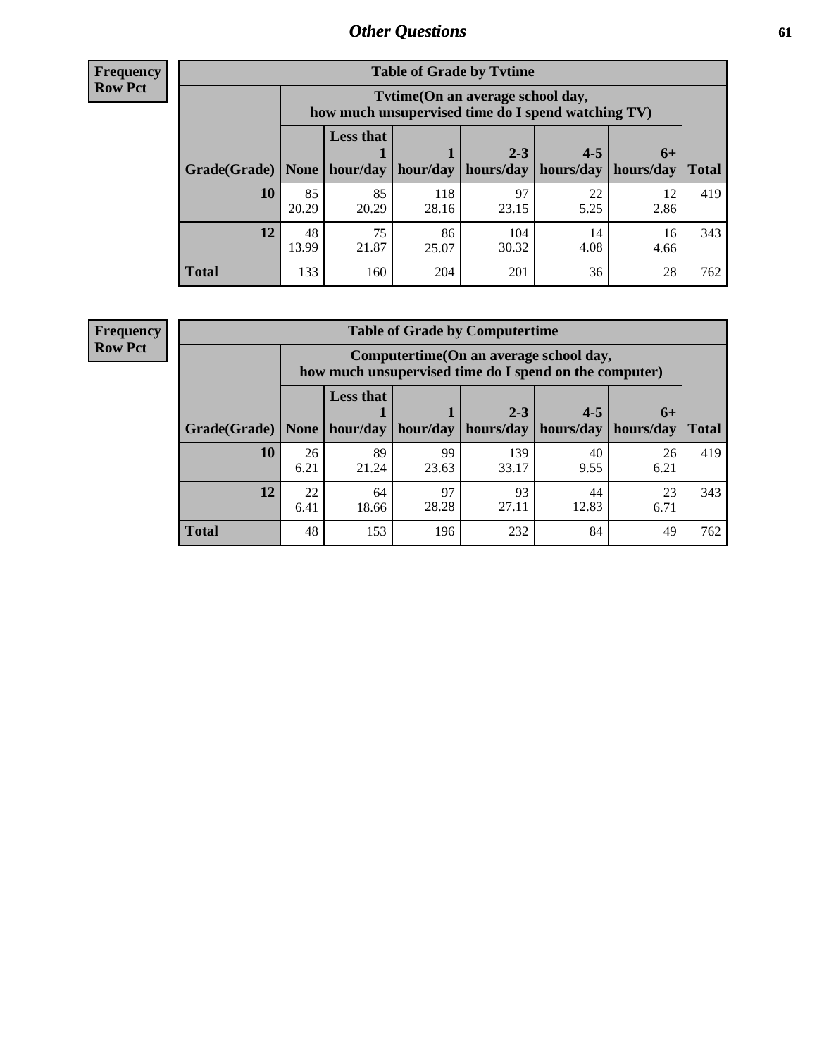## Other Questions

**Frequency**
**Row Pct**

| Table of Grade by Tvtime | | | | | | | |
|---|---|---|---|---|---|---|---|
| | Tvtime(On an average school day, how much unsupervised time do I spend watching TV) | | | | | | |
| Grade(Grade) | None | Less that 1 hour/day | 1 hour/day | 2-3 hours/day | 4-5 hours/day | 6+ hours/day | Total |
| **10** | 85<br>20.29 | 85<br>20.29 | 118<br>28.16 | 97<br>23.15 | 22<br>5.25 | 12<br>2.86 | 419 |
| **12** | 48<br>13.99 | 75<br>21.87 | 86<br>25.07 | 104<br>30.32 | 14<br>4.08 | 16<br>4.66 | 343 |
| **Total** | 133 | 160 | 204 | 201 | 36 | 28 | 762 |

**Frequency**
**Row Pct**

| Table of Grade by Computertime | | | | | | | |
|---|---|---|---|---|---|---|---|
| | Computertime(On an average school day, how much unsupervised time do I spend on the computer) | | | | | | |
| Grade(Grade) | None | Less that 1 hour/day | 1 hour/day | 2-3 hours/day | 4-5 hours/day | 6+ hours/day | Total |
| **10** | 26<br>6.21 | 89<br>21.24 | 99<br>23.63 | 139<br>33.17 | 40<br>9.55 | 26<br>6.21 | 419 |
| **12** | 22<br>6.41 | 64<br>18.66 | 97<br>28.28 | 93<br>27.11 | 44<br>12.83 | 23<br>6.71 | 343 |
| **Total** | 48 | 153 | 196 | 232 | 84 | 49 | 762 |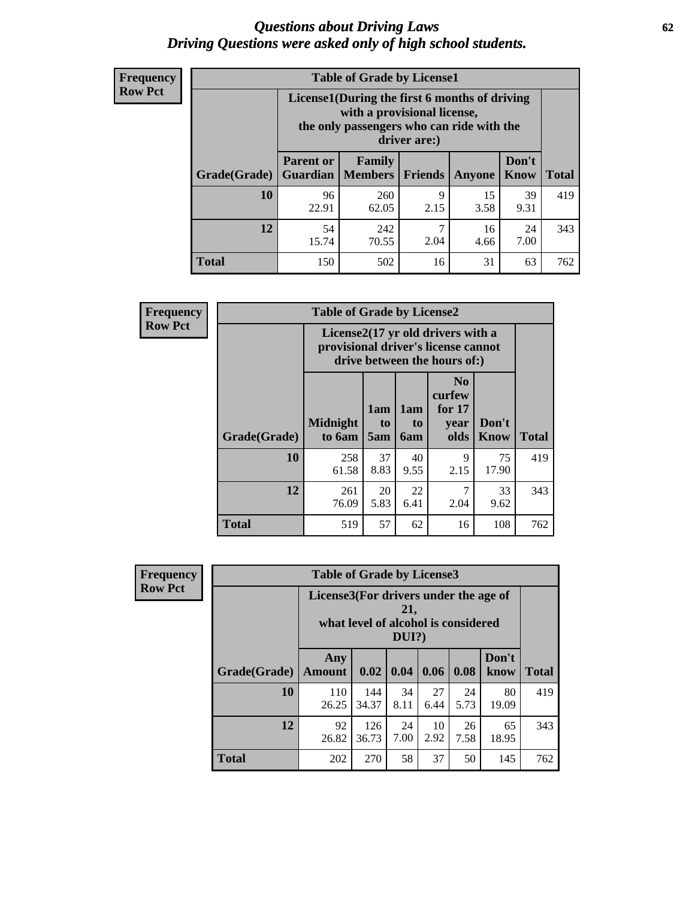# *Questions about Driving Laws*
## *Driving Questions were asked only of high school students.*

**Frequency**
**Row Pct**

**Table of Grade by License1**

| Grade(Grade) | License1(During the first 6 months of driving with a provisional license, the only passengers who can ride with the driver are:) | | | | | Total |
|---|---|---|---|---|---|---|
| | Parent or Guardian | Family Members | Friends | Anyone | Don't Know | |
| 10 | 96<br>22.91 | 260<br>62.05 | 9<br>2.15 | 15<br>3.58 | 39<br>9.31 | 419 |
| 12 | 54<br>15.74 | 242<br>70.55 | 7<br>2.04 | 16<br>4.66 | 24<br>7.00 | 343 |
| Total | 150 | 502 | 16 | 31 | 63 | 762 |

**Frequency**
**Row Pct**

**Table of Grade by License2**

| Grade(Grade) | License2(17 yr old drivers with a provisional driver's license cannot drive between the hours of:) | | | | | Total |
|---|---|---|---|---|---|---|
| | Midnight to 6am | 1am to 5am | 1am to 6am | No curfew for 17 year olds | Don't Know | |
| 10 | 258<br>61.58 | 37<br>8.83 | 40<br>9.55 | 9<br>2.15 | 75<br>17.90 | 419 |
| 12 | 261<br>76.09 | 20<br>5.83 | 22<br>6.41 | 7<br>2.04 | 33<br>9.62 | 343 |
| Total | 519 | 57 | 62 | 16 | 108 | 762 |

**Frequency**
**Row Pct**

**Table of Grade by License3**

| Grade(Grade) | License3(For drivers under the age of 21, what level of alcohol is considered DUI?) | | | | | | Total |
|---|---|---|---|---|---|---|---|
| | Any Amount | 0.02 | 0.04 | 0.06 | 0.08 | Don't know | |
| 10 | 110<br>26.25 | 144<br>34.37 | 34<br>8.11 | 27<br>6.44 | 24<br>5.73 | 80<br>19.09 | 419 |
| 12 | 92<br>26.82 | 126<br>36.73 | 24<br>7.00 | 10<br>2.92 | 26<br>7.58 | 65<br>18.95 | 343 |
| Total | 202 | 270 | 58 | 37 | 50 | 145 | 762 |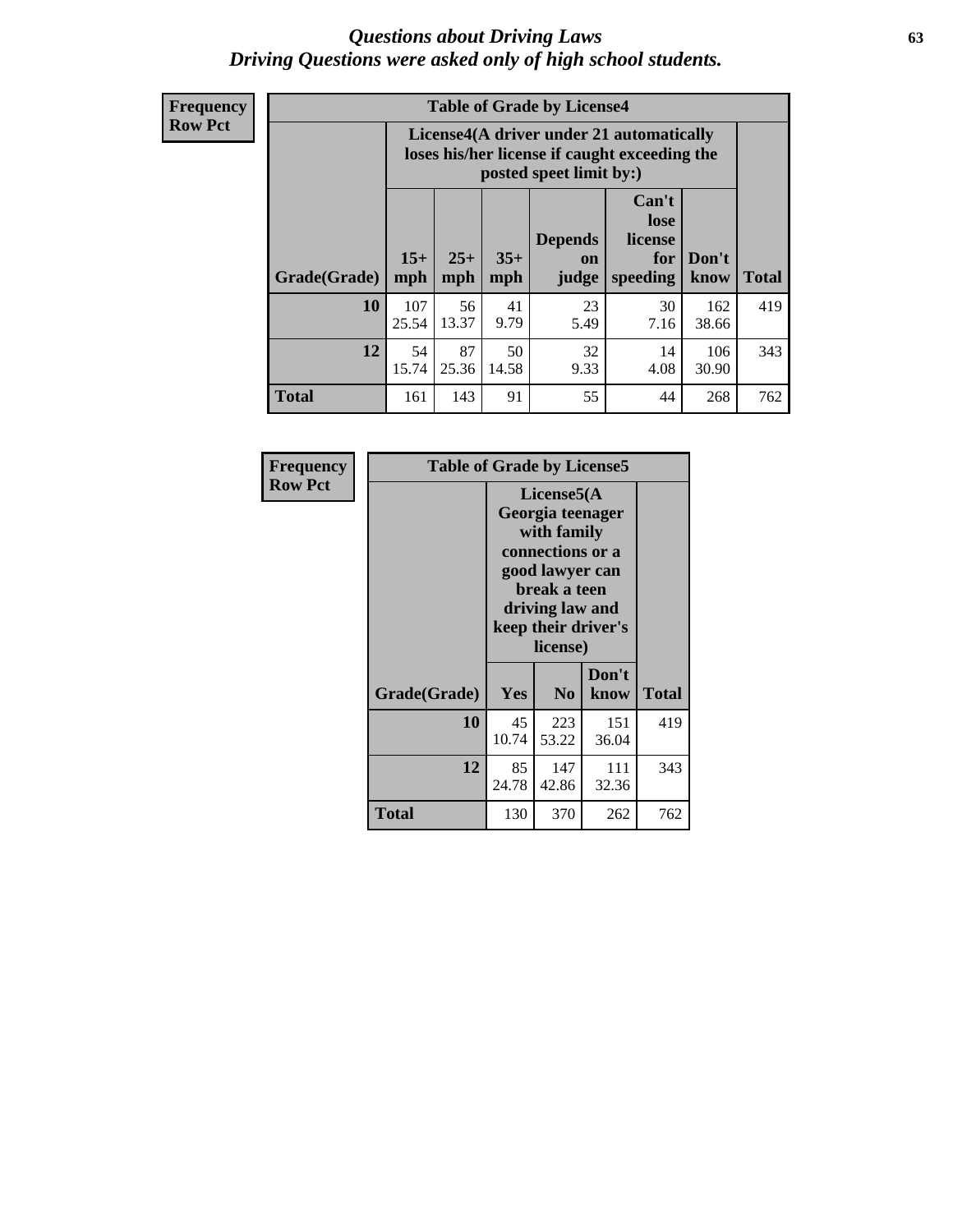# *Questions about Driving Laws*
## *Driving Questions were asked only of high school students.*

**Frequency**
**Row Pct**

**Table of Grade by License4**

| Grade(Grade) | License4(A driver under 21 automatically loses his/her license if caught exceeding the posted speet limit by:) | | | | | | Total |
|---|---|---|---|---|---|---|---|
| | 15+ mph | 25+ mph | 35+ mph | Depends on judge | Can't lose license for speeding | Don't know | |
| **10** | 107<br>25.54 | 56<br>13.37 | 41<br>9.79 | 23<br>5.49 | 30<br>7.16 | 162<br>38.66 | 419 |
| **12** | 54<br>15.74 | 87<br>25.36 | 50<br>14.58 | 32<br>9.33 | 14<br>4.08 | 106<br>30.90 | 343 |
| **Total** | 161 | 143 | 91 | 55 | 44 | 268 | 762 |

**Frequency**
**Row Pct**

**Table of Grade by License5**

| Grade(Grade) | License5(A Georgia teenager with family connections or a good lawyer can break a teen driving law and keep their driver's license) | | | Total |
|---|---|---|---|---|
| | Yes | No | Don't know | |
| **10** | 45<br>10.74 | 223<br>53.22 | 151<br>36.04 | 419 |
| **12** | 85<br>24.78 | 147<br>42.86 | 111<br>32.36 | 343 |
| **Total** | 130 | 370 | 262 | 762 |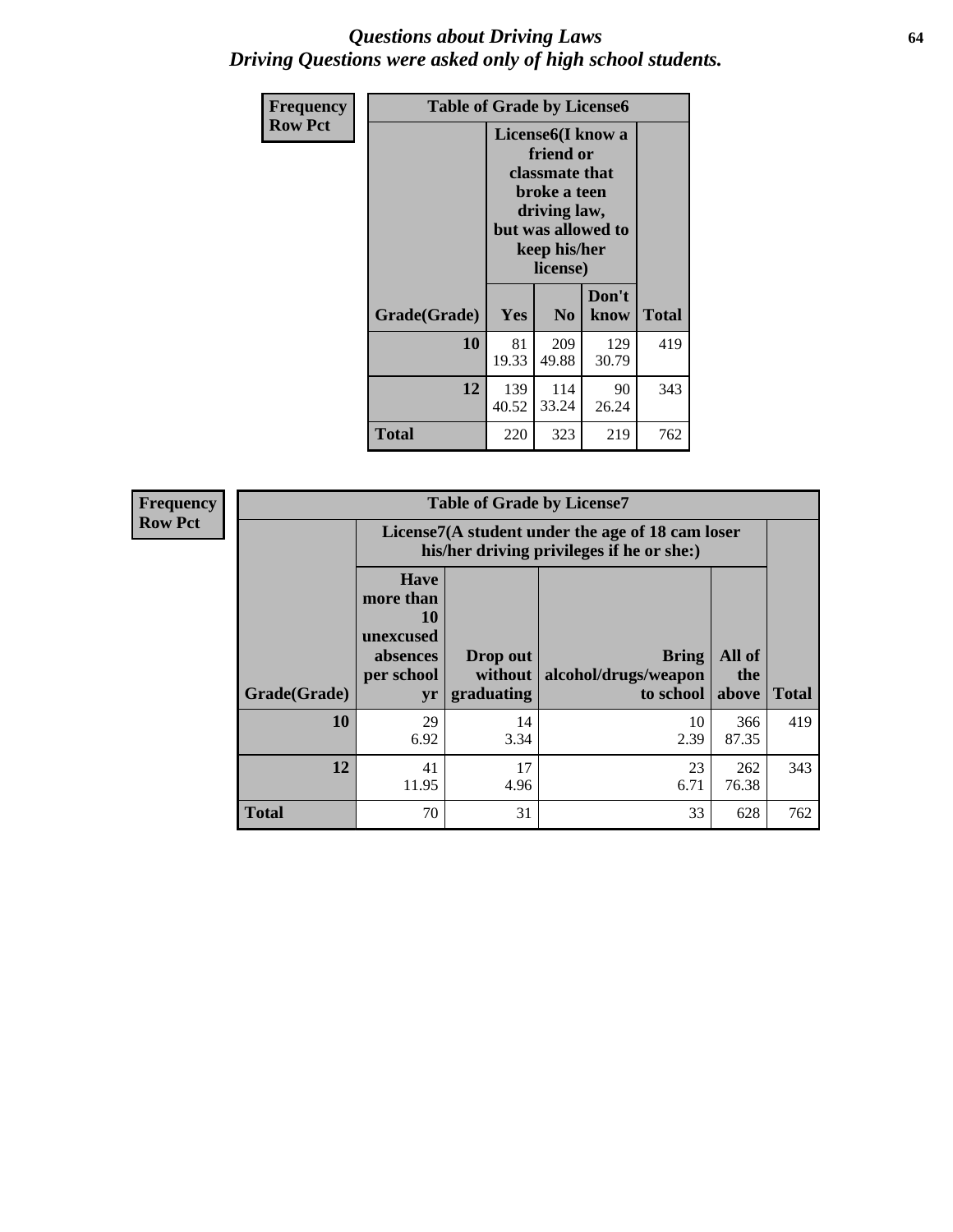# *Questions about Driving Laws*
# *Driving Questions were asked only of high school students.*

**Frequency**
**Row Pct**

| Table of Grade by License6 | | | | |
|---|---|---|---|---|
| | License6(I know a friend or classmate that broke a teen driving law, but was allowed to keep his/her license) | | | |
| Grade(Grade) | Yes | No | Don't know | Total |
| 10 | 81<br>19.33 | 209<br>49.88 | 129<br>30.79 | 419 |
| 12 | 139<br>40.52 | 114<br>33.24 | 90<br>26.24 | 343 |
| Total | 220 | 323 | 219 | 762 |

**Frequency**
**Row Pct**

| Table of Grade by License7 | | | | | |
|---|---|---|---|---|---|
| | License7(A student under the age of 18 cam loser his/her driving privileges if he or she:) | | | | |
| Grade(Grade) | Have more than 10 unexcused absences per school yr | Drop out without graduating | Bring alcohol/drugs/weapon to school | All of the above | Total |
| 10 | 29<br>6.92 | 14<br>3.34 | 10<br>2.39 | 366<br>87.35 | 419 |
| 12 | 41<br>11.95 | 17<br>4.96 | 23<br>6.71 | 262<br>76.38 | 343 |
| Total | 70 | 31 | 33 | 628 | 762 |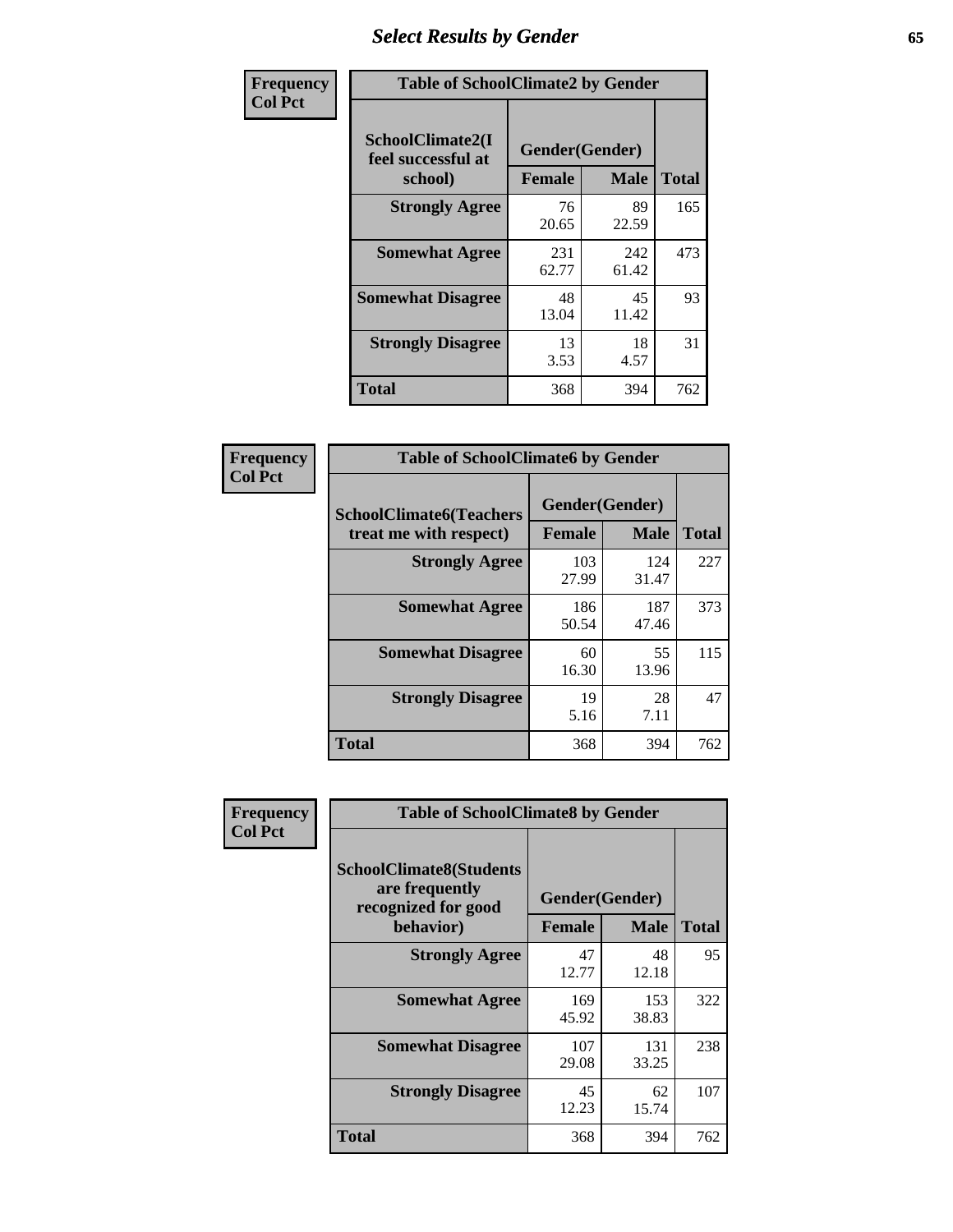# Select Results by Gender

**Frequency**
**Col Pct**

| Table of SchoolClimate2 by Gender | | | |
|---|---|---|---|
| SchoolClimate2(I feel successful at school) | Gender(Gender) | | Total |
| | Female | Male | |
| Strongly Agree | 76<br>20.65 | 89<br>22.59 | 165 |
| Somewhat Agree | 231<br>62.77 | 242<br>61.42 | 473 |
| Somewhat Disagree | 48<br>13.04 | 45<br>11.42 | 93 |
| Strongly Disagree | 13<br>3.53 | 18<br>4.57 | 31 |
| Total | 368 | 394 | 762 |

**Frequency**
**Col Pct**

| Table of SchoolClimate6 by Gender | | | |
|---|---|---|---|
| SchoolClimate6(Teachers treat me with respect) | Gender(Gender) | | Total |
| | Female | Male | |
| Strongly Agree | 103<br>27.99 | 124<br>31.47 | 227 |
| Somewhat Agree | 186<br>50.54 | 187<br>47.46 | 373 |
| Somewhat Disagree | 60<br>16.30 | 55<br>13.96 | 115 |
| Strongly Disagree | 19<br>5.16 | 28<br>7.11 | 47 |
| Total | 368 | 394 | 762 |

**Frequency**
**Col Pct**

| Table of SchoolClimate8 by Gender | | | |
|---|---|---|---|
| SchoolClimate8(Students are frequently recognized for good behavior) | Gender(Gender) | | Total |
| | Female | Male | |
| Strongly Agree | 47<br>12.77 | 48<br>12.18 | 95 |
| Somewhat Agree | 169<br>45.92 | 153<br>38.83 | 322 |
| Somewhat Disagree | 107<br>29.08 | 131<br>33.25 | 238 |
| Strongly Disagree | 45<br>12.23 | 62<br>15.74 | 107 |
| Total | 368 | 394 | 762 |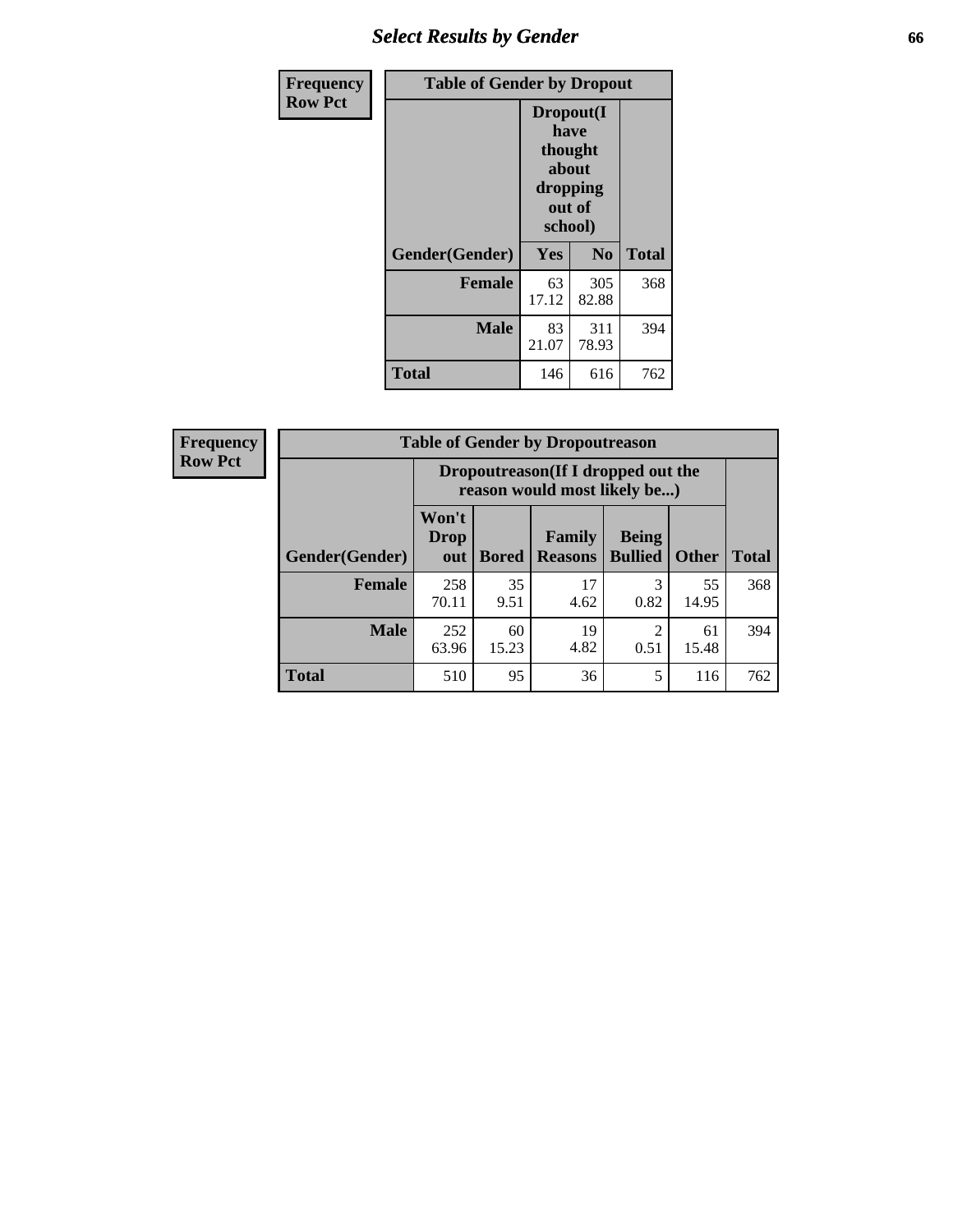## Select Results by Gender

| Frequency Row Pct | | | |
|---|---|---|---|
| **Table of Gender by Dropout** | | | |
| | **Dropout(I have thought about dropping out of school)** | | |
| **Gender(Gender)** | **Yes** | **No** | **Total** |
| **Female** | 63<br>17.12 | 305<br>82.88 | 368 |
| **Male** | 83<br>21.07 | 311<br>78.93 | 394 |
| **Total** | 146 | 616 | 762 |

| Frequency Row Pct | | | | | | |
|---|---|---|---|---|---|---|
| **Table of Gender by Dropoutreason** | | | | | | |
| | **Dropoutreason(If I dropped out the reason would most likely be...)** | | | | | |
| **Gender(Gender)** | **Won't Drop out** | **Bored** | **Family Reasons** | **Being Bullied** | **Other** | **Total** |
| **Female** | 258<br>70.11 | 35<br>9.51 | 17<br>4.62 | 3<br>0.82 | 55<br>14.95 | 368 |
| **Male** | 252<br>63.96 | 60<br>15.23 | 19<br>4.82 | 2<br>0.51 | 61<br>15.48 | 394 |
| **Total** | 510 | 95 | 36 | 5 | 116 | 762 |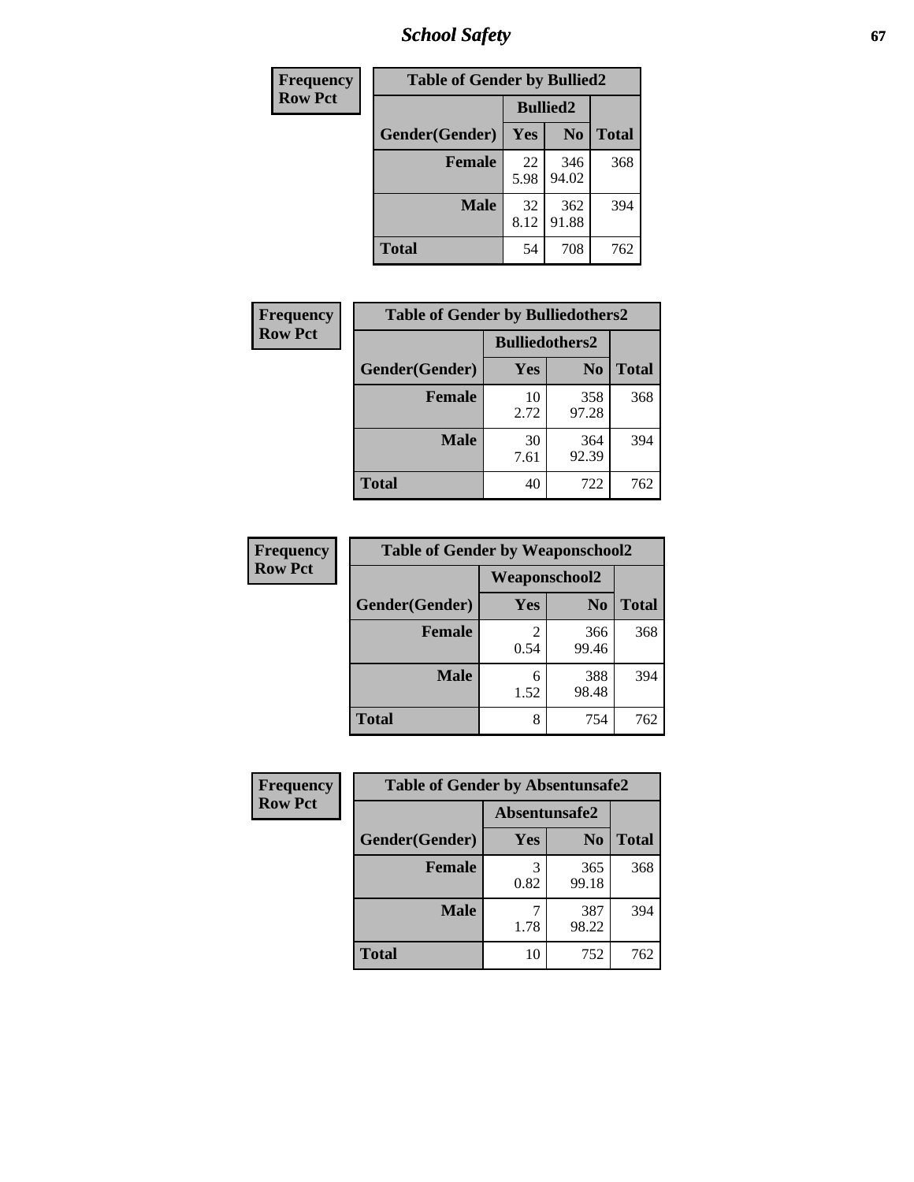| Frequency |
|---|
| Row Pct |

| Table of Gender by Bullied2 | | | |
|---|---|---|---|
| | Bullied2 | | |
| Gender(Gender) | Yes | No | Total |
| Female | 22<br>5.98 | 346<br>94.02 | 368 |
| Male | 32<br>8.12 | 362<br>91.88 | 394 |
| Total | 54 | 708 | 762 |

| Frequency |
|---|
| Row Pct |

| Table of Gender by Bulliedothers2 | | | |
|---|---|---|---|
| | Bulliedothers2 | | |
| Gender(Gender) | Yes | No | Total |
| Female | 10<br>2.72 | 358<br>97.28 | 368 |
| Male | 30<br>7.61 | 364<br>92.39 | 394 |
| Total | 40 | 722 | 762 |

| Frequency |
|---|
| Row Pct |

| Table of Gender by Weaponschool2 | | | |
|---|---|---|---|
| | Weaponschool2 | | |
| Gender(Gender) | Yes | No | Total |
| Female | 2<br>0.54 | 366<br>99.46 | 368 |
| Male | 6<br>1.52 | 388<br>98.48 | 394 |
| Total | 8 | 754 | 762 |

| Frequency |
|---|
| Row Pct |

| Table of Gender by Absentunsafe2 | | | |
|---|---|---|---|
| | Absentunsafe2 | | |
| Gender(Gender) | Yes | No | Total |
| Female | 3<br>0.82 | 365<br>99.18 | 368 |
| Male | 7<br>1.78 | 387<br>98.22 | 394 |
| Total | 10 | 752 | 762 |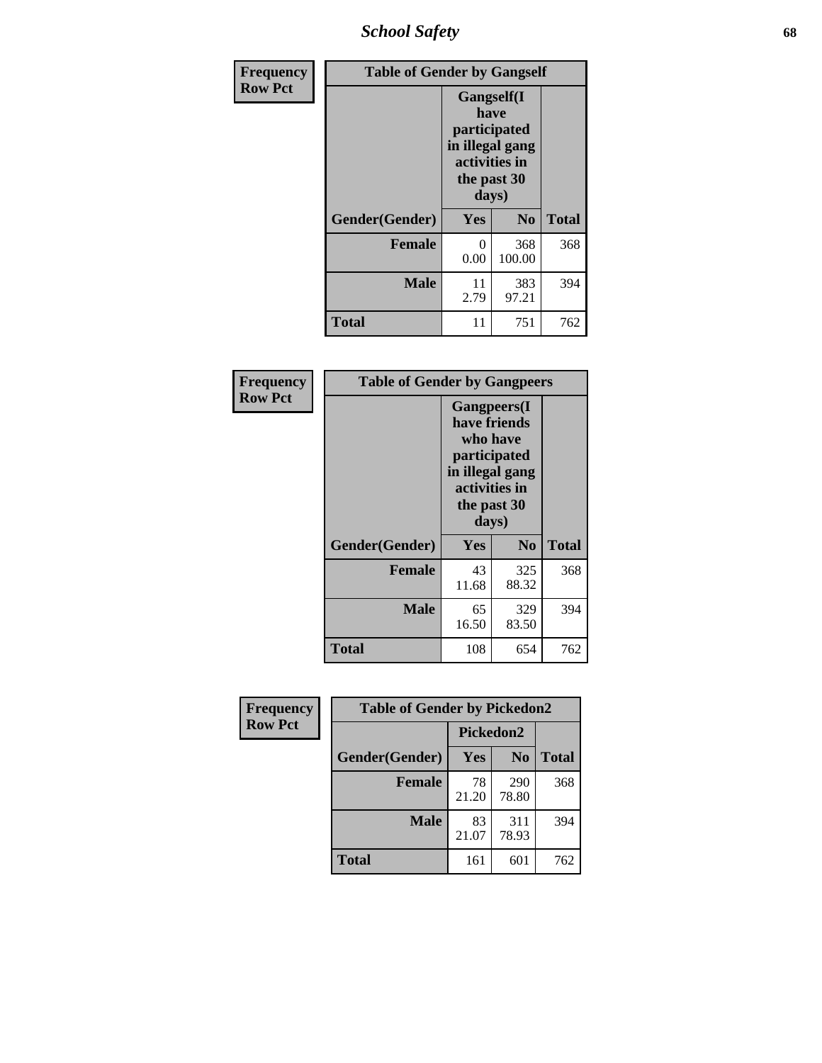| Frequency Row Pct | Table of Gender by Gangself | | |
|---|---|---|---|
| | Gangself(I have participated in illegal gang activities in the past 30 days) | | |
| Gender(Gender) | Yes | No | Total |
| Female | 0<br>0.00 | 368<br>100.00 | 368 |
| Male | 11<br>2.79 | 383<br>97.21 | 394 |
| Total | 11 | 751 | 762 |

| Frequency Row Pct | Table of Gender by Gangpeers | | |
|---|---|---|---|
| | Gangpeers(I have friends who have participated in illegal gang activities in the past 30 days) | | |
| Gender(Gender) | Yes | No | Total |
| Female | 43<br>11.68 | 325<br>88.32 | 368 |
| Male | 65<br>16.50 | 329<br>83.50 | 394 |
| Total | 108 | 654 | 762 |

| Frequency Row Pct | Table of Gender by Pickedon2 | | |
|---|---|---|---|
| | Pickedon2 | | |
| Gender(Gender) | Yes | No | Total |
| Female | 78<br>21.20 | 290<br>78.80 | 368 |
| Male | 83<br>21.07 | 311<br>78.93 | 394 |
| Total | 161 | 601 | 762 |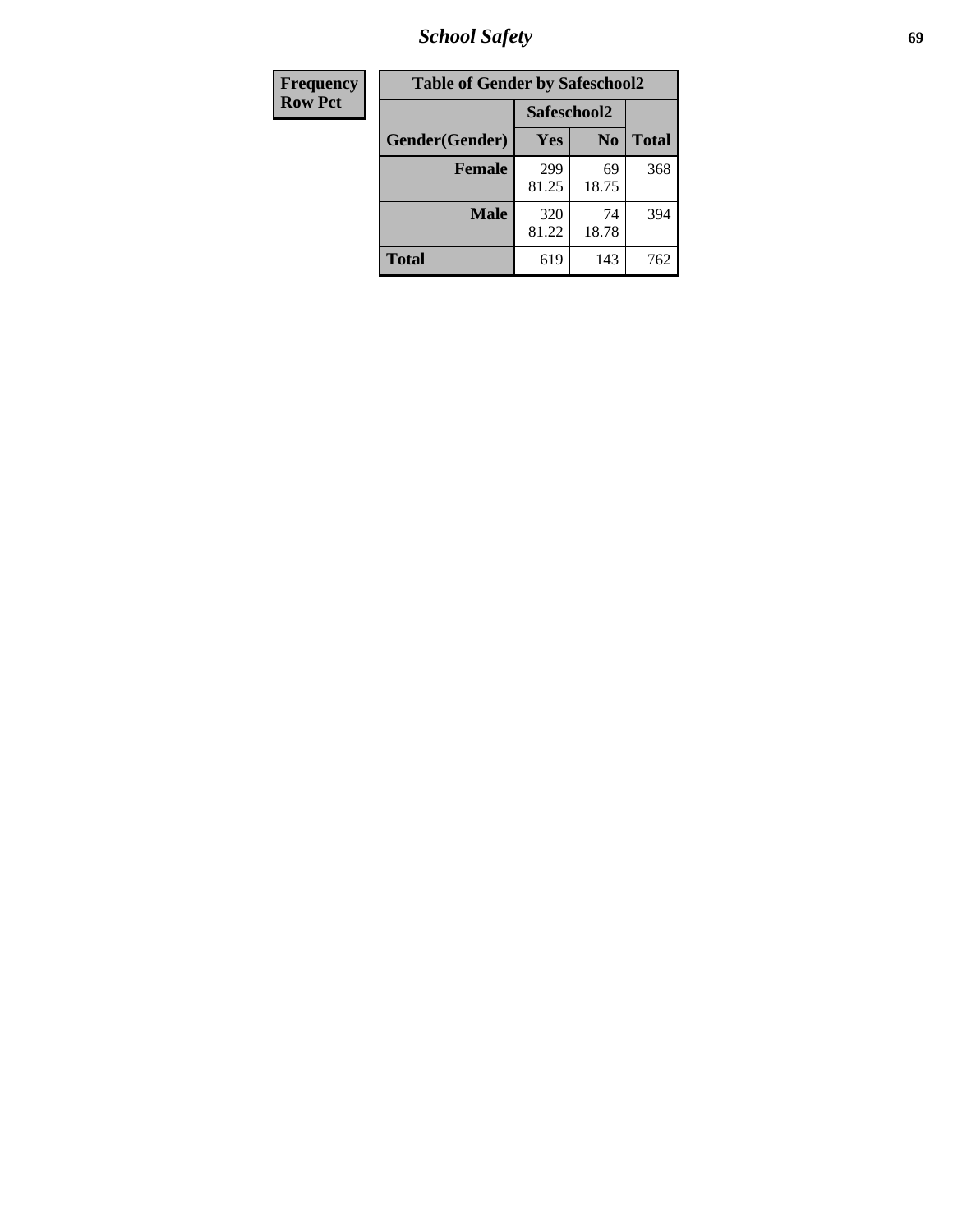| Frequency Row Pct |
|---|

| Table of Gender by Safeschool2 | | | |
|---|---|---|---|
| | Safeschool2 | | |
| Gender(Gender) | Yes | No | Total |
| Female | 299<br>81.25 | 69<br>18.75 | 368 |
| Male | 320<br>81.22 | 74<br>18.78 | 394 |
| Total | 619 | 143 | 762 |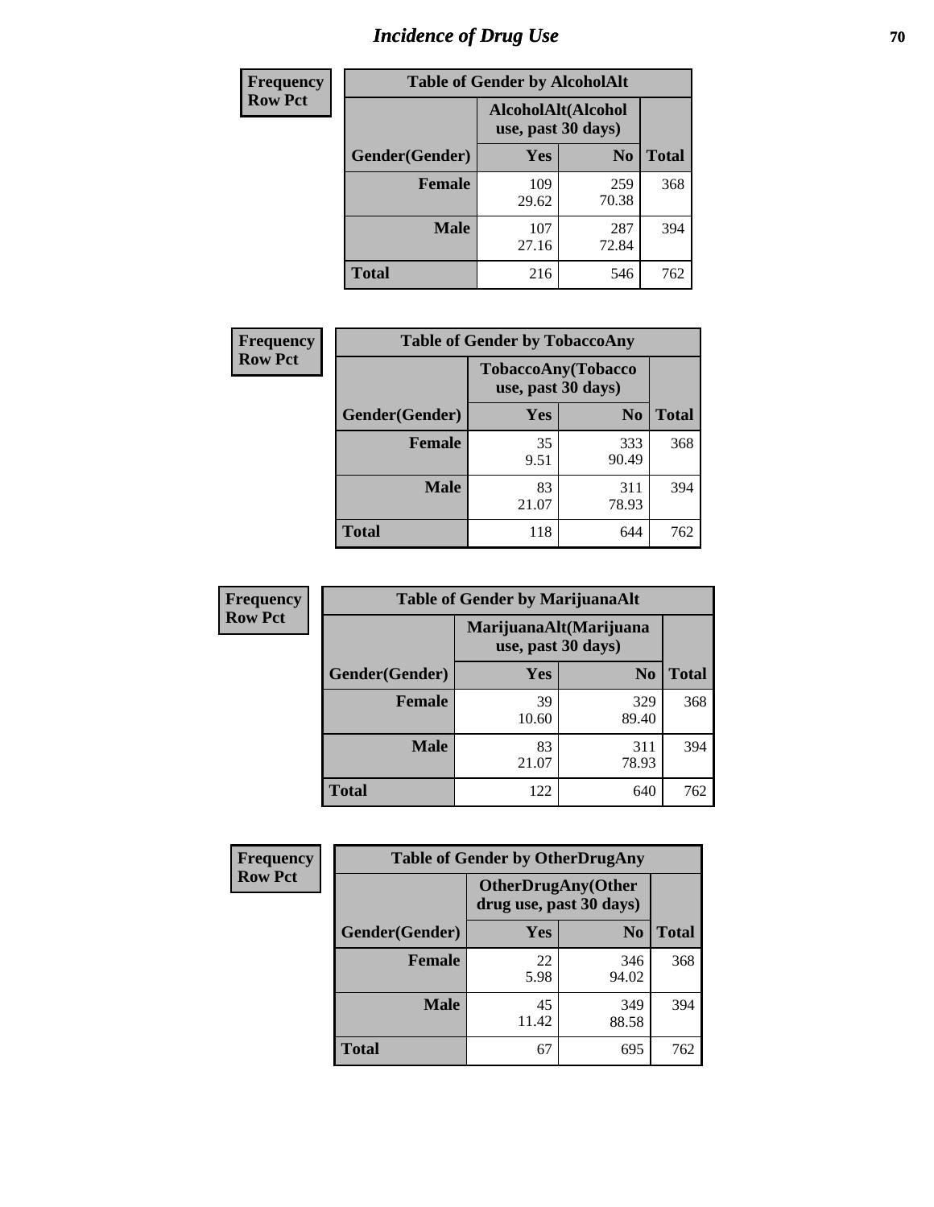# Incidence of Drug Use

**Frequency**
**Row Pct**

| Table of Gender by AlcoholAlt | | | |
|---|---|---|---|
| | AlcoholAlt(Alcohol use, past 30 days) | | |
| Gender(Gender) | Yes | No | Total |
| Female | 109<br>29.62 | 259<br>70.38 | 368 |
| Male | 107<br>27.16 | 287<br>72.84 | 394 |
| Total | 216 | 546 | 762 |

**Frequency**
**Row Pct**

| Table of Gender by TobaccoAny | | | |
|---|---|---|---|
| | TobaccoAny(Tobacco use, past 30 days) | | |
| Gender(Gender) | Yes | No | Total |
| Female | 35<br>9.51 | 333<br>90.49 | 368 |
| Male | 83<br>21.07 | 311<br>78.93 | 394 |
| Total | 118 | 644 | 762 |

**Frequency**
**Row Pct**

| Table of Gender by MarijuanaAlt | | | |
|---|---|---|---|
| | MarijuanaAlt(Marijuana use, past 30 days) | | |
| Gender(Gender) | Yes | No | Total |
| Female | 39<br>10.60 | 329<br>89.40 | 368 |
| Male | 83<br>21.07 | 311<br>78.93 | 394 |
| Total | 122 | 640 | 762 |

**Frequency**
**Row Pct**

| Table of Gender by OtherDrugAny | | | |
|---|---|---|---|
| | OtherDrugAny(Other drug use, past 30 days) | | |
| Gender(Gender) | Yes | No | Total |
| Female | 22<br>5.98 | 346<br>94.02 | 368 |
| Male | 45<br>11.42 | 349<br>88.58 | 394 |
| Total | 67 | 695 | 762 |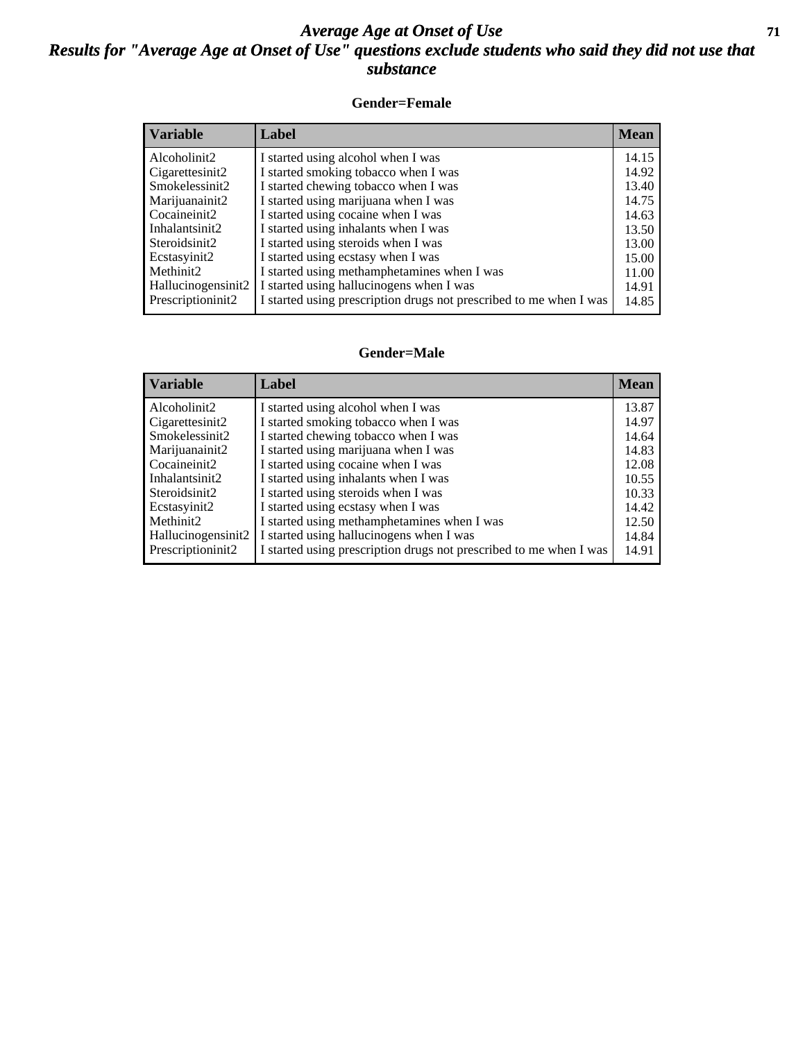# *Average Age at Onset of Use*
## *Results for "Average Age at Onset of Use" questions exclude students who said they did not use that substance*

### Gender=Female

| Variable | Label | Mean |
|---|---|---|
| Alcoholinit2 | I started using alcohol when I was | 14.15 |
| Cigarettesinit2 | I started smoking tobacco when I was | 14.92 |
| Smokelessinit2 | I started chewing tobacco when I was | 13.40 |
| Marijuanainit2 | I started using marijuana when I was | 14.75 |
| Cocaineinit2 | I started using cocaine when I was | 14.63 |
| Inhalantsinit2 | I started using inhalants when I was | 13.50 |
| Steroidsinit2 | I started using steroids when I was | 13.00 |
| Ecstasyinit2 | I started using ecstasy when I was | 15.00 |
| Methinit2 | I started using methamphetamines when I was | 11.00 |
| Hallucinogensinit2 | I started using hallucinogens when I was | 14.91 |
| Prescriptioninit2 | I started using prescription drugs not prescribed to me when I was | 14.85 |

### Gender=Male

| Variable | Label | Mean |
|---|---|---|
| Alcoholinit2 | I started using alcohol when I was | 13.87 |
| Cigarettesinit2 | I started smoking tobacco when I was | 14.97 |
| Smokelessinit2 | I started chewing tobacco when I was | 14.64 |
| Marijuanainit2 | I started using marijuana when I was | 14.83 |
| Cocaineinit2 | I started using cocaine when I was | 12.08 |
| Inhalantsinit2 | I started using inhalants when I was | 10.55 |
| Steroidsinit2 | I started using steroids when I was | 10.33 |
| Ecstasyinit2 | I started using ecstasy when I was | 14.42 |
| Methinit2 | I started using methamphetamines when I was | 12.50 |
| Hallucinogensinit2 | I started using hallucinogens when I was | 14.84 |
| Prescriptioninit2 | I started using prescription drugs not prescribed to me when I was | 14.91 |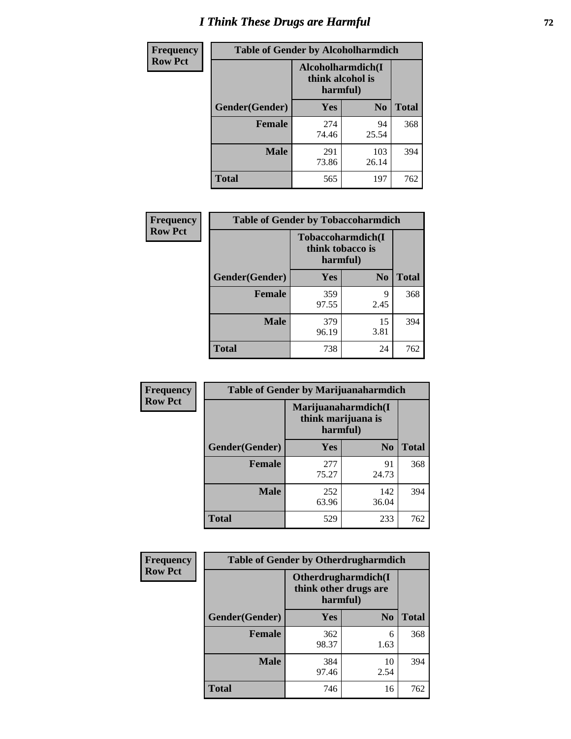# I Think These Drugs are Harmful

| Frequency Row Pct | Table of Gender by Alcoholharmdich | | |
|---|---|---|---|
| | Alcoholharmdich(I think alcohol is harmful) | | |
| Gender(Gender) | Yes | No | Total |
| Female | 274<br>74.46 | 94<br>25.54 | 368 |
| Male | 291<br>73.86 | 103<br>26.14 | 394 |
| Total | 565 | 197 | 762 |

| Frequency Row Pct | Table of Gender by Tobaccoharmdich | | |
|---|---|---|---|
| | Tobaccoharmdich(I think tobacco is harmful) | | |
| Gender(Gender) | Yes | No | Total |
| Female | 359<br>97.55 | 9<br>2.45 | 368 |
| Male | 379<br>96.19 | 15<br>3.81 | 394 |
| Total | 738 | 24 | 762 |

| Frequency Row Pct | Table of Gender by Marijuanaharmdich | | |
|---|---|---|---|
| | Marijuanaharmdich(I think marijuana is harmful) | | |
| Gender(Gender) | Yes | No | Total |
| Female | 277<br>75.27 | 91<br>24.73 | 368 |
| Male | 252<br>63.96 | 142<br>36.04 | 394 |
| Total | 529 | 233 | 762 |

| Frequency Row Pct | Table of Gender by Otherdrugharmdich | | |
|---|---|---|---|
| | Otherdrugharmdich(I think other drugs are harmful) | | |
| Gender(Gender) | Yes | No | Total |
| Female | 362<br>98.37 | 6<br>1.63 | 368 |
| Male | 384<br>97.46 | 10<br>2.54 | 394 |
| Total | 746 | 16 | 762 |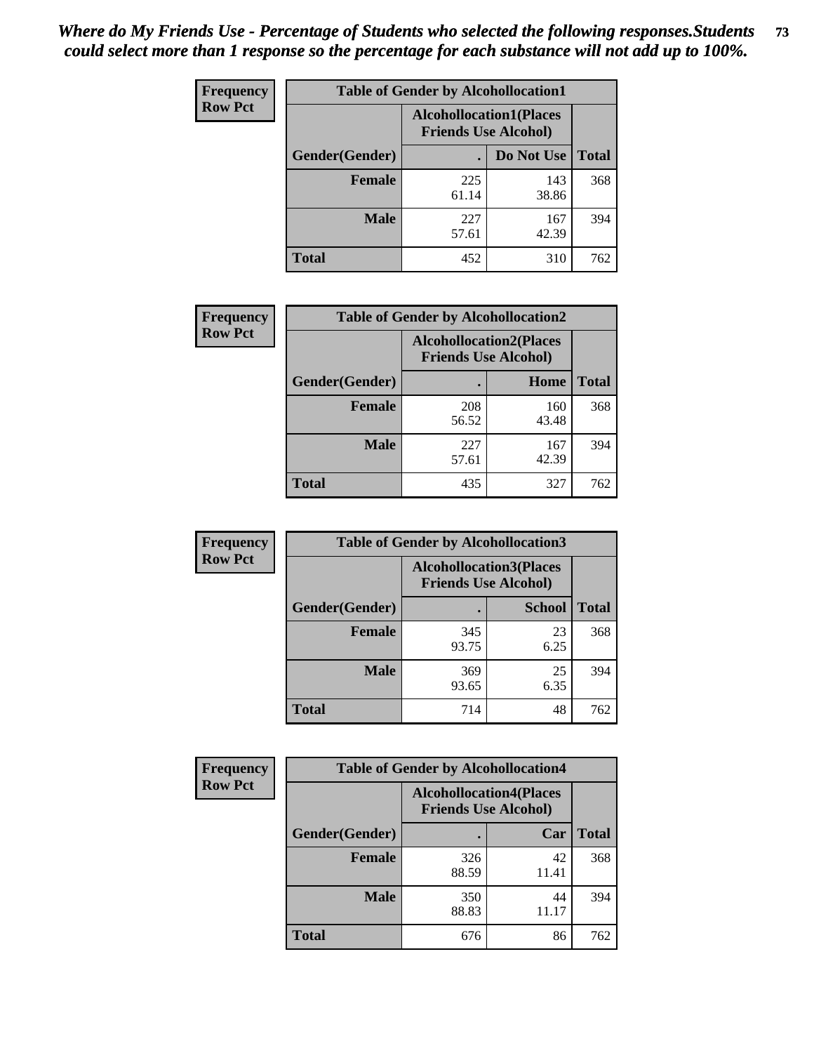*Where do My Friends Use - Percentage of Students who selected the following responses.Students could select more than 1 response so the percentage for each substance will not add up to 100%.*

**Frequency**
**Row Pct**

| Table of Gender by Alcohollocation1 | | | |
|---|---|---|---|
| | Alcohollocation1(Places Friends Use Alcohol) | | |
| Gender(Gender) | . | Do Not Use | Total |
| Female | 225<br>61.14 | 143<br>38.86 | 368 |
| Male | 227<br>57.61 | 167<br>42.39 | 394 |
| Total | 452 | 310 | 762 |

**Frequency**
**Row Pct**

| Table of Gender by Alcohollocation2 | | | |
|---|---|---|---|
| | Alcohollocation2(Places Friends Use Alcohol) | | |
| Gender(Gender) | . | Home | Total |
| Female | 208<br>56.52 | 160<br>43.48 | 368 |
| Male | 227<br>57.61 | 167<br>42.39 | 394 |
| Total | 435 | 327 | 762 |

**Frequency**
**Row Pct**

| Table of Gender by Alcohollocation3 | | | |
|---|---|---|---|
| | Alcohollocation3(Places Friends Use Alcohol) | | |
| Gender(Gender) | . | School | Total |
| Female | 345<br>93.75 | 23<br>6.25 | 368 |
| Male | 369<br>93.65 | 25<br>6.35 | 394 |
| Total | 714 | 48 | 762 |

**Frequency**
**Row Pct**

| Table of Gender by Alcohollocation4 | | | |
|---|---|---|---|
| | Alcohollocation4(Places Friends Use Alcohol) | | |
| Gender(Gender) | . | Car | Total |
| Female | 326<br>88.59 | 42<br>11.41 | 368 |
| Male | 350<br>88.83 | 44<br>11.17 | 394 |
| Total | 676 | 86 | 762 |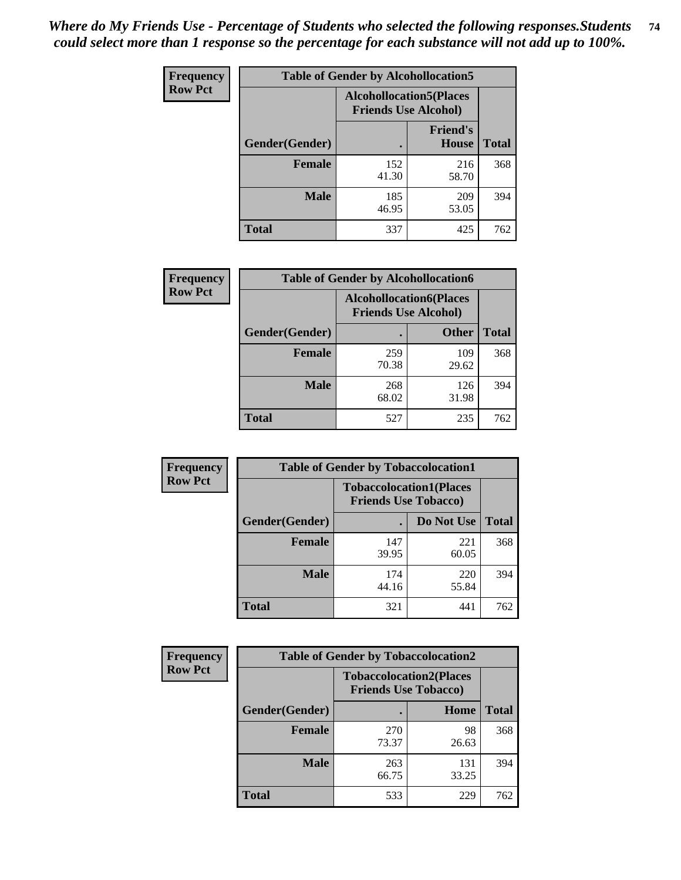*Where do My Friends Use - Percentage of Students who selected the following responses.Students could select more than 1 response so the percentage for each substance will not add up to 100%.*

**Frequency**
**Row Pct**

| Table of Gender by Alcohollocation5 | | | |
|---|---|---|---|
| | Alcohollocation5(Places Friends Use Alcohol) | | |
| Gender(Gender) | . | Friend's House | Total |
| **Female** | 152<br>41.30 | 216<br>58.70 | 368 |
| **Male** | 185<br>46.95 | 209<br>53.05 | 394 |
| **Total** | 337 | 425 | 762 |

**Frequency**
**Row Pct**

| Table of Gender by Alcohollocation6 | | | |
|---|---|---|---|
| | Alcohollocation6(Places Friends Use Alcohol) | | |
| Gender(Gender) | . | Other | Total |
| **Female** | 259<br>70.38 | 109<br>29.62 | 368 |
| **Male** | 268<br>68.02 | 126<br>31.98 | 394 |
| **Total** | 527 | 235 | 762 |

**Frequency**
**Row Pct**

| Table of Gender by Tobaccolocation1 | | | |
|---|---|---|---|
| | Tobaccolocation1(Places Friends Use Tobacco) | | |
| Gender(Gender) | . | Do Not Use | Total |
| **Female** | 147<br>39.95 | 221<br>60.05 | 368 |
| **Male** | 174<br>44.16 | 220<br>55.84 | 394 |
| **Total** | 321 | 441 | 762 |

**Frequency**
**Row Pct**

| Table of Gender by Tobaccolocation2 | | | |
|---|---|---|---|
| | Tobaccolocation2(Places Friends Use Tobacco) | | |
| Gender(Gender) | . | Home | Total |
| **Female** | 270<br>73.37 | 98<br>26.63 | 368 |
| **Male** | 263<br>66.75 | 131<br>33.25 | 394 |
| **Total** | 533 | 229 | 762 |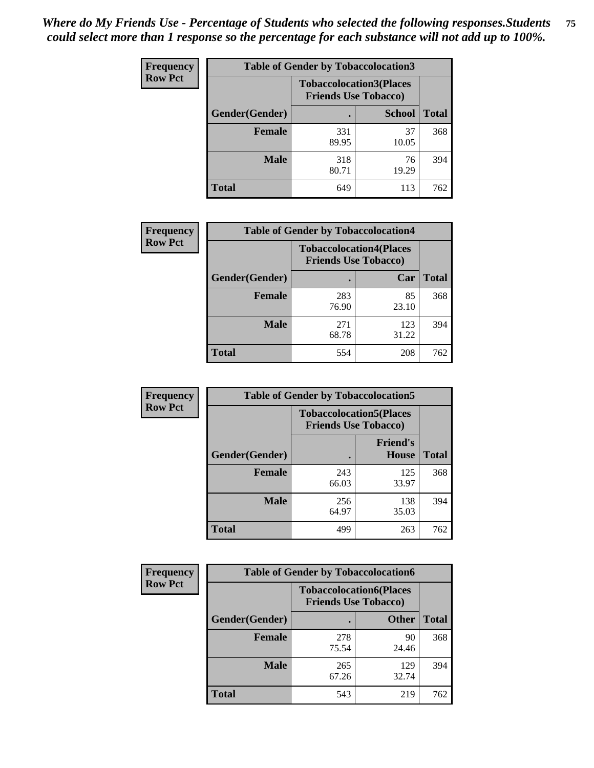*Where do My Friends Use - Percentage of Students who selected the following responses.Students could select more than 1 response so the percentage for each substance will not add up to 100%.*

| Frequency Row Pct | Table of Gender by Tobaccolocation3 | | |
|---|---|---|---|
| | Tobaccolocation3(Places Friends Use Tobacco) | | |
| Gender(Gender) | . | School | Total |
| Female | 331<br>89.95 | 37<br>10.05 | 368 |
| Male | 318<br>80.71 | 76<br>19.29 | 394 |
| Total | 649 | 113 | 762 |

| Frequency Row Pct | Table of Gender by Tobaccolocation4 | | |
|---|---|---|---|
| | Tobaccolocation4(Places Friends Use Tobacco) | | |
| Gender(Gender) | . | Car | Total |
| Female | 283<br>76.90 | 85<br>23.10 | 368 |
| Male | 271<br>68.78 | 123<br>31.22 | 394 |
| Total | 554 | 208 | 762 |

| Frequency Row Pct | Table of Gender by Tobaccolocation5 | | |
|---|---|---|---|
| | Tobaccolocation5(Places Friends Use Tobacco) | | |
| Gender(Gender) | . | Friend's House | Total |
| Female | 243<br>66.03 | 125<br>33.97 | 368 |
| Male | 256<br>64.97 | 138<br>35.03 | 394 |
| Total | 499 | 263 | 762 |

| Frequency Row Pct | Table of Gender by Tobaccolocation6 | | |
|---|---|---|---|
| | Tobaccolocation6(Places Friends Use Tobacco) | | |
| Gender(Gender) | . | Other | Total |
| Female | 278<br>75.54 | 90<br>24.46 | 368 |
| Male | 265<br>67.26 | 129<br>32.74 | 394 |
| Total | 543 | 219 | 762 |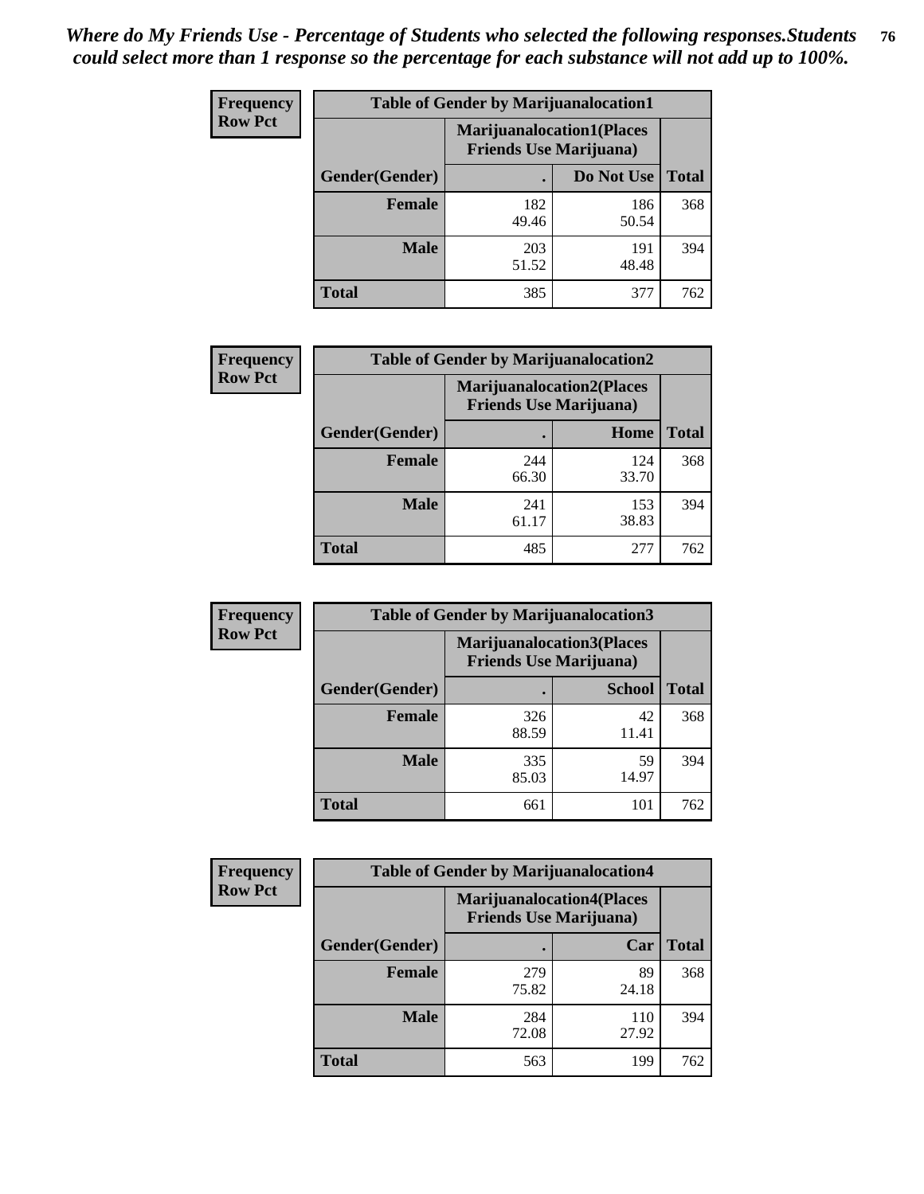*Where do My Friends Use - Percentage of Students who selected the following responses.Students could select more than 1 response so the percentage for each substance will not add up to 100%.*

**Frequency**
**Row Pct**

| Table of Gender by Marijuanalocation1 | | | |
|---|---|---|---|
| | Marijuanalocation1(Places Friends Use Marijuana) | | |
| Gender(Gender) | . | Do Not Use | Total |
| Female | 182<br>49.46 | 186<br>50.54 | 368 |
| Male | 203<br>51.52 | 191<br>48.48 | 394 |
| Total | 385 | 377 | 762 |

**Frequency**
**Row Pct**

| Table of Gender by Marijuanalocation2 | | | |
|---|---|---|---|
| | Marijuanalocation2(Places Friends Use Marijuana) | | |
| Gender(Gender) | . | Home | Total |
| Female | 244<br>66.30 | 124<br>33.70 | 368 |
| Male | 241<br>61.17 | 153<br>38.83 | 394 |
| Total | 485 | 277 | 762 |

**Frequency**
**Row Pct**

| Table of Gender by Marijuanalocation3 | | | |
|---|---|---|---|
| | Marijuanalocation3(Places Friends Use Marijuana) | | |
| Gender(Gender) | . | School | Total |
| Female | 326<br>88.59 | 42<br>11.41 | 368 |
| Male | 335<br>85.03 | 59<br>14.97 | 394 |
| Total | 661 | 101 | 762 |

**Frequency**
**Row Pct**

| Table of Gender by Marijuanalocation4 | | | |
|---|---|---|---|
| | Marijuanalocation4(Places Friends Use Marijuana) | | |
| Gender(Gender) | . | Car | Total |
| Female | 279<br>75.82 | 89<br>24.18 | 368 |
| Male | 284<br>72.08 | 110<br>27.92 | 394 |
| Total | 563 | 199 | 762 |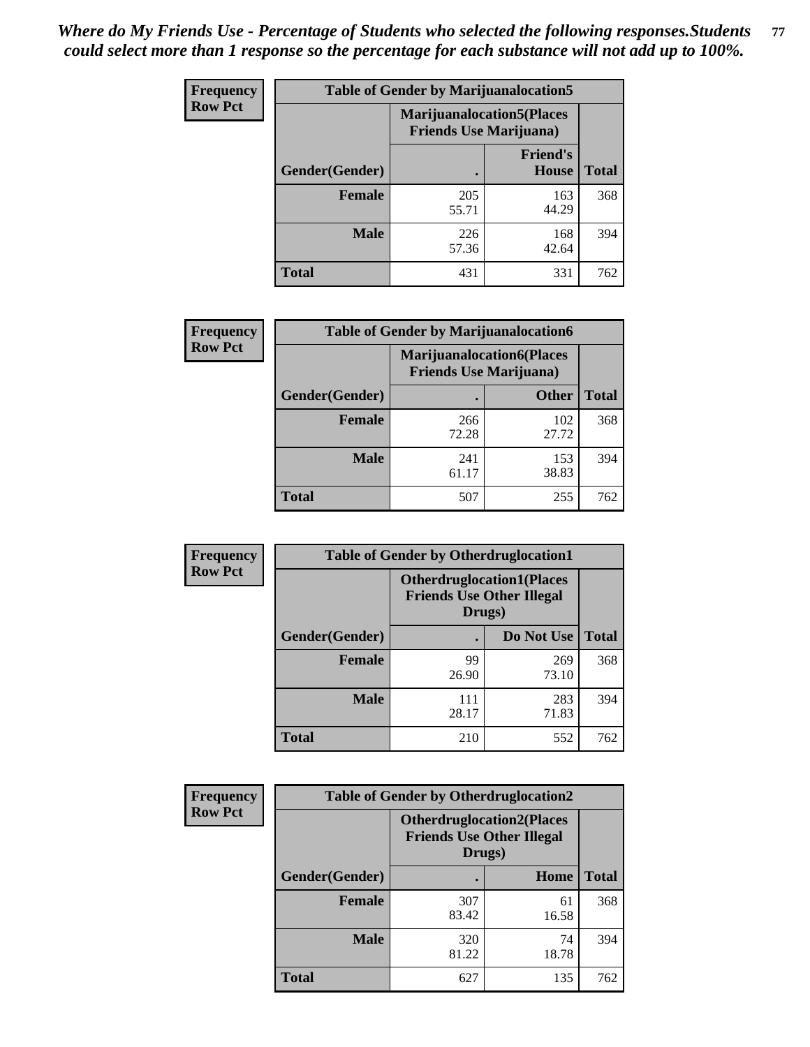*Where do My Friends Use - Percentage of Students who selected the following responses.Students could select more than 1 response so the percentage for each substance will not add up to 100%.*

**Frequency**
**Row Pct**

| Table of Gender by Marijuanalocation5 | | | |
|---|---|---|---|
| | Marijuanalocation5(Places Friends Use Marijuana) | | |
| Gender(Gender) | . | Friend's House | Total |
| **Female** | 205<br>55.71 | 163<br>44.29 | 368 |
| **Male** | 226<br>57.36 | 168<br>42.64 | 394 |
| **Total** | 431 | 331 | 762 |

**Frequency**
**Row Pct**

| Table of Gender by Marijuanalocation6 | | | |
|---|---|---|---|
| | Marijuanalocation6(Places Friends Use Marijuana) | | |
| Gender(Gender) | . | Other | Total |
| **Female** | 266<br>72.28 | 102<br>27.72 | 368 |
| **Male** | 241<br>61.17 | 153<br>38.83 | 394 |
| **Total** | 507 | 255 | 762 |

**Frequency**
**Row Pct**

| Table of Gender by Otherdruglocation1 | | | |
|---|---|---|---|
| | Otherdruglocation1(Places Friends Use Other Illegal Drugs) | | |
| Gender(Gender) | . | Do Not Use | Total |
| **Female** | 99<br>26.90 | 269<br>73.10 | 368 |
| **Male** | 111<br>28.17 | 283<br>71.83 | 394 |
| **Total** | 210 | 552 | 762 |

**Frequency**
**Row Pct**

| Table of Gender by Otherdruglocation2 | | | |
|---|---|---|---|
| | Otherdruglocation2(Places Friends Use Other Illegal Drugs) | | |
| Gender(Gender) | . | Home | Total |
| **Female** | 307<br>83.42 | 61<br>16.58 | 368 |
| **Male** | 320<br>81.22 | 74<br>18.78 | 394 |
| **Total** | 627 | 135 | 762 |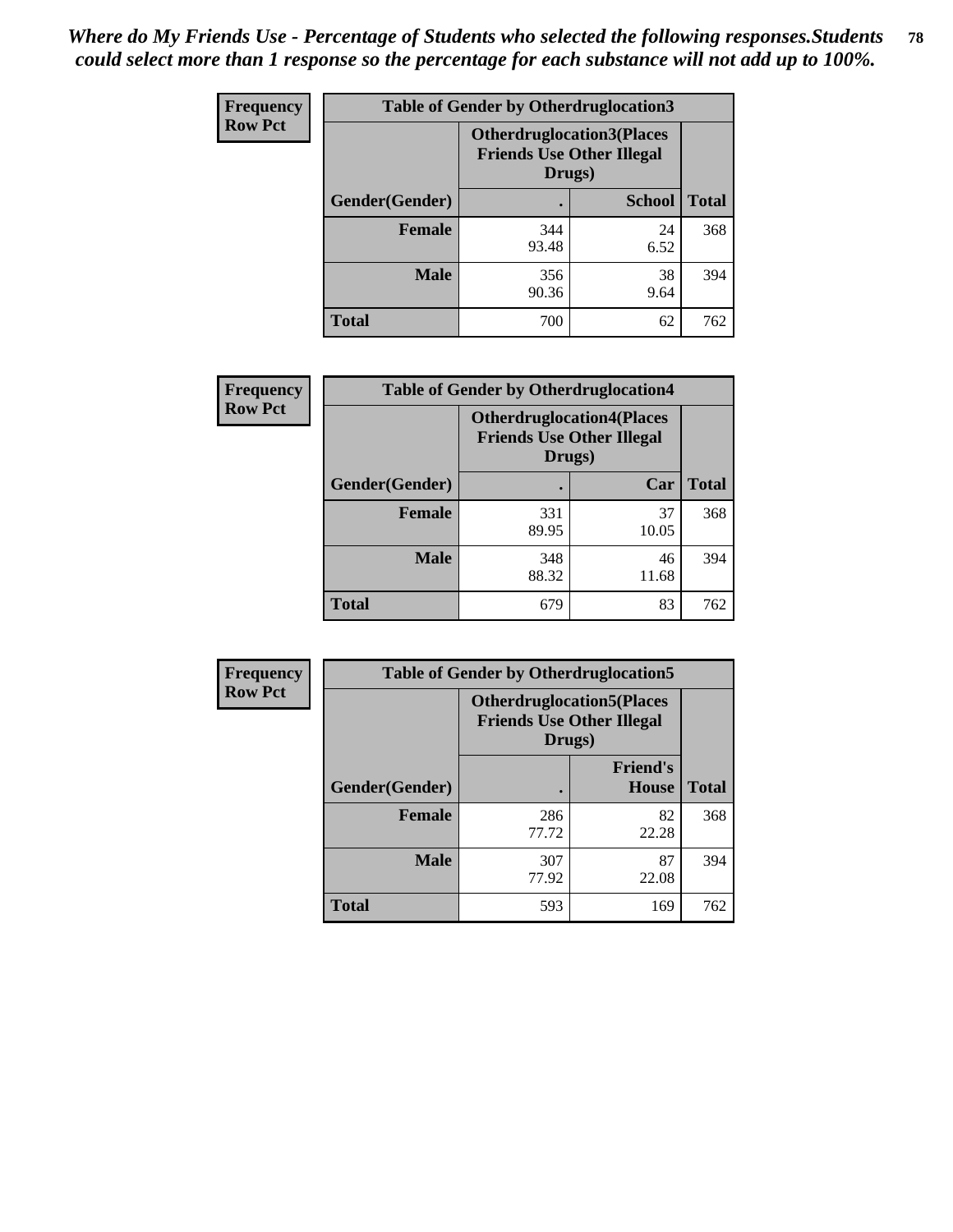*Where do My Friends Use - Percentage of Students who selected the following responses.Students could select more than 1 response so the percentage for each substance will not add up to 100%.*

| Frequency Row Pct | Table of Gender by Otherdruglocation3 | | |
|---|---|---|---|
| | **Otherdruglocation3(Places Friends Use Other Illegal Drugs)** | | |
| **Gender(Gender)** | **.** | **School** | **Total** |
| **Female** | 344<br>93.48 | 24<br>6.52 | 368 |
| **Male** | 356<br>90.36 | 38<br>9.64 | 394 |
| **Total** | 700 | 62 | 762 |

| Frequency Row Pct | Table of Gender by Otherdruglocation4 | | |
|---|---|---|---|
| | **Otherdruglocation4(Places Friends Use Other Illegal Drugs)** | | |
| **Gender(Gender)** | **.** | **Car** | **Total** |
| **Female** | 331<br>89.95 | 37<br>10.05 | 368 |
| **Male** | 348<br>88.32 | 46<br>11.68 | 394 |
| **Total** | 679 | 83 | 762 |

| Frequency Row Pct | Table of Gender by Otherdruglocation5 | | |
|---|---|---|---|
| | **Otherdruglocation5(Places Friends Use Other Illegal Drugs)** | | |
| **Gender(Gender)** | **.** | **Friend's House** | **Total** |
| **Female** | 286<br>77.72 | 82<br>22.28 | 368 |
| **Male** | 307<br>77.92 | 87<br>22.08 | 394 |
| **Total** | 593 | 169 | 762 |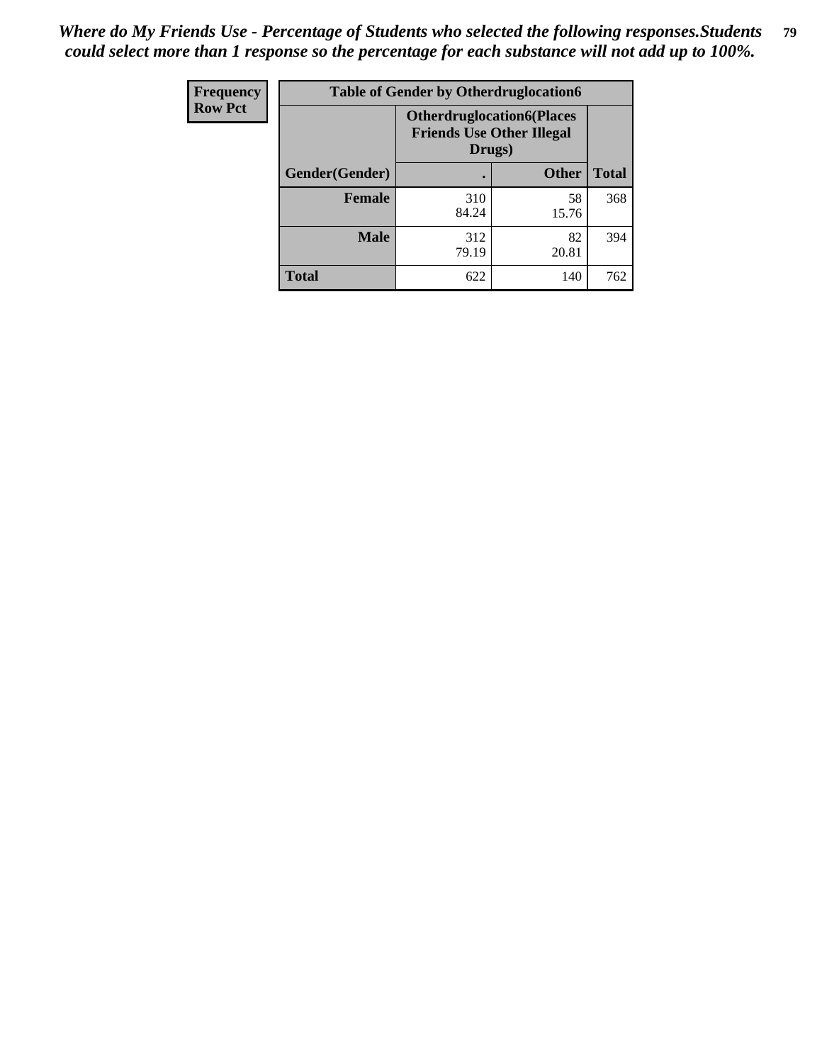*Where do My Friends Use - Percentage of Students who selected the following responses.Students could select more than 1 response so the percentage for each substance will not add up to 100%.*

**Frequency**
**Row Pct**

| Table of Gender by Otherdruglocation6 | | | |
|---|---|---|---|
| | Otherdruglocation6(Places Friends Use Other Illegal Drugs) | | |
| Gender(Gender) | . | Other | Total |
| **Female** | 310<br>84.24 | 58<br>15.76 | 368 |
| **Male** | 312<br>79.19 | 82<br>20.81 | 394 |
| **Total** | 622 | 140 | 762 |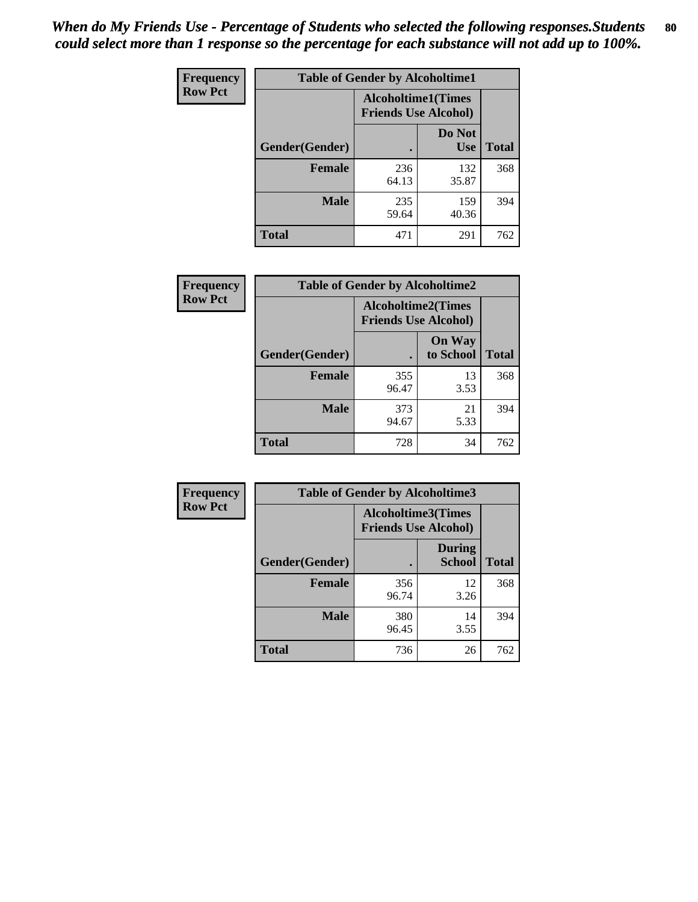*When do My Friends Use - Percentage of Students who selected the following responses.Students could select more than 1 response so the percentage for each substance will not add up to 100%.*

**Frequency**
**Row Pct**

| Table of Gender by Alcoholtime1 | | | |
|---|---|---|---|
| | Alcoholtime1(Times Friends Use Alcohol) | | |
| Gender(Gender) | . | Do Not Use | Total |
| **Female** | 236<br>64.13 | 132<br>35.87 | 368 |
| **Male** | 235<br>59.64 | 159<br>40.36 | 394 |
| **Total** | 471 | 291 | 762 |

**Frequency**
**Row Pct**

| Table of Gender by Alcoholtime2 | | | |
|---|---|---|---|
| | Alcoholtime2(Times Friends Use Alcohol) | | |
| Gender(Gender) | . | On Way to School | Total |
| **Female** | 355<br>96.47 | 13<br>3.53 | 368 |
| **Male** | 373<br>94.67 | 21<br>5.33 | 394 |
| **Total** | 728 | 34 | 762 |

**Frequency**
**Row Pct**

| Table of Gender by Alcoholtime3 | | | |
|---|---|---|---|
| | Alcoholtime3(Times Friends Use Alcohol) | | |
| Gender(Gender) | . | During School | Total |
| **Female** | 356<br>96.74 | 12<br>3.26 | 368 |
| **Male** | 380<br>96.45 | 14<br>3.55 | 394 |
| **Total** | 736 | 26 | 762 |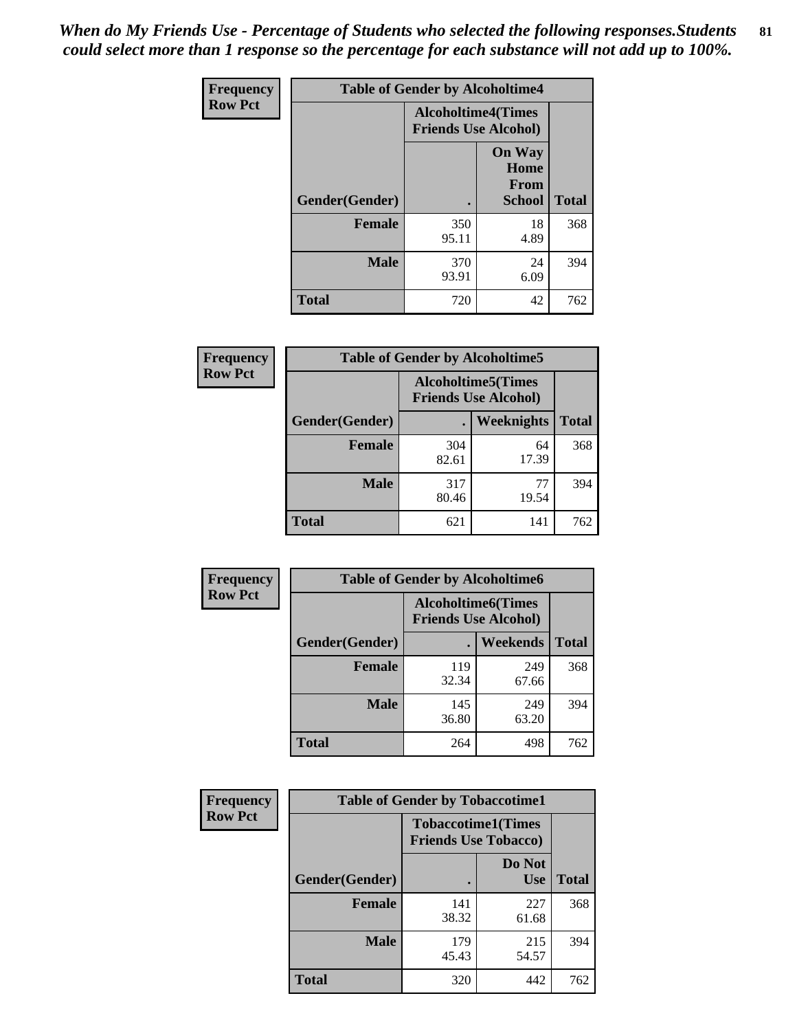*When do My Friends Use - Percentage of Students who selected the following responses.Students could select more than 1 response so the percentage for each substance will not add up to 100%.*

**Frequency**
**Row Pct**

| Table of Gender by Alcoholtime4 | | | |
|---|---|---|---|
| | Alcoholtime4(Times Friends Use Alcohol) | | |
| Gender(Gender) | . | On Way Home From School | Total |
| **Female** | 350<br>95.11 | 18<br>4.89 | 368 |
| **Male** | 370<br>93.91 | 24<br>6.09 | 394 |
| **Total** | 720 | 42 | 762 |

**Frequency**
**Row Pct**

| Table of Gender by Alcoholtime5 | | | |
|---|---|---|---|
| | Alcoholtime5(Times Friends Use Alcohol) | | |
| Gender(Gender) | . | Weeknights | Total |
| **Female** | 304<br>82.61 | 64<br>17.39 | 368 |
| **Male** | 317<br>80.46 | 77<br>19.54 | 394 |
| **Total** | 621 | 141 | 762 |

**Frequency**
**Row Pct**

| Table of Gender by Alcoholtime6 | | | |
|---|---|---|---|
| | Alcoholtime6(Times Friends Use Alcohol) | | |
| Gender(Gender) | . | Weekends | Total |
| **Female** | 119<br>32.34 | 249<br>67.66 | 368 |
| **Male** | 145<br>36.80 | 249<br>63.20 | 394 |
| **Total** | 264 | 498 | 762 |

**Frequency**
**Row Pct**

| Table of Gender by Tobaccotime1 | | | |
|---|---|---|---|
| | Tobaccotime1(Times Friends Use Tobacco) | | |
| Gender(Gender) | . | Do Not Use | Total |
| **Female** | 141<br>38.32 | 227<br>61.68 | 368 |
| **Male** | 179<br>45.43 | 215<br>54.57 | 394 |
| **Total** | 320 | 442 | 762 |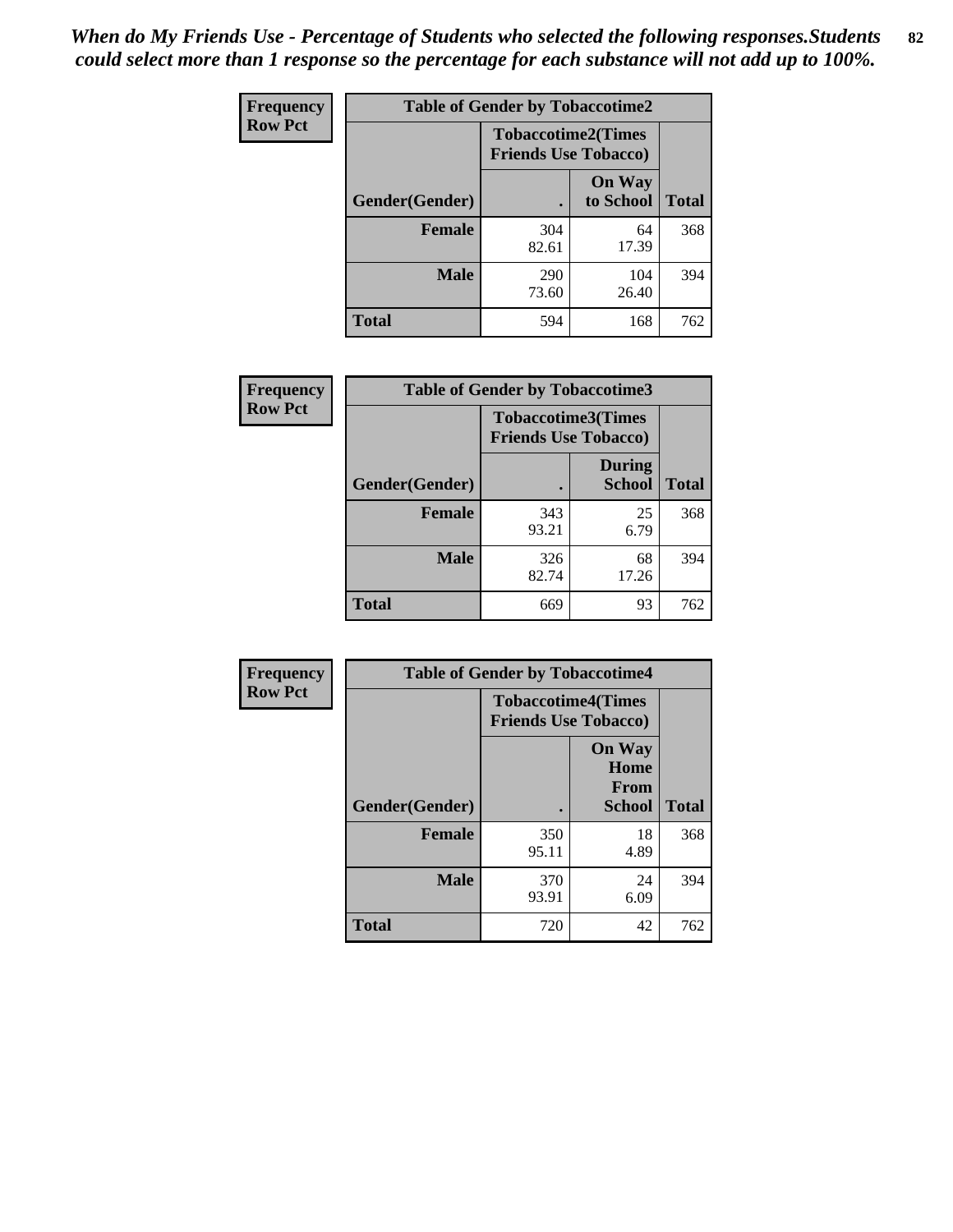*When do My Friends Use - Percentage of Students who selected the following responses.Students could select more than 1 response so the percentage for each substance will not add up to 100%.*

**Frequency**
**Row Pct**

| Table of Gender by Tobaccotime2 | | | |
|---|---|---|---|
| | Tobaccotime2(Times Friends Use Tobacco) | | |
| Gender(Gender) | . | On Way to School | Total |
| **Female** | 304<br>82.61 | 64<br>17.39 | 368 |
| **Male** | 290<br>73.60 | 104<br>26.40 | 394 |
| **Total** | 594 | 168 | 762 |

**Frequency**
**Row Pct**

| Table of Gender by Tobaccotime3 | | | |
|---|---|---|---|
| | Tobaccotime3(Times Friends Use Tobacco) | | |
| Gender(Gender) | . | During School | Total |
| **Female** | 343<br>93.21 | 25<br>6.79 | 368 |
| **Male** | 326<br>82.74 | 68<br>17.26 | 394 |
| **Total** | 669 | 93 | 762 |

**Frequency**
**Row Pct**

| Table of Gender by Tobaccotime4 | | | |
|---|---|---|---|
| | Tobaccotime4(Times Friends Use Tobacco) | | |
| Gender(Gender) | . | On Way Home From School | Total |
| **Female** | 350<br>95.11 | 18<br>4.89 | 368 |
| **Male** | 370<br>93.91 | 24<br>6.09 | 394 |
| **Total** | 720 | 42 | 762 |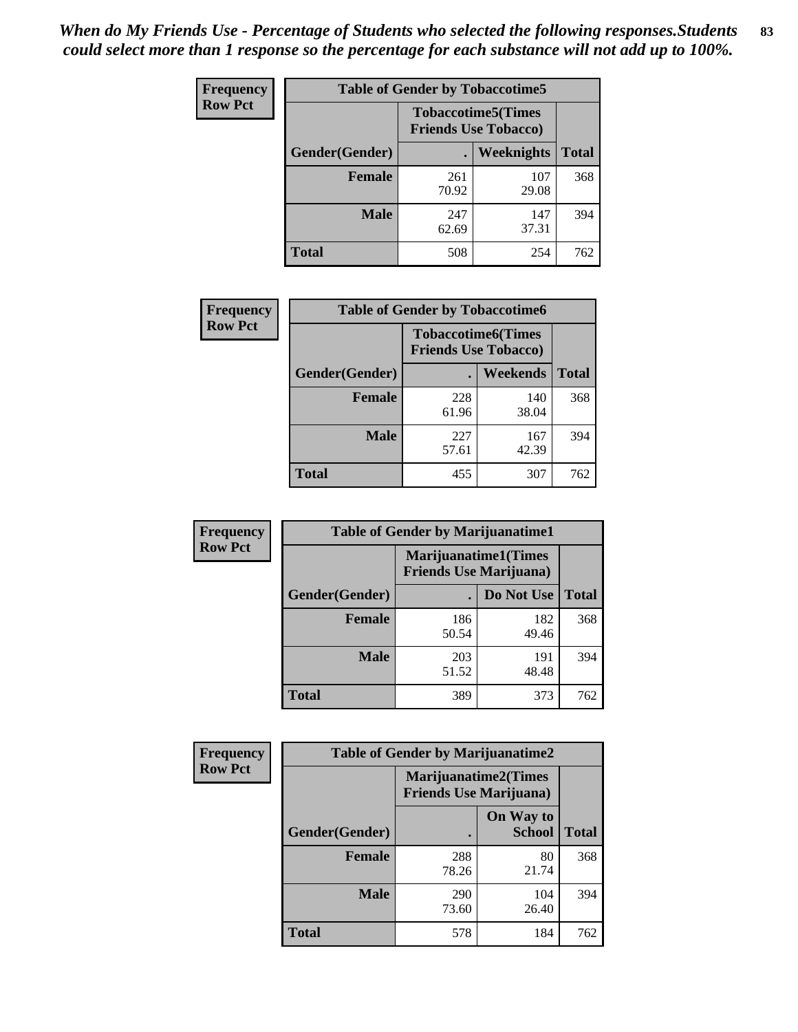*When do My Friends Use - Percentage of Students who selected the following responses.Students could select more than 1 response so the percentage for each substance will not add up to 100%.*

**Frequency**
**Row Pct**

| Table of Gender by Tobaccotime5 | | | |
|---|---|---|---|
| | Tobaccotime5(Times Friends Use Tobacco) | | |
| Gender(Gender) | . | Weeknights | Total |
| Female | 261<br>70.92 | 107<br>29.08 | 368 |
| Male | 247<br>62.69 | 147<br>37.31 | 394 |
| Total | 508 | 254 | 762 |

**Frequency**
**Row Pct**

| Table of Gender by Tobaccotime6 | | | |
|---|---|---|---|
| | Tobaccotime6(Times Friends Use Tobacco) | | |
| Gender(Gender) | . | Weekends | Total |
| Female | 228<br>61.96 | 140<br>38.04 | 368 |
| Male | 227<br>57.61 | 167<br>42.39 | 394 |
| Total | 455 | 307 | 762 |

**Frequency**
**Row Pct**

| Table of Gender by Marijuanatime1 | | | |
|---|---|---|---|
| | Marijuanatime1(Times Friends Use Marijuana) | | |
| Gender(Gender) | . | Do Not Use | Total |
| Female | 186<br>50.54 | 182<br>49.46 | 368 |
| Male | 203<br>51.52 | 191<br>48.48 | 394 |
| Total | 389 | 373 | 762 |

**Frequency**
**Row Pct**

| Table of Gender by Marijuanatime2 | | | |
|---|---|---|---|
| | Marijuanatime2(Times Friends Use Marijuana) | | |
| Gender(Gender) | . | On Way to School | Total |
| Female | 288<br>78.26 | 80<br>21.74 | 368 |
| Male | 290<br>73.60 | 104<br>26.40 | 394 |
| Total | 578 | 184 | 762 |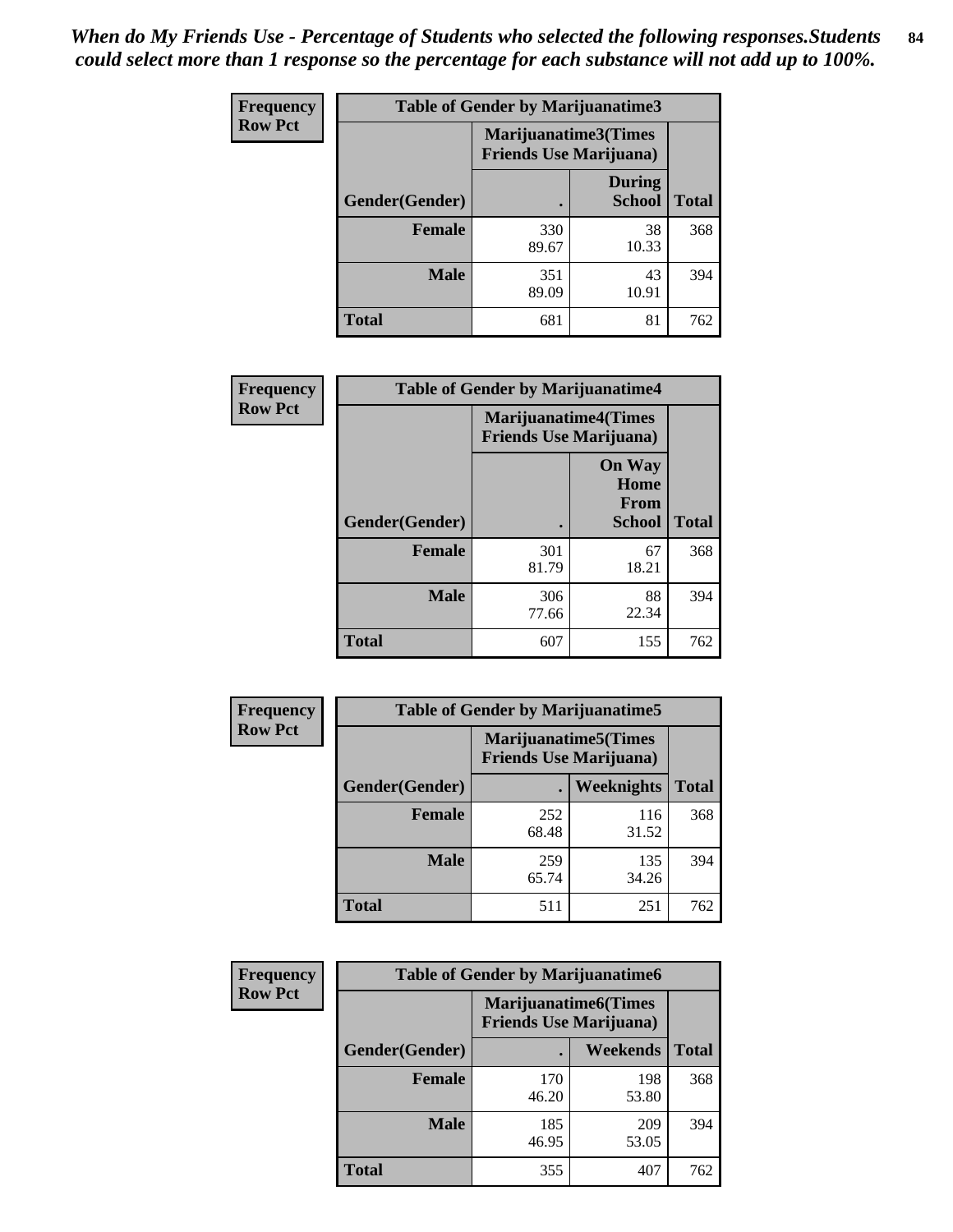*When do My Friends Use - Percentage of Students who selected the following responses.Students could select more than 1 response so the percentage for each substance will not add up to 100%.*

**Frequency**
**Row Pct**

| Table of Gender by Marijuanatime3 | | | |
|---|---|---|---|
| | Marijuanatime3(Times Friends Use Marijuana) | | |
| Gender(Gender) | . | During School | Total |
| **Female** | 330<br>89.67 | 38<br>10.33 | 368 |
| **Male** | 351<br>89.09 | 43<br>10.91 | 394 |
| **Total** | 681 | 81 | 762 |

**Frequency**
**Row Pct**

| Table of Gender by Marijuanatime4 | | | |
|---|---|---|---|
| | Marijuanatime4(Times Friends Use Marijuana) | | |
| Gender(Gender) | . | On Way Home From School | Total |
| **Female** | 301<br>81.79 | 67<br>18.21 | 368 |
| **Male** | 306<br>77.66 | 88<br>22.34 | 394 |
| **Total** | 607 | 155 | 762 |

**Frequency**
**Row Pct**

| Table of Gender by Marijuanatime5 | | | |
|---|---|---|---|
| | Marijuanatime5(Times Friends Use Marijuana) | | |
| Gender(Gender) | . | Weeknights | Total |
| **Female** | 252<br>68.48 | 116<br>31.52 | 368 |
| **Male** | 259<br>65.74 | 135<br>34.26 | 394 |
| **Total** | 511 | 251 | 762 |

**Frequency**
**Row Pct**

| Table of Gender by Marijuanatime6 | | | |
|---|---|---|---|
| | Marijuanatime6(Times Friends Use Marijuana) | | |
| Gender(Gender) | . | Weekends | Total |
| **Female** | 170<br>46.20 | 198<br>53.80 | 368 |
| **Male** | 185<br>46.95 | 209<br>53.05 | 394 |
| **Total** | 355 | 407 | 762 |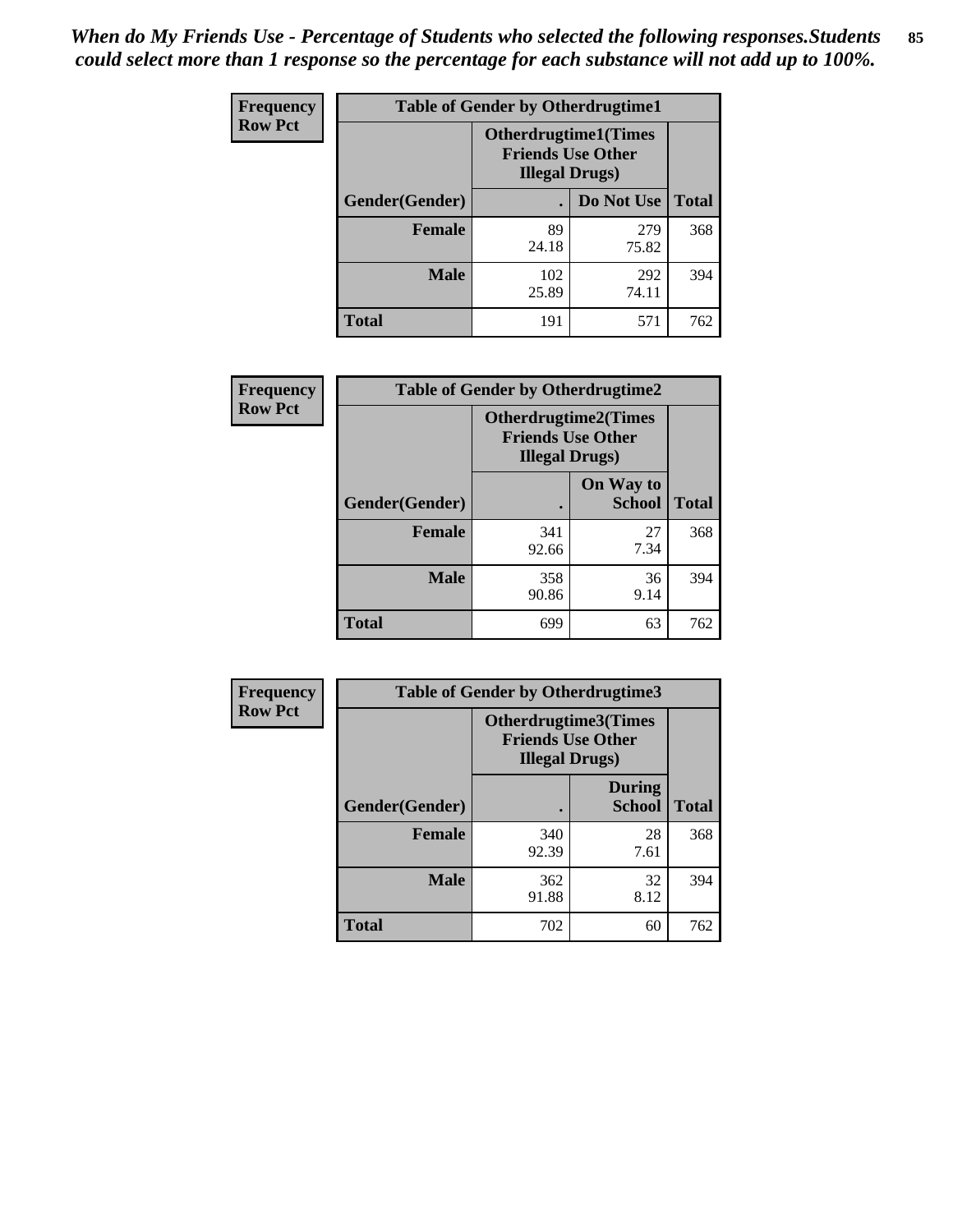*When do My Friends Use - Percentage of Students who selected the following responses.Students could select more than 1 response so the percentage for each substance will not add up to 100%.*

**Frequency**
**Row Pct**

| Table of Gender by Otherdrugtime1 | | | |
|---|---|---|---|
| | Otherdrugtime1(Times Friends Use Other Illegal Drugs) | | |
| Gender(Gender) | . | Do Not Use | Total |
| Female | 89<br>24.18 | 279<br>75.82 | 368 |
| Male | 102<br>25.89 | 292<br>74.11 | 394 |
| Total | 191 | 571 | 762 |

**Frequency**
**Row Pct**

| Table of Gender by Otherdrugtime2 | | | |
|---|---|---|---|
| | Otherdrugtime2(Times Friends Use Other Illegal Drugs) | | |
| Gender(Gender) | . | On Way to School | Total |
| Female | 341<br>92.66 | 27<br>7.34 | 368 |
| Male | 358<br>90.86 | 36<br>9.14 | 394 |
| Total | 699 | 63 | 762 |

**Frequency**
**Row Pct**

| Table of Gender by Otherdrugtime3 | | | |
|---|---|---|---|
| | Otherdrugtime3(Times Friends Use Other Illegal Drugs) | | |
| Gender(Gender) | . | During School | Total |
| Female | 340<br>92.39 | 28<br>7.61 | 368 |
| Male | 362<br>91.88 | 32<br>8.12 | 394 |
| Total | 702 | 60 | 762 |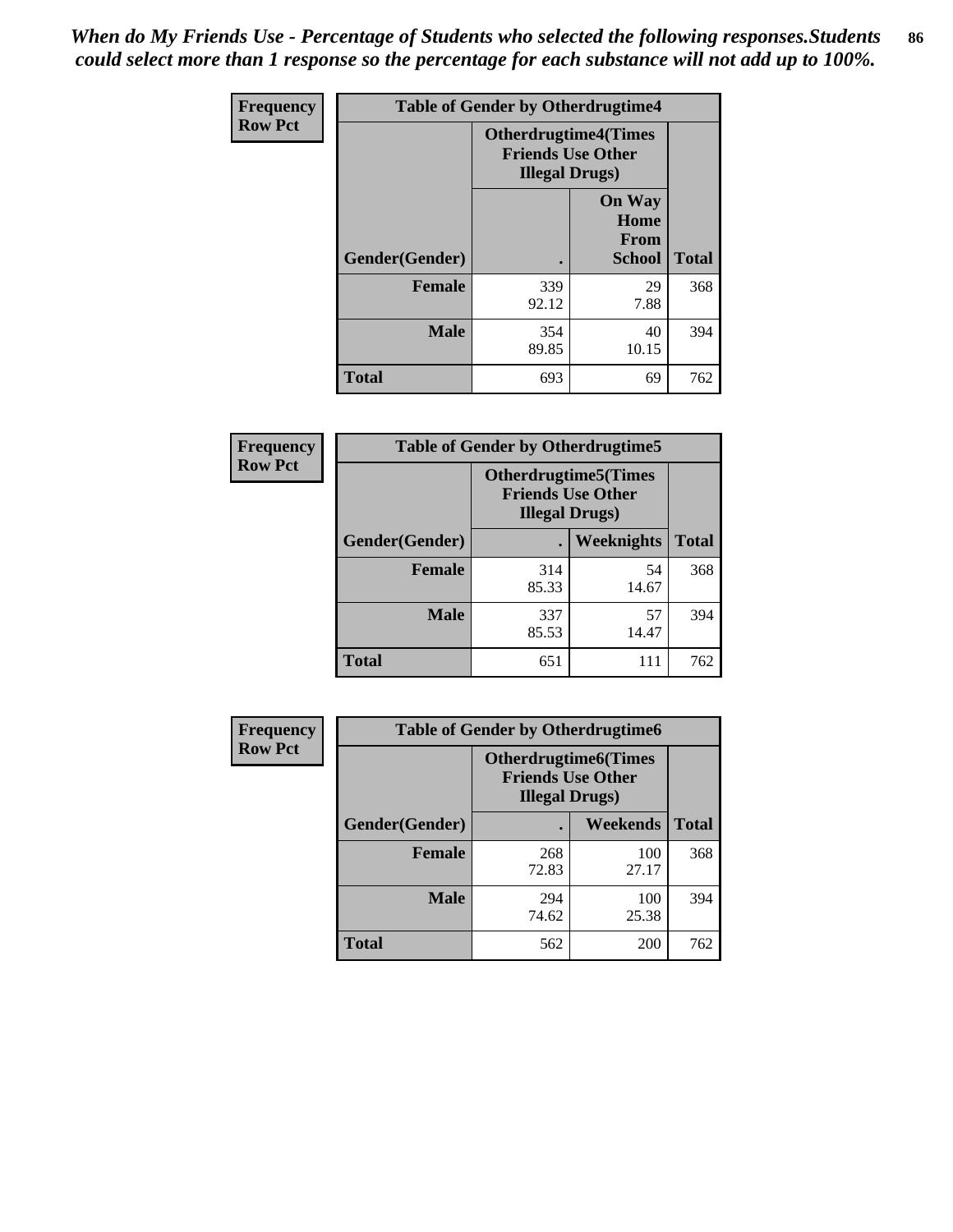*When do My Friends Use - Percentage of Students who selected the following responses.Students could select more than 1 response so the percentage for each substance will not add up to 100%.*

| Frequency Row Pct | Table of Gender by Otherdrugtime4 | | |
|---|---|---|---|
| | Otherdrugtime4(Times Friends Use Other Illegal Drugs) | | |
| Gender(Gender) | . | On Way Home From School | Total |
| Female | 339<br>92.12 | 29<br>7.88 | 368 |
| Male | 354<br>89.85 | 40<br>10.15 | 394 |
| Total | 693 | 69 | 762 |

| Frequency Row Pct | Table of Gender by Otherdrugtime5 | | |
|---|---|---|---|
| | Otherdrugtime5(Times Friends Use Other Illegal Drugs) | | |
| Gender(Gender) | . | Weeknights | Total |
| Female | 314<br>85.33 | 54<br>14.67 | 368 |
| Male | 337<br>85.53 | 57<br>14.47 | 394 |
| Total | 651 | 111 | 762 |

| Frequency Row Pct | Table of Gender by Otherdrugtime6 | | |
|---|---|---|---|
| | Otherdrugtime6(Times Friends Use Other Illegal Drugs) | | |
| Gender(Gender) | . | Weekends | Total |
| Female | 268<br>72.83 | 100<br>27.17 | 368 |
| Male | 294<br>74.62 | 100<br>25.38 | 394 |
| Total | 562 | 200 | 762 |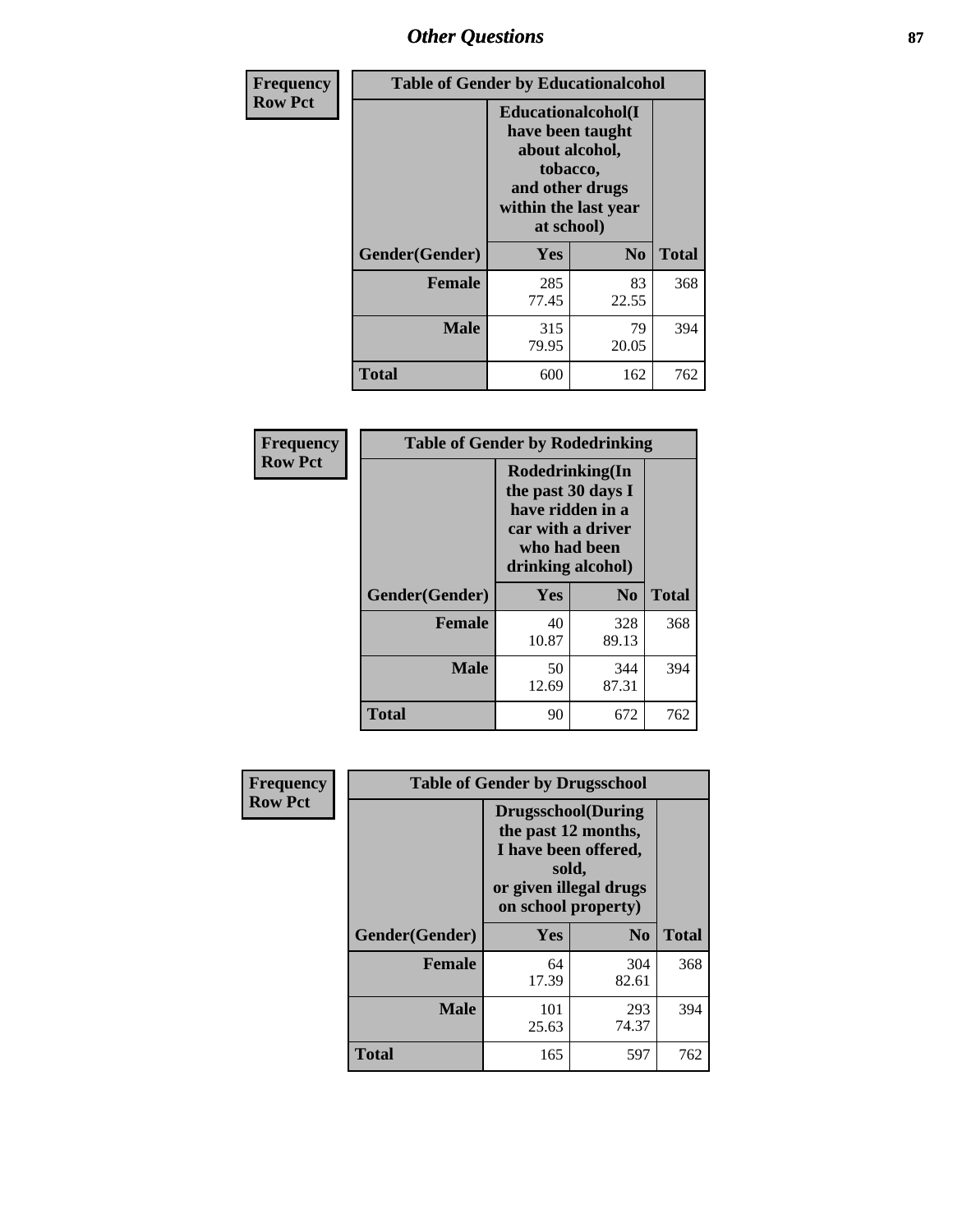| Frequency Row Pct | Table of Gender by Educationalcohol | | |
|---|---|---|---|
| | Educationalcohol(I have been taught about alcohol, tobacco, and other drugs within the last year at school) | | |
| Gender(Gender) | Yes | No | Total |
| Female | 285<br>77.45 | 83<br>22.55 | 368 |
| Male | 315<br>79.95 | 79<br>20.05 | 394 |
| Total | 600 | 162 | 762 |

| Frequency Row Pct | Table of Gender by Rodedrinking | | |
|---|---|---|---|
| | Rodedrinking(In the past 30 days I have ridden in a car with a driver who had been drinking alcohol) | | |
| Gender(Gender) | Yes | No | Total |
| Female | 40<br>10.87 | 328<br>89.13 | 368 |
| Male | 50<br>12.69 | 344<br>87.31 | 394 |
| Total | 90 | 672 | 762 |

| Frequency Row Pct | Table of Gender by Drugsschool | | |
|---|---|---|---|
| | Drugsschool(During the past 12 months, I have been offered, sold, or given illegal drugs on school property) | | |
| Gender(Gender) | Yes | No | Total |
| Female | 64<br>17.39 | 304<br>82.61 | 368 |
| Male | 101<br>25.63 | 293<br>74.37 | 394 |
| Total | 165 | 597 | 762 |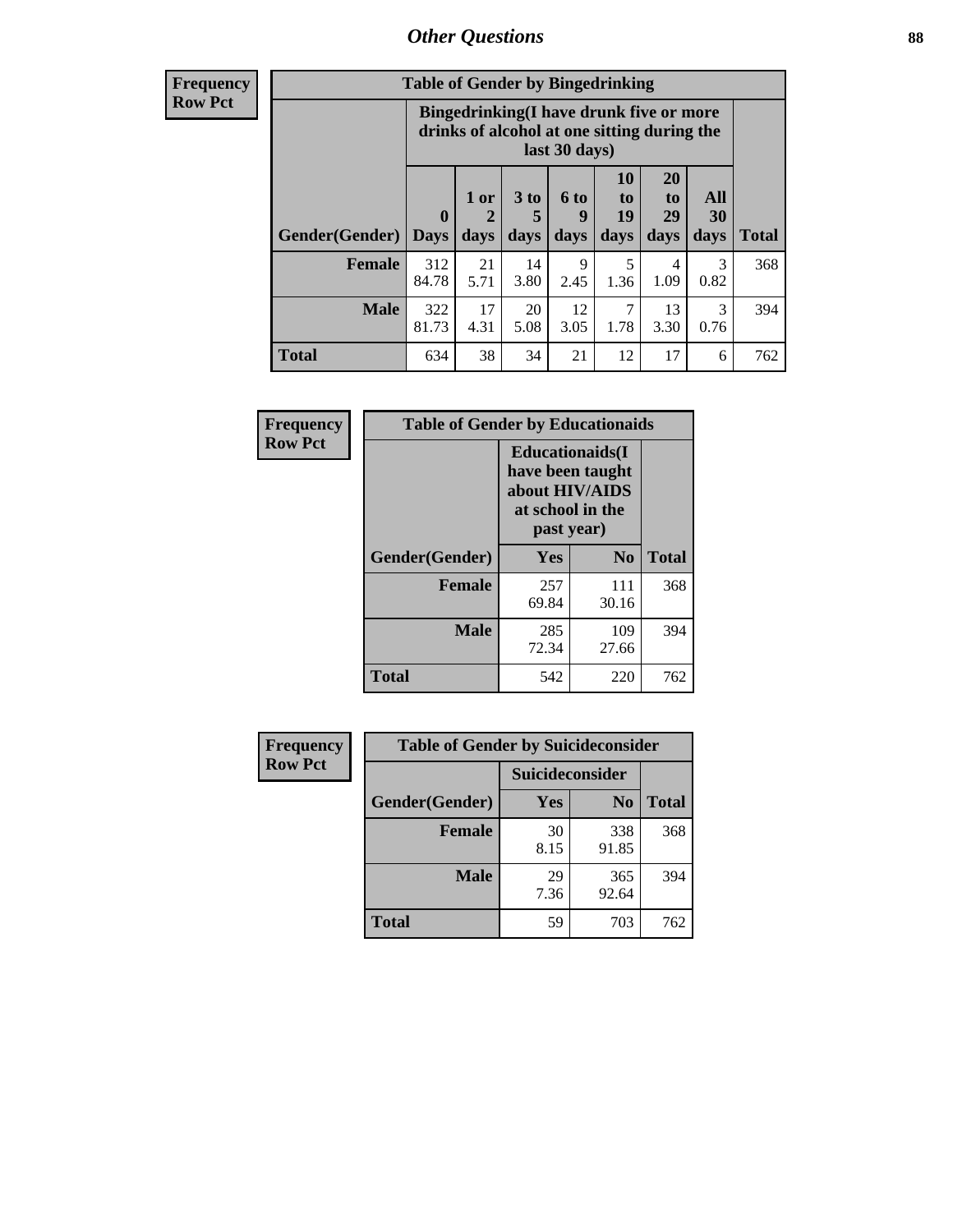## Other Questions

**Frequency**
**Row Pct**

| Table of Gender by Bingedrinking | | | | | | | | |
|---|---|---|---|---|---|---|---|---|
| | Bingedrinking(I have drunk five or more drinks of alcohol at one sitting during the last 30 days) | | | | | | | |
| Gender(Gender) | 0 Days | 1 or 2 days | 3 to 5 days | 6 to 9 days | 10 to 19 days | 20 to 29 days | All 30 days | Total |
| **Female** | 312<br>84.78 | 21<br>5.71 | 14<br>3.80 | 9<br>2.45 | 5<br>1.36 | 4<br>1.09 | 3<br>0.82 | 368 |
| **Male** | 322<br>81.73 | 17<br>4.31 | 20<br>5.08 | 12<br>3.05 | 7<br>1.78 | 13<br>3.30 | 3<br>0.76 | 394 |
| **Total** | 634 | 38 | 34 | 21 | 12 | 17 | 6 | 762 |

**Frequency**
**Row Pct**

| Table of Gender by Educationaids | | | |
|---|---|---|---|
| | Educationaids(I have been taught about HIV/AIDS at school in the past year) | | |
| Gender(Gender) | Yes | No | Total |
| **Female** | 257<br>69.84 | 111<br>30.16 | 368 |
| **Male** | 285<br>72.34 | 109<br>27.66 | 394 |
| **Total** | 542 | 220 | 762 |

**Frequency**
**Row Pct**

| Table of Gender by Suicideconsider | | | |
|---|---|---|---|
| | Suicideconsider | | |
| Gender(Gender) | Yes | No | Total |
| **Female** | 30<br>8.15 | 338<br>91.85 | 368 |
| **Male** | 29<br>7.36 | 365<br>92.64 | 394 |
| **Total** | 59 | 703 | 762 |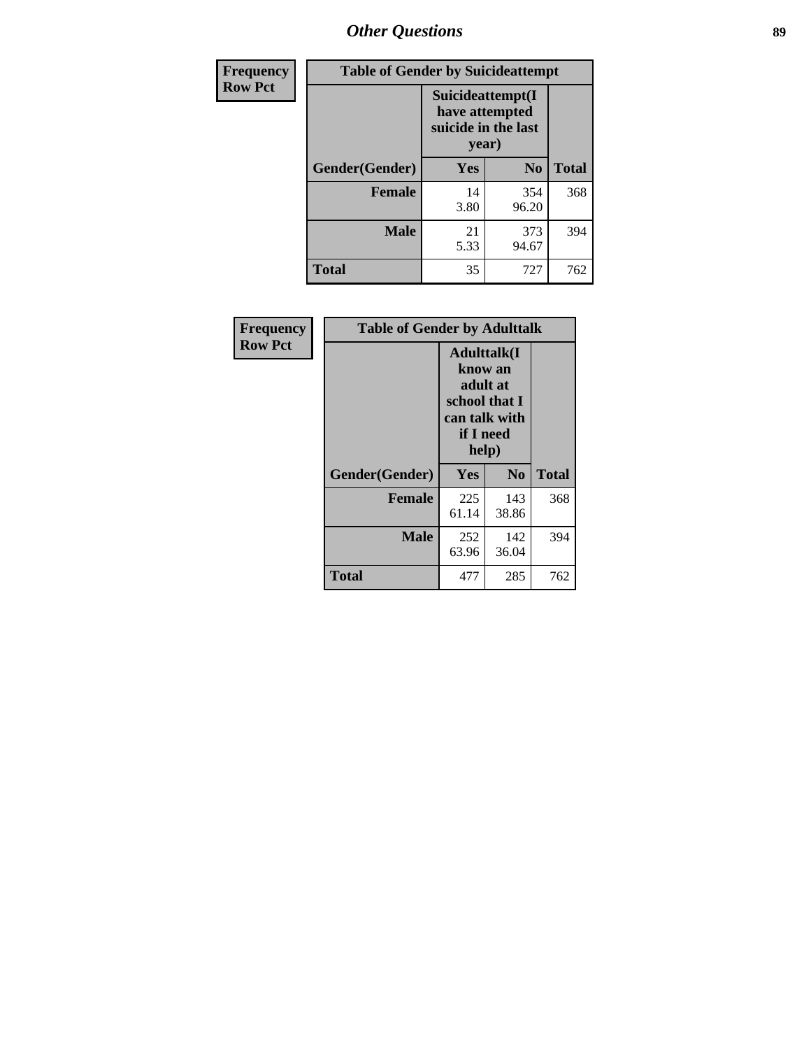| Frequency<br>Row Pct | Table of Gender by Suicideattempt | | |
|---|---|---|---|
| | Suicideattempt(I have attempted suicide in the last year) | | |
| Gender(Gender) | Yes | No | Total |
| Female | 14<br>3.80 | 354<br>96.20 | 368 |
| Male | 21<br>5.33 | 373<br>94.67 | 394 |
| Total | 35 | 727 | 762 |

| Frequency<br>Row Pct | Table of Gender by Adulttalk | | |
|---|---|---|---|
| | Adulttalk(I know an adult at school that I can talk with if I need help) | | |
| Gender(Gender) | Yes | No | Total |
| Female | 225<br>61.14 | 143<br>38.86 | 368 |
| Male | 252<br>63.96 | 142<br>36.04 | 394 |
| Total | 477 | 285 | 762 |